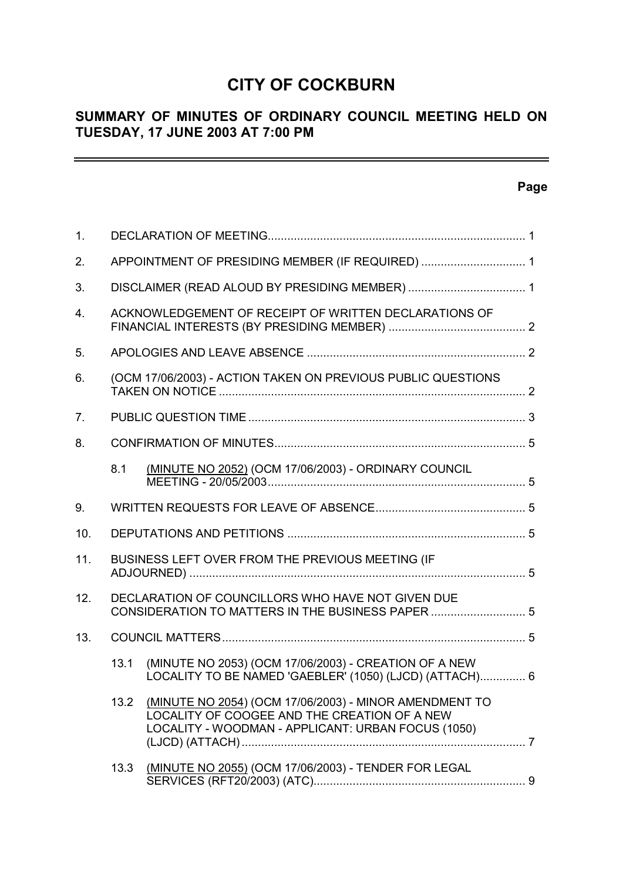# CITY OF COCKBURN

## SUMMARY OF MINUTES OF ORDINARY COUNCIL MEETING HELD ON TUESDAY, 17 JUNE 2003 AT 7:00 PM

**Page**

| | | | |
|---|---|---|---|
| 1. | DECLARATION OF MEETING | | 1 |
| 2. | APPOINTMENT OF PRESIDING MEMBER (IF REQUIRED) | | 1 |
| 3. | DISCLAIMER (READ ALOUD BY PRESIDING MEMBER) | | 1 |
| 4. | ACKNOWLEDGEMENT OF RECEIPT OF WRITTEN DECLARATIONS OF FINANCIAL INTERESTS (BY PRESIDING MEMBER) | | 2 |
| 5. | APOLOGIES AND LEAVE ABSENCE | | 2 |
| 6. | (OCM 17/06/2003) - ACTION TAKEN ON PREVIOUS PUBLIC QUESTIONS TAKEN ON NOTICE | | 2 |
| 7. | PUBLIC QUESTION TIME | | 3 |
| 8. | CONFIRMATION OF MINUTES | | 5 |
| | 8.1 | (MINUTE NO 2052) (OCM 17/06/2003) - ORDINARY COUNCIL MEETING - 20/05/2003 | 5 |
| 9. | WRITTEN REQUESTS FOR LEAVE OF ABSENCE | | 5 |
| 10. | DEPUTATIONS AND PETITIONS | | 5 |
| 11. | BUSINESS LEFT OVER FROM THE PREVIOUS MEETING (IF ADJOURNED) | | 5 |
| 12. | DECLARATION OF COUNCILLORS WHO HAVE NOT GIVEN DUE CONSIDERATION TO MATTERS IN THE BUSINESS PAPER | | 5 |
| 13. | COUNCIL MATTERS | | 5 |
| | 13.1 | (MINUTE NO 2053) (OCM 17/06/2003) - CREATION OF A NEW LOCALITY TO BE NAMED 'GAEBLER' (1050) (LJCD) (ATTACH) | 6 |
| | 13.2 | (MINUTE NO 2054) (OCM 17/06/2003) - MINOR AMENDMENT TO LOCALITY OF COOGEE AND THE CREATION OF A NEW LOCALITY - WOODMAN - APPLICANT: URBAN FOCUS (1050) (LJCD) (ATTACH) | 7 |
| | 13.3 | (MINUTE NO 2055) (OCM 17/06/2003) - TENDER FOR LEGAL SERVICES (RFT20/2003) (ATC) | 9 |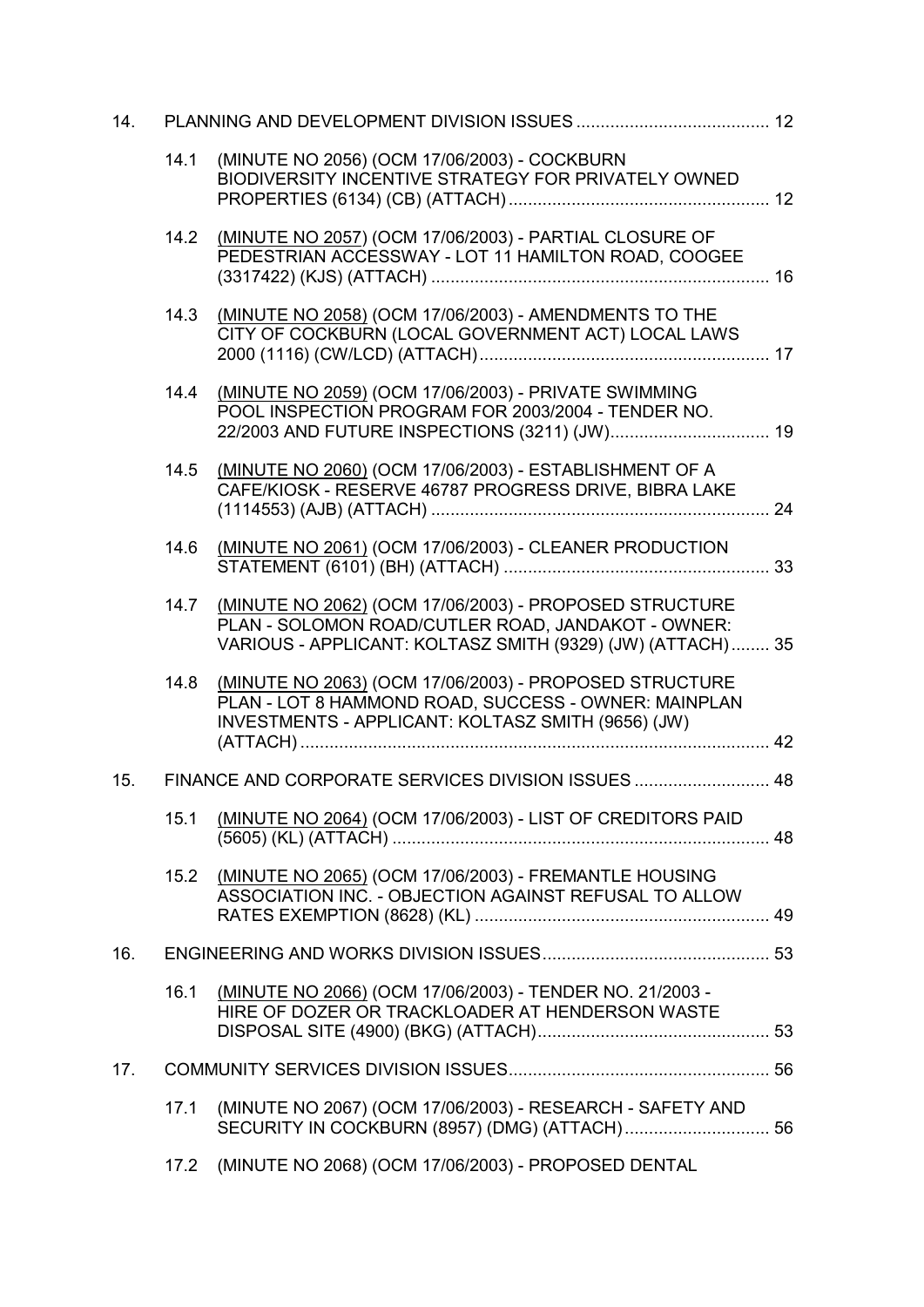14. PLANNING AND DEVELOPMENT DIVISION ISSUES ........................................ 12

   14.1 (MINUTE NO 2056) (OCM 17/06/2003) - COCKBURN BIODIVERSITY INCENTIVE STRATEGY FOR PRIVATELY OWNED PROPERTIES (6134) (CB) (ATTACH) ...................................................... 12

   14.2 (MINUTE NO 2057) (OCM 17/06/2003) - PARTIAL CLOSURE OF PEDESTRIAN ACCESSWAY - LOT 11 HAMILTON ROAD, COOGEE (3317422) (KJS) (ATTACH) ...................................................................... 16

   14.3 (MINUTE NO 2058) (OCM 17/06/2003) - AMENDMENTS TO THE CITY OF COCKBURN (LOCAL GOVERNMENT ACT) LOCAL LAWS 2000 (1116) (CW/LCD) (ATTACH) ............................................................ 17

   14.4 (MINUTE NO 2059) (OCM 17/06/2003) - PRIVATE SWIMMING POOL INSPECTION PROGRAM FOR 2003/2004 - TENDER NO. 22/2003 AND FUTURE INSPECTIONS (3211) (JW)................................. 19

   14.5 (MINUTE NO 2060) (OCM 17/06/2003) - ESTABLISHMENT OF A CAFE/KIOSK - RESERVE 46787 PROGRESS DRIVE, BIBRA LAKE (1114553) (AJB) (ATTACH) ...................................................................... 24

   14.6 (MINUTE NO 2061) (OCM 17/06/2003) - CLEANER PRODUCTION STATEMENT (6101) (BH) (ATTACH) ....................................................... 33

   14.7 (MINUTE NO 2062) (OCM 17/06/2003) - PROPOSED STRUCTURE PLAN - SOLOMON ROAD/CUTLER ROAD, JANDAKOT - OWNER: VARIOUS - APPLICANT: KOLTASZ SMITH (9329) (JW) (ATTACH)........ 35

   14.8 (MINUTE NO 2063) (OCM 17/06/2003) - PROPOSED STRUCTURE PLAN - LOT 8 HAMMOND ROAD, SUCCESS - OWNER: MAINPLAN INVESTMENTS - APPLICANT: KOLTASZ SMITH (9656) (JW) (ATTACH) ................................................................................................. 42

15. FINANCE AND CORPORATE SERVICES DIVISION ISSUES ............................ 48

   15.1 (MINUTE NO 2064) (OCM 17/06/2003) - LIST OF CREDITORS PAID (5605) (KL) (ATTACH) .............................................................................. 48

   15.2 (MINUTE NO 2065) (OCM 17/06/2003) - FREMANTLE HOUSING ASSOCIATION INC. - OBJECTION AGAINST REFUSAL TO ALLOW RATES EXEMPTION (8628) (KL) ............................................................. 49

16. ENGINEERING AND WORKS DIVISION ISSUES............................................... 53

   16.1 (MINUTE NO 2066) (OCM 17/06/2003) - TENDER NO. 21/2003 - HIRE OF DOZER OR TRACKLOADER AT HENDERSON WASTE DISPOSAL SITE (4900) (BKG) (ATTACH)................................................. 53

17. COMMUNITY SERVICES DIVISION ISSUES....................................................... 56

   17.1 (MINUTE NO 2067) (OCM 17/06/2003) - RESEARCH - SAFETY AND SECURITY IN COCKBURN (8957) (DMG) (ATTACH).............................. 56

   17.2 (MINUTE NO 2068) (OCM 17/06/2003) - PROPOSED DENTAL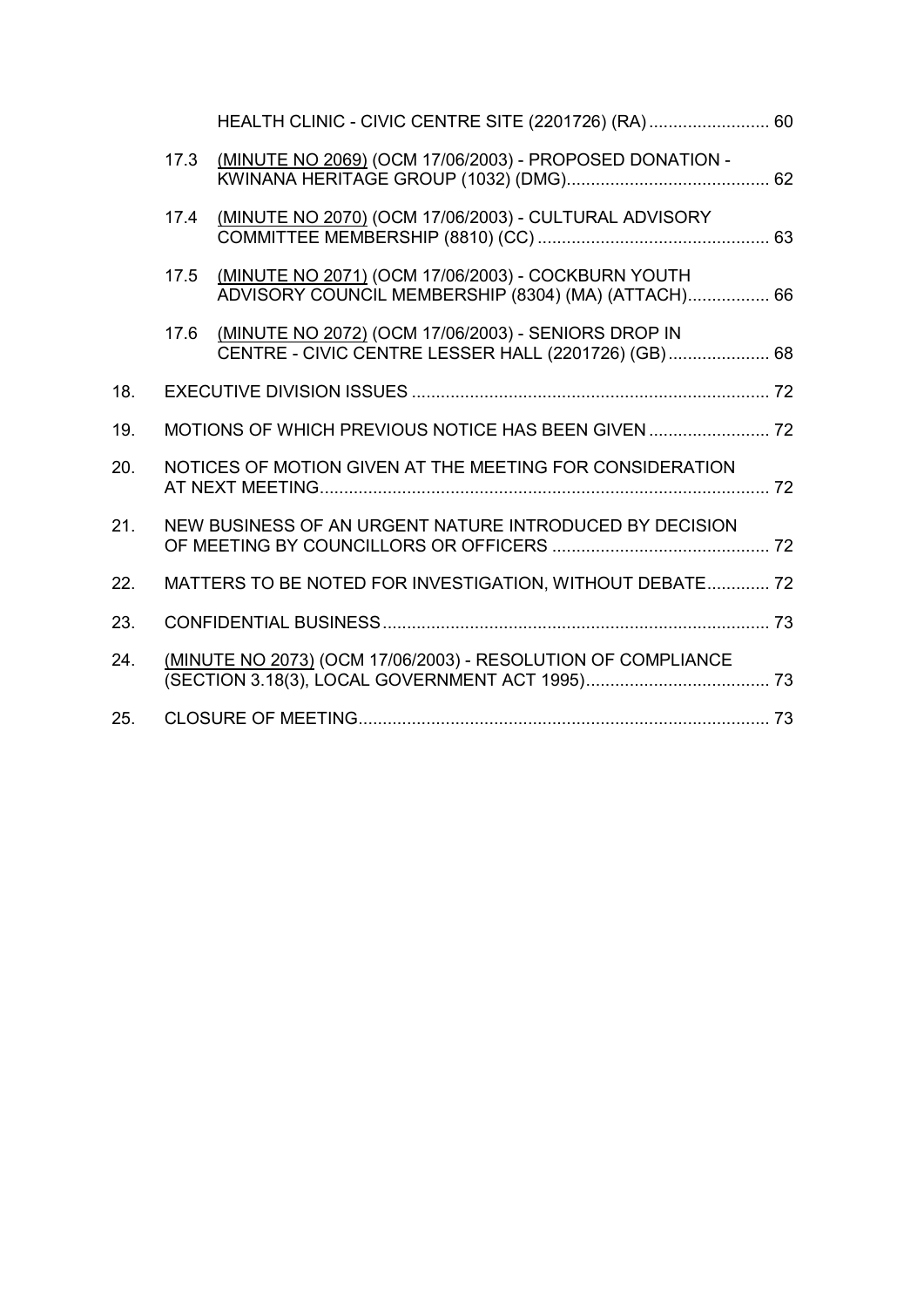HEALTH CLINIC - CIVIC CENTRE SITE (2201726) (RA) ......................... 60

17.3 (MINUTE NO 2069) (OCM 17/06/2003) - PROPOSED DONATION - KWINANA HERITAGE GROUP (1032) (DMG).......................................... 62

17.4 (MINUTE NO 2070) (OCM 17/06/2003) - CULTURAL ADVISORY COMMITTEE MEMBERSHIP (8810) (CC) ................................................ 63

17.5 (MINUTE NO 2071) (OCM 17/06/2003) - COCKBURN YOUTH ADVISORY COUNCIL MEMBERSHIP (8304) (MA) (ATTACH)................. 66

17.6 (MINUTE NO 2072) (OCM 17/06/2003) - SENIORS DROP IN CENTRE - CIVIC CENTRE LESSER HALL (2201726) (GB)..................... 68

18. EXECUTIVE DIVISION ISSUES .......................................................................... 72

19. MOTIONS OF WHICH PREVIOUS NOTICE HAS BEEN GIVEN ......................... 72

20. NOTICES OF MOTION GIVEN AT THE MEETING FOR CONSIDERATION AT NEXT MEETING............................................................................................. 72

21. NEW BUSINESS OF AN URGENT NATURE INTRODUCED BY DECISION OF MEETING BY COUNCILLORS OR OFFICERS ............................................. 72

22. MATTERS TO BE NOTED FOR INVESTIGATION, WITHOUT DEBATE............. 72

23. CONFIDENTIAL BUSINESS................................................................................ 73

24. (MINUTE NO 2073) (OCM 17/06/2003) - RESOLUTION OF COMPLIANCE (SECTION 3.18(3), LOCAL GOVERNMENT ACT 1995)...................................... 73

25. CLOSURE OF MEETING..................................................................................... 73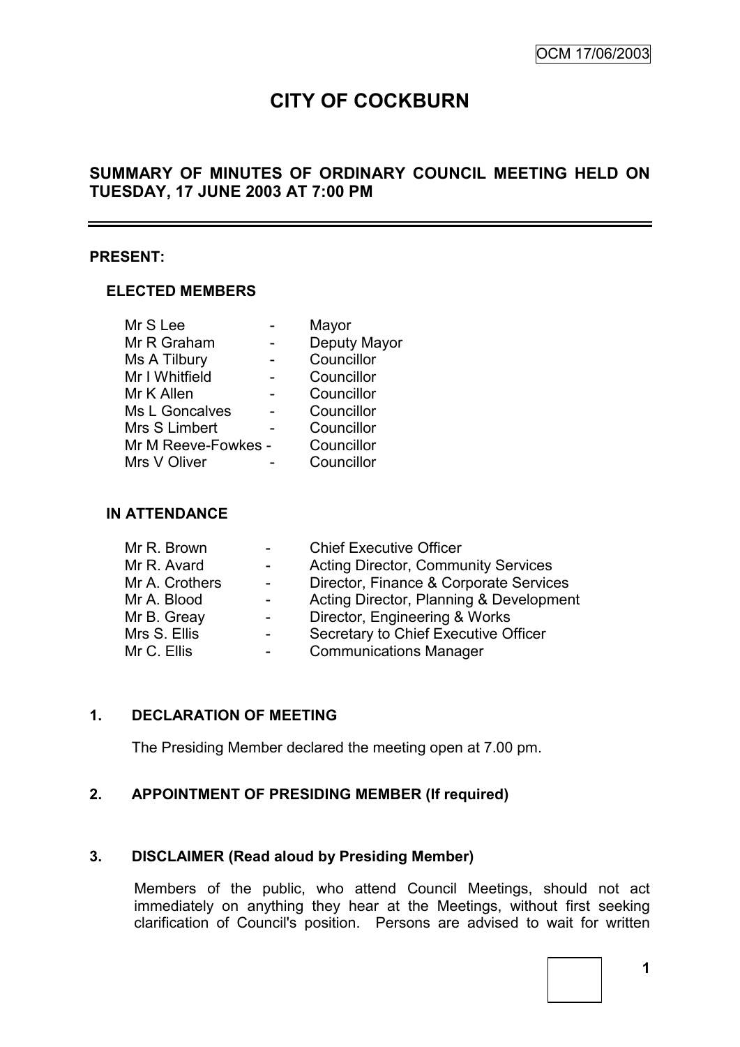# CITY OF COCKBURN

## SUMMARY OF MINUTES OF ORDINARY COUNCIL MEETING HELD ON TUESDAY, 17 JUNE 2003 AT 7:00 PM

---

**PRESENT:**

### ELECTED MEMBERS

| | | |
|---|---|---|
| Mr S Lee | - | Mayor |
| Mr R Graham | - | Deputy Mayor |
| Ms A Tilbury | - | Councillor |
| Mr I Whitfield | - | Councillor |
| Mr K Allen | - | Councillor |
| Ms L Goncalves | - | Councillor |
| Mrs S Limbert | - | Councillor |
| Mr M Reeve-Fowkes | - | Councillor |
| Mrs V Oliver | - | Councillor |

### IN ATTENDANCE

| | | |
|---|---|---|
| Mr R. Brown | - | Chief Executive Officer |
| Mr R. Avard | - | Acting Director, Community Services |
| Mr A. Crothers | - | Director, Finance & Corporate Services |
| Mr A. Blood | - | Acting Director, Planning & Development |
| Mr B. Greay | - | Director, Engineering & Works |
| Mrs S. Ellis | - | Secretary to Chief Executive Officer |
| Mr C. Ellis | - | Communications Manager |

## 1. DECLARATION OF MEETING

The Presiding Member declared the meeting open at 7.00 pm.

## 2. APPOINTMENT OF PRESIDING MEMBER (If required)

## 3. DISCLAIMER (Read aloud by Presiding Member)

Members of the public, who attend Council Meetings, should not act immediately on anything they hear at the Meetings, without first seeking clarification of Council's position. Persons are advised to wait for written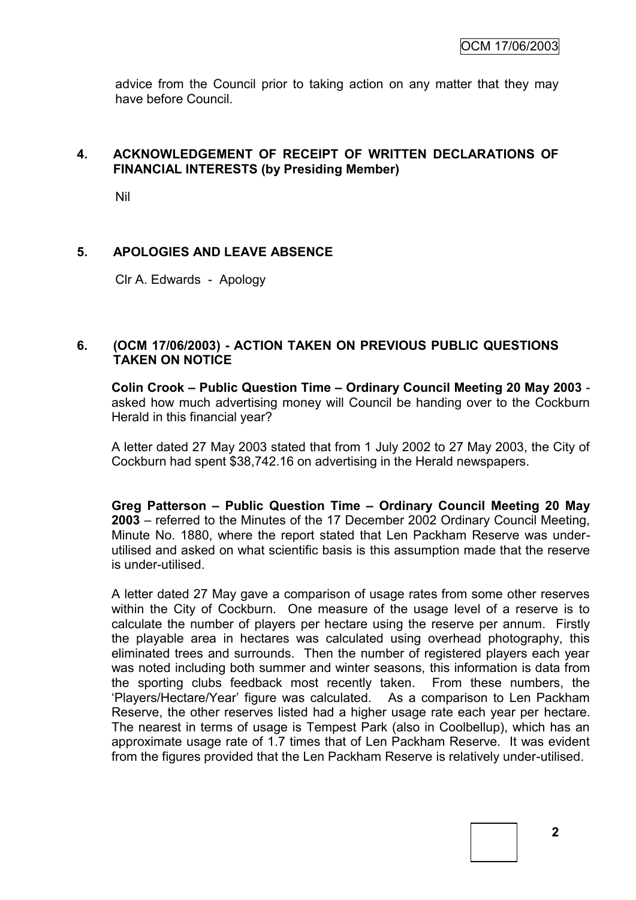advice from the Council prior to taking action on any matter that they may have before Council.

## 4. ACKNOWLEDGEMENT OF RECEIPT OF WRITTEN DECLARATIONS OF FINANCIAL INTERESTS (by Presiding Member)

Nil

## 5. APOLOGIES AND LEAVE ABSENCE

Clr A. Edwards - Apology

## 6. (OCM 17/06/2003) - ACTION TAKEN ON PREVIOUS PUBLIC QUESTIONS TAKEN ON NOTICE

**Colin Crook – Public Question Time – Ordinary Council Meeting 20 May 2003** - asked how much advertising money will Council be handing over to the Cockburn Herald in this financial year?

A letter dated 27 May 2003 stated that from 1 July 2002 to 27 May 2003, the City of Cockburn had spent $38,742.16 on advertising in the Herald newspapers.

**Greg Patterson – Public Question Time – Ordinary Council Meeting 20 May 2003** – referred to the Minutes of the 17 December 2002 Ordinary Council Meeting, Minute No. 1880, where the report stated that Len Packham Reserve was under-utilised and asked on what scientific basis is this assumption made that the reserve is under-utilised.

A letter dated 27 May gave a comparison of usage rates from some other reserves within the City of Cockburn. One measure of the usage level of a reserve is to calculate the number of players per hectare using the reserve per annum. Firstly the playable area in hectares was calculated using overhead photography, this eliminated trees and surrounds. Then the number of registered players each year was noted including both summer and winter seasons, this information is data from the sporting clubs feedback most recently taken. From these numbers, the 'Players/Hectare/Year' figure was calculated. As a comparison to Len Packham Reserve, the other reserves listed had a higher usage rate each year per hectare. The nearest in terms of usage is Tempest Park (also in Coolbellup), which has an approximate usage rate of 1.7 times that of Len Packham Reserve. It was evident from the figures provided that the Len Packham Reserve is relatively under-utilised.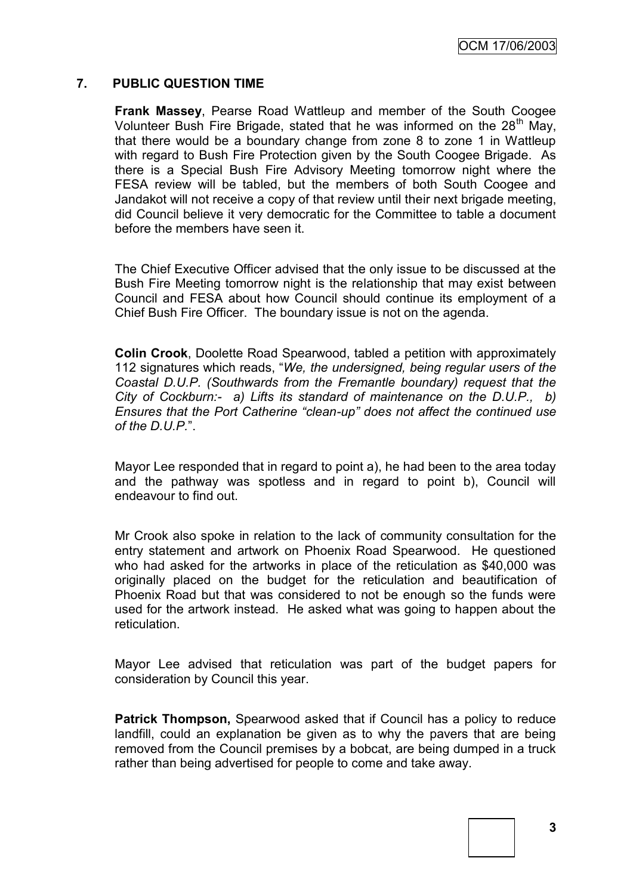## 7. PUBLIC QUESTION TIME

**Frank Massey**, Pearse Road Wattleup and member of the South Coogee Volunteer Bush Fire Brigade, stated that he was informed on the 28th May, that there would be a boundary change from zone 8 to zone 1 in Wattleup with regard to Bush Fire Protection given by the South Coogee Brigade. As there is a Special Bush Fire Advisory Meeting tomorrow night where the FESA review will be tabled, but the members of both South Coogee and Jandakot will not receive a copy of that review until their next brigade meeting, did Council believe it very democratic for the Committee to table a document before the members have seen it.

The Chief Executive Officer advised that the only issue to be discussed at the Bush Fire Meeting tomorrow night is the relationship that may exist between Council and FESA about how Council should continue its employment of a Chief Bush Fire Officer. The boundary issue is not on the agenda.

**Colin Crook**, Doolette Road Spearwood, tabled a petition with approximately 112 signatures which reads, "*We, the undersigned, being regular users of the Coastal D.U.P. (Southwards from the Fremantle boundary) request that the City of Cockburn:- a) Lifts its standard of maintenance on the D.U.P., b) Ensures that the Port Catherine "clean-up" does not affect the continued use of the D.U.P.*".

Mayor Lee responded that in regard to point a), he had been to the area today and the pathway was spotless and in regard to point b), Council will endeavour to find out.

Mr Crook also spoke in relation to the lack of community consultation for the entry statement and artwork on Phoenix Road Spearwood. He questioned who had asked for the artworks in place of the reticulation as $40,000 was originally placed on the budget for the reticulation and beautification of Phoenix Road but that was considered to not be enough so the funds were used for the artwork instead. He asked what was going to happen about the reticulation.

Mayor Lee advised that reticulation was part of the budget papers for consideration by Council this year.

**Patrick Thompson,** Spearwood asked that if Council has a policy to reduce landfill, could an explanation be given as to why the pavers that are being removed from the Council premises by a bobcat, are being dumped in a truck rather than being advertised for people to come and take away.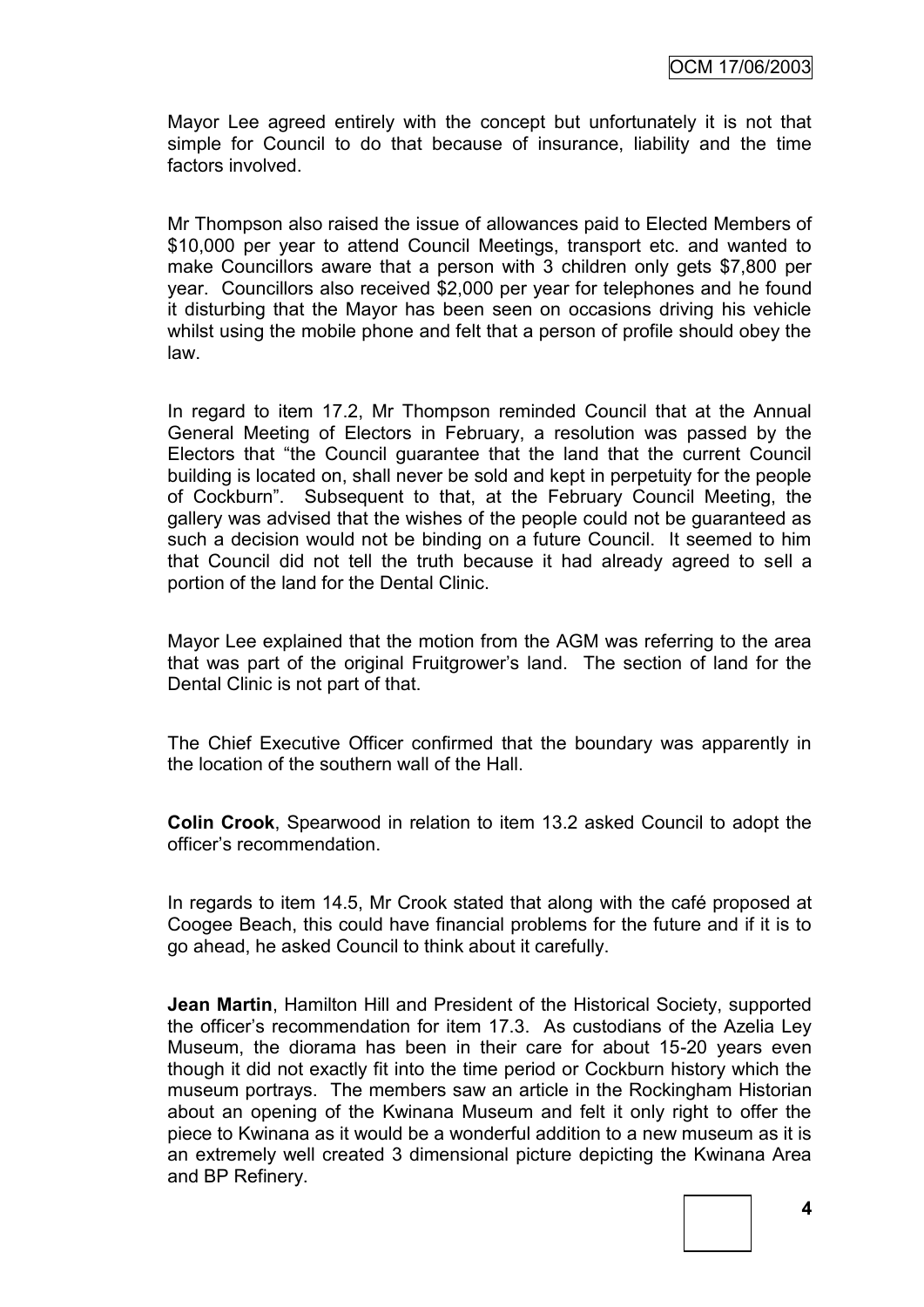Mayor Lee agreed entirely with the concept but unfortunately it is not that simple for Council to do that because of insurance, liability and the time factors involved.

Mr Thompson also raised the issue of allowances paid to Elected Members of $10,000 per year to attend Council Meetings, transport etc. and wanted to make Councillors aware that a person with 3 children only gets $7,800 per year. Councillors also received $2,000 per year for telephones and he found it disturbing that the Mayor has been seen on occasions driving his vehicle whilst using the mobile phone and felt that a person of profile should obey the law.

In regard to item 17.2, Mr Thompson reminded Council that at the Annual General Meeting of Electors in February, a resolution was passed by the Electors that "the Council guarantee that the land that the current Council building is located on, shall never be sold and kept in perpetuity for the people of Cockburn". Subsequent to that, at the February Council Meeting, the gallery was advised that the wishes of the people could not be guaranteed as such a decision would not be binding on a future Council. It seemed to him that Council did not tell the truth because it had already agreed to sell a portion of the land for the Dental Clinic.

Mayor Lee explained that the motion from the AGM was referring to the area that was part of the original Fruitgrower's land. The section of land for the Dental Clinic is not part of that.

The Chief Executive Officer confirmed that the boundary was apparently in the location of the southern wall of the Hall.

**Colin Crook**, Spearwood in relation to item 13.2 asked Council to adopt the officer's recommendation.

In regards to item 14.5, Mr Crook stated that along with the café proposed at Coogee Beach, this could have financial problems for the future and if it is to go ahead, he asked Council to think about it carefully.

**Jean Martin**, Hamilton Hill and President of the Historical Society, supported the officer's recommendation for item 17.3. As custodians of the Azelia Ley Museum, the diorama has been in their care for about 15-20 years even though it did not exactly fit into the time period or Cockburn history which the museum portrays. The members saw an article in the Rockingham Historian about an opening of the Kwinana Museum and felt it only right to offer the piece to Kwinana as it would be a wonderful addition to a new museum as it is an extremely well created 3 dimensional picture depicting the Kwinana Area and BP Refinery.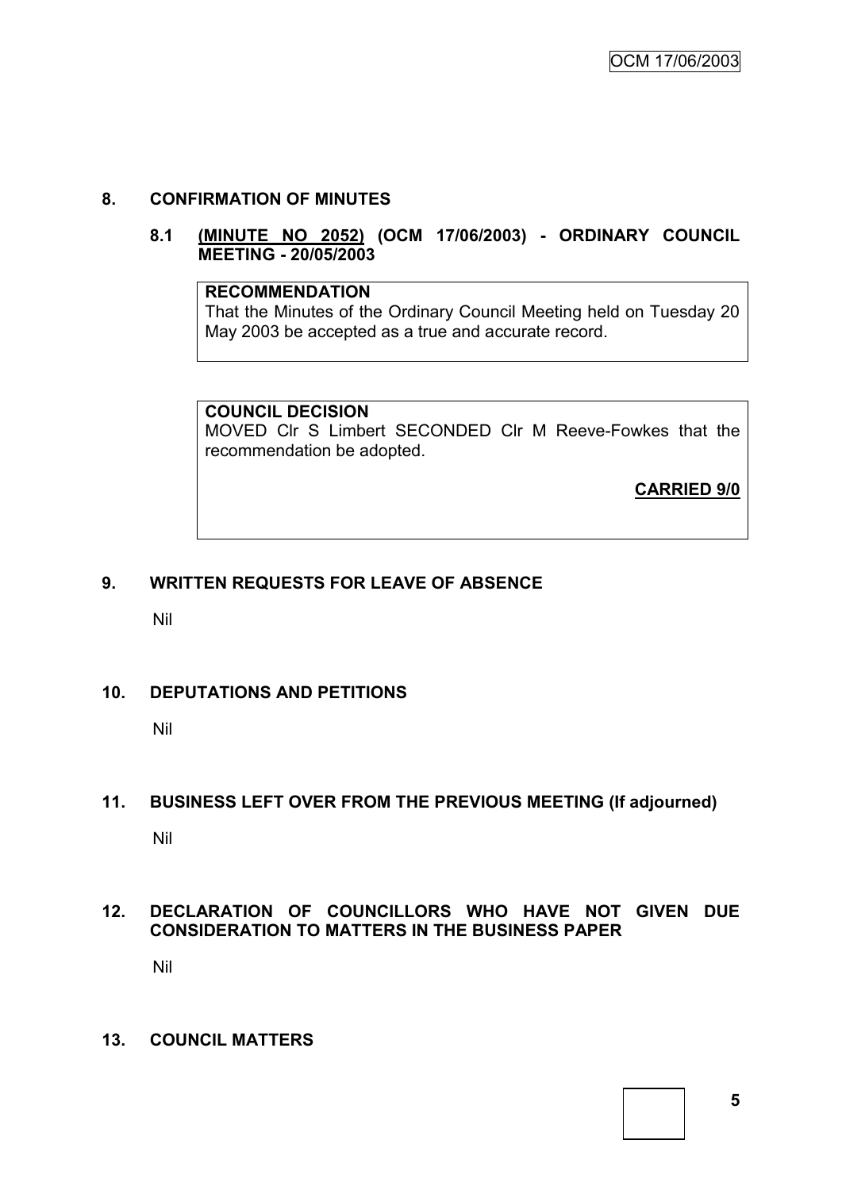## 8. CONFIRMATION OF MINUTES

### 8.1 <u>(MINUTE NO 2052)</u> (OCM 17/06/2003) - ORDINARY COUNCIL MEETING - 20/05/2003

**RECOMMENDATION**
That the Minutes of the Ordinary Council Meeting held on Tuesday 20 May 2003 be accepted as a true and accurate record.

**COUNCIL DECISION**
MOVED Clr S Limbert SECONDED Clr M Reeve-Fowkes that the recommendation be adopted.

**CARRIED 9/0**

## 9. WRITTEN REQUESTS FOR LEAVE OF ABSENCE

Nil

## 10. DEPUTATIONS AND PETITIONS

Nil

## 11. BUSINESS LEFT OVER FROM THE PREVIOUS MEETING (If adjourned)

Nil

## 12. DECLARATION OF COUNCILLORS WHO HAVE NOT GIVEN DUE CONSIDERATION TO MATTERS IN THE BUSINESS PAPER

Nil

## 13. COUNCIL MATTERS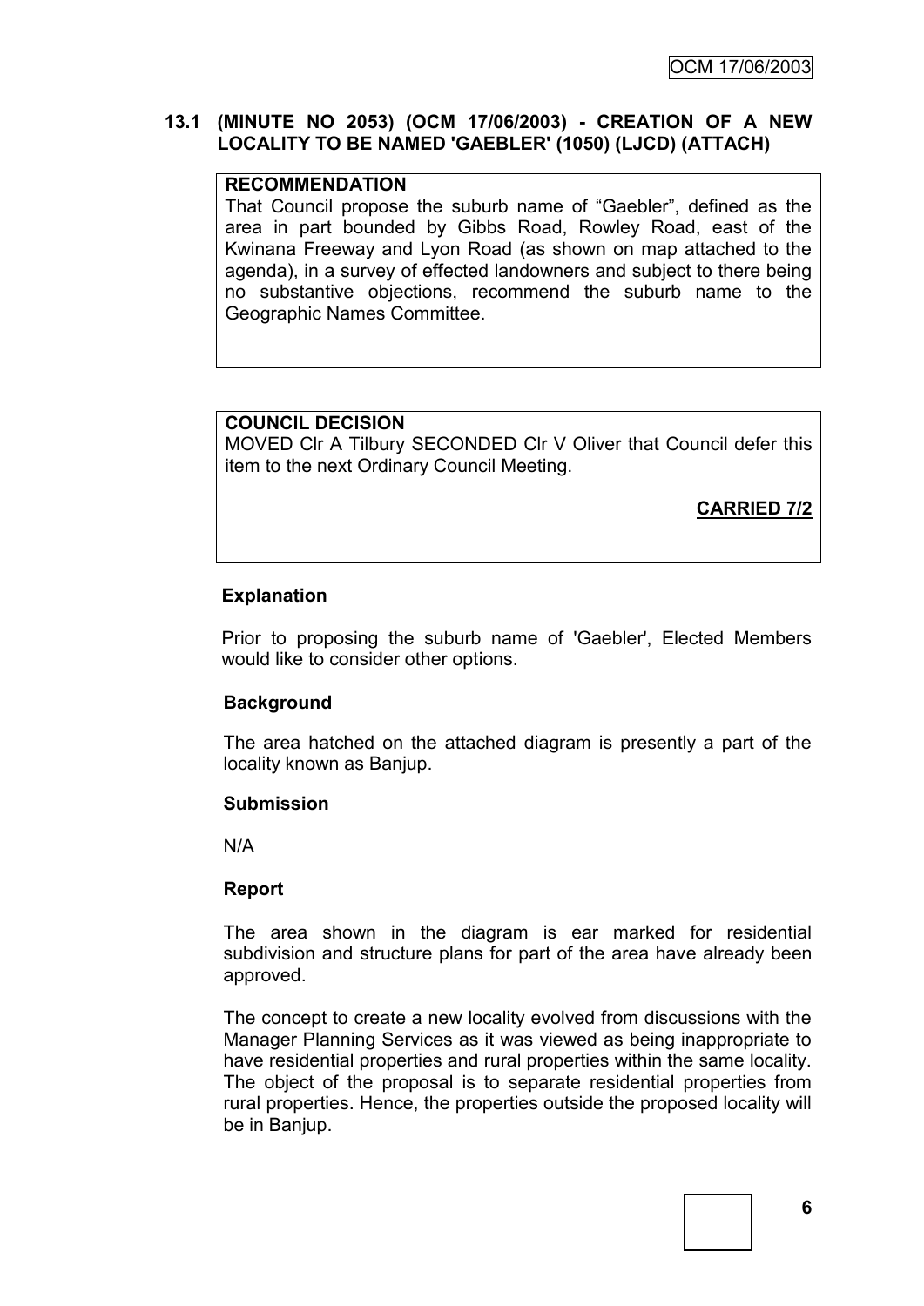### 13.1 (MINUTE NO 2053) (OCM 17/06/2003) - CREATION OF A NEW LOCALITY TO BE NAMED 'GAEBLER' (1050) (LJCD) (ATTACH)

**RECOMMENDATION**

That Council propose the suburb name of "Gaebler", defined as the area in part bounded by Gibbs Road, Rowley Road, east of the Kwinana Freeway and Lyon Road (as shown on map attached to the agenda), in a survey of effected landowners and subject to there being no substantive objections, recommend the suburb name to the Geographic Names Committee.

**COUNCIL DECISION**

MOVED Clr A Tilbury SECONDED Clr V Oliver that Council defer this item to the next Ordinary Council Meeting.

**CARRIED 7/2**

**Explanation**

Prior to proposing the suburb name of 'Gaebler', Elected Members would like to consider other options.

**Background**

The area hatched on the attached diagram is presently a part of the locality known as Banjup.

**Submission**

N/A

**Report**

The area shown in the diagram is ear marked for residential subdivision and structure plans for part of the area have already been approved.

The concept to create a new locality evolved from discussions with the Manager Planning Services as it was viewed as being inappropriate to have residential properties and rural properties within the same locality. The object of the proposal is to separate residential properties from rural properties. Hence, the properties outside the proposed locality will be in Banjup.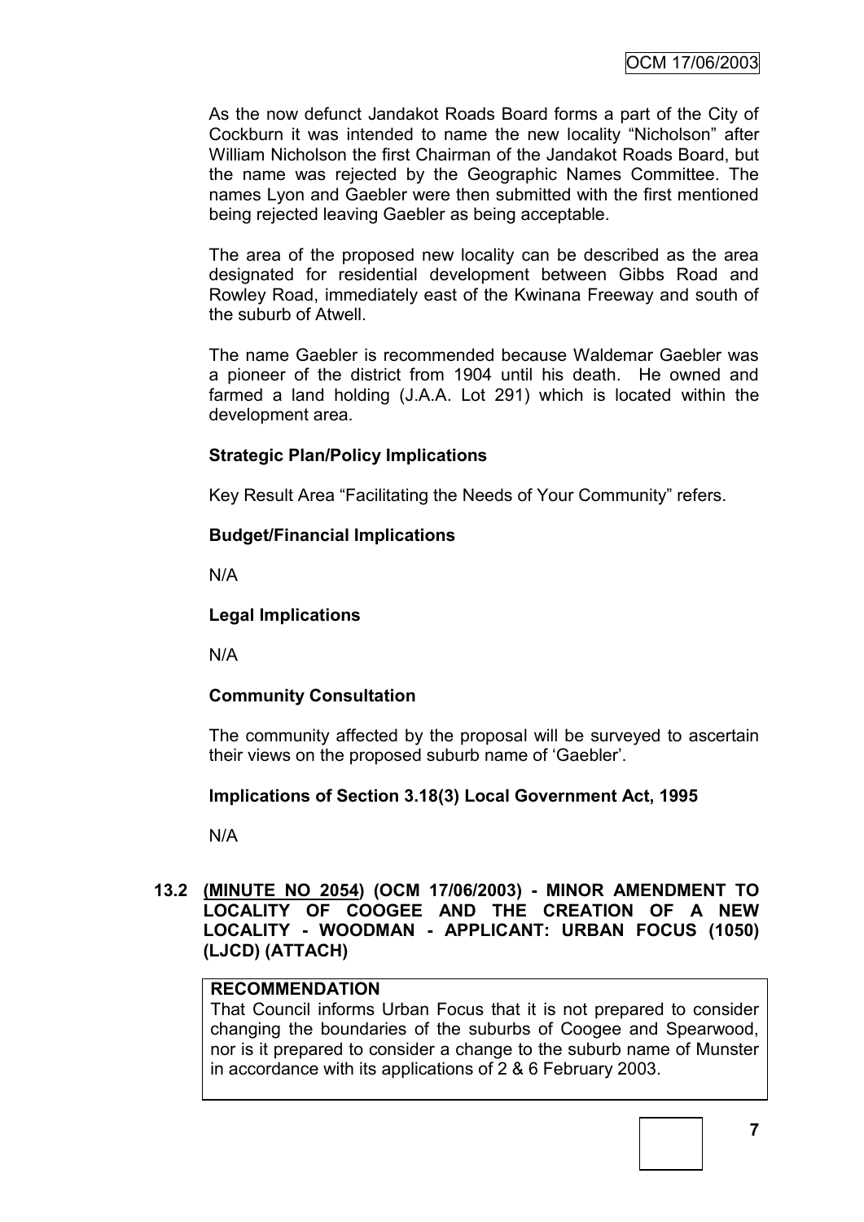As the now defunct Jandakot Roads Board forms a part of the City of Cockburn it was intended to name the new locality "Nicholson" after William Nicholson the first Chairman of the Jandakot Roads Board, but the name was rejected by the Geographic Names Committee. The names Lyon and Gaebler were then submitted with the first mentioned being rejected leaving Gaebler as being acceptable.

The area of the proposed new locality can be described as the area designated for residential development between Gibbs Road and Rowley Road, immediately east of the Kwinana Freeway and south of the suburb of Atwell.

The name Gaebler is recommended because Waldemar Gaebler was a pioneer of the district from 1904 until his death. He owned and farmed a land holding (J.A.A. Lot 291) which is located within the development area.

**Strategic Plan/Policy Implications**

Key Result Area "Facilitating the Needs of Your Community" refers.

**Budget/Financial Implications**

N/A

**Legal Implications**

N/A

**Community Consultation**

The community affected by the proposal will be surveyed to ascertain their views on the proposed suburb name of 'Gaebler'.

**Implications of Section 3.18(3) Local Government Act, 1995**

N/A

**13.2 (MINUTE NO 2054) (OCM 17/06/2003) - MINOR AMENDMENT TO LOCALITY OF COOGEE AND THE CREATION OF A NEW LOCALITY - WOODMAN - APPLICANT: URBAN FOCUS (1050) (LJCD) (ATTACH)**

**RECOMMENDATION**

That Council informs Urban Focus that it is not prepared to consider changing the boundaries of the suburbs of Coogee and Spearwood, nor is it prepared to consider a change to the suburb name of Munster in accordance with its applications of 2 & 6 February 2003.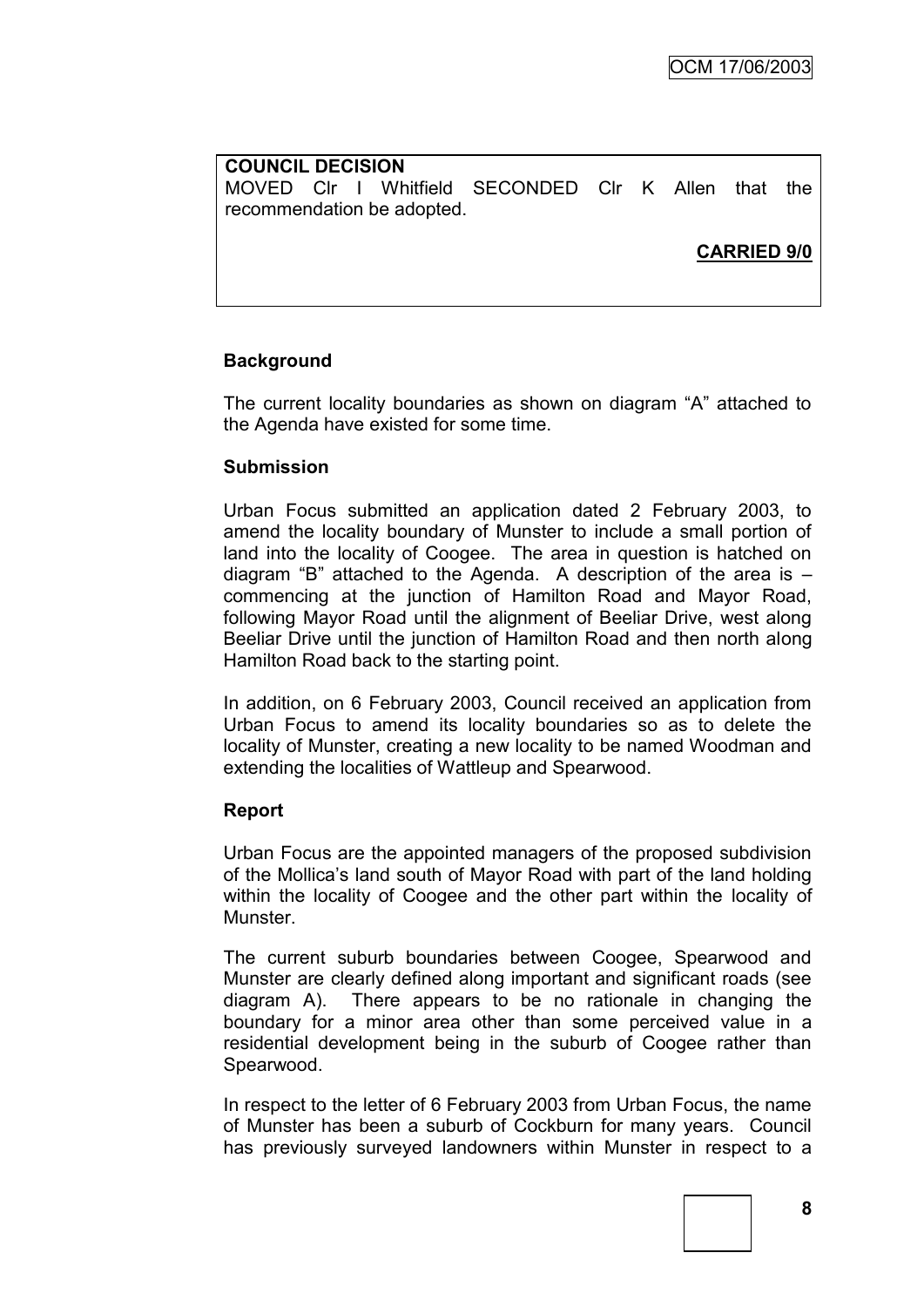**COUNCIL DECISION**
MOVED Clr I Whitfield SECONDED Clr K Allen that the recommendation be adopted.

**CARRIED 9/0**

**Background**

The current locality boundaries as shown on diagram "A" attached to the Agenda have existed for some time.

**Submission**

Urban Focus submitted an application dated 2 February 2003, to amend the locality boundary of Munster to include a small portion of land into the locality of Coogee. The area in question is hatched on diagram "B" attached to the Agenda. A description of the area is – commencing at the junction of Hamilton Road and Mayor Road, following Mayor Road until the alignment of Beeliar Drive, west along Beeliar Drive until the junction of Hamilton Road and then north along Hamilton Road back to the starting point.

In addition, on 6 February 2003, Council received an application from Urban Focus to amend its locality boundaries so as to delete the locality of Munster, creating a new locality to be named Woodman and extending the localities of Wattleup and Spearwood.

**Report**

Urban Focus are the appointed managers of the proposed subdivision of the Mollica's land south of Mayor Road with part of the land holding within the locality of Coogee and the other part within the locality of Munster.

The current suburb boundaries between Coogee, Spearwood and Munster are clearly defined along important and significant roads (see diagram A). There appears to be no rationale in changing the boundary for a minor area other than some perceived value in a residential development being in the suburb of Coogee rather than Spearwood.

In respect to the letter of 6 February 2003 from Urban Focus, the name of Munster has been a suburb of Cockburn for many years. Council has previously surveyed landowners within Munster in respect to a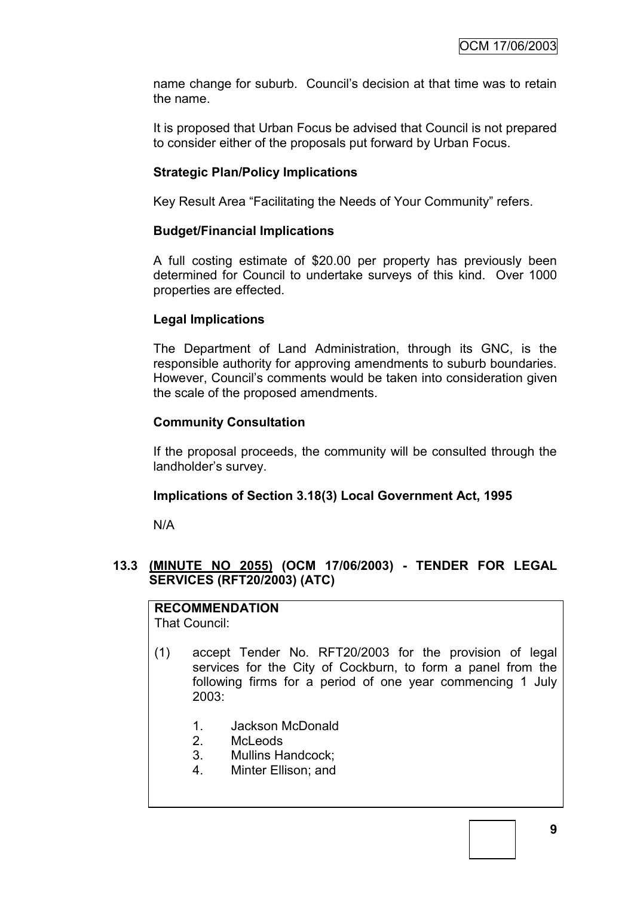name change for suburb. Council's decision at that time was to retain the name.

It is proposed that Urban Focus be advised that Council is not prepared to consider either of the proposals put forward by Urban Focus.

**Strategic Plan/Policy Implications**

Key Result Area "Facilitating the Needs of Your Community" refers.

**Budget/Financial Implications**

A full costing estimate of $20.00 per property has previously been determined for Council to undertake surveys of this kind. Over 1000 properties are effected.

**Legal Implications**

The Department of Land Administration, through its GNC, is the responsible authority for approving amendments to suburb boundaries. However, Council's comments would be taken into consideration given the scale of the proposed amendments.

**Community Consultation**

If the proposal proceeds, the community will be consulted through the landholder's survey.

**Implications of Section 3.18(3) Local Government Act, 1995**

N/A

### 13.3 (MINUTE NO 2055) (OCM 17/06/2003) - TENDER FOR LEGAL SERVICES (RFT20/2003) (ATC)

**RECOMMENDATION**
That Council:

(1) accept Tender No. RFT20/2003 for the provision of legal services for the City of Cockburn, to form a panel from the following firms for a period of one year commencing 1 July 2003:

1. Jackson McDonald
2. McLeods
3. Mullins Handcock;
4. Minter Ellison; and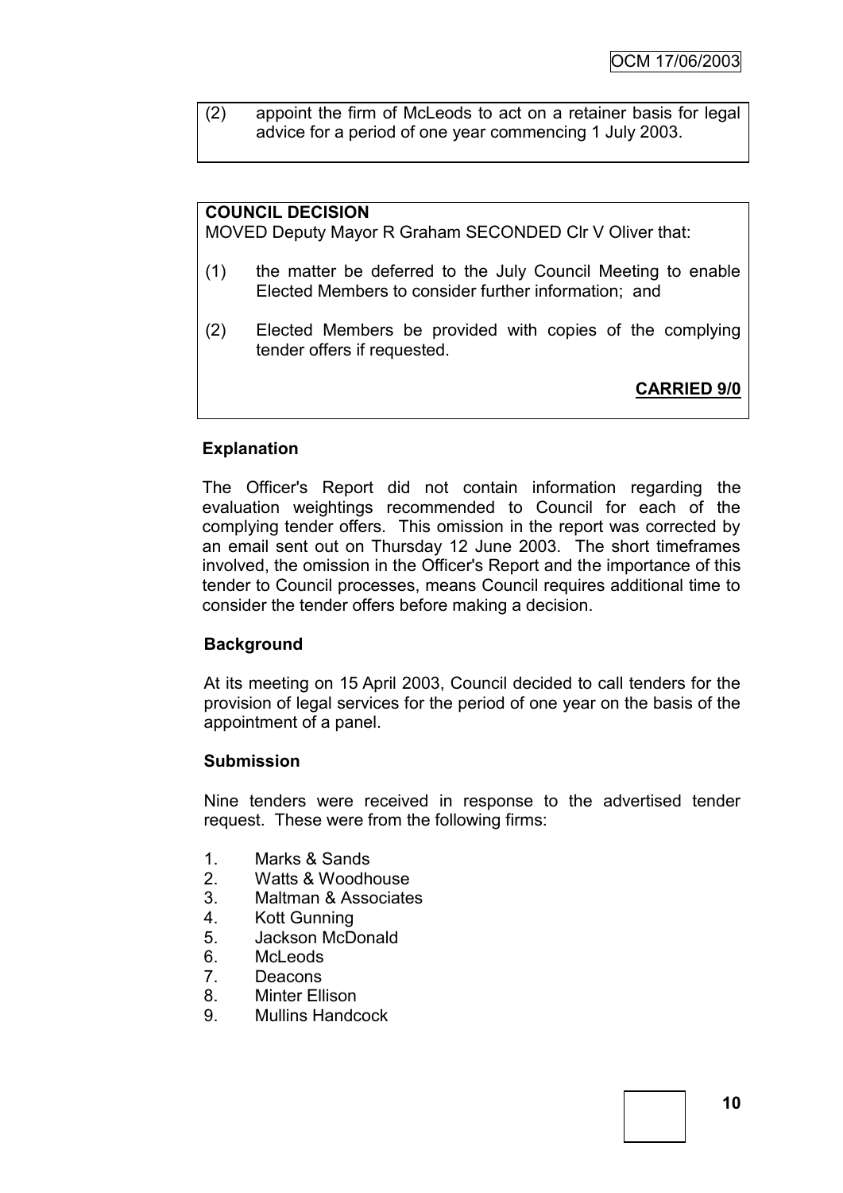(2) appoint the firm of McLeods to act on a retainer basis for legal advice for a period of one year commencing 1 July 2003.

**COUNCIL DECISION**

MOVED Deputy Mayor R Graham SECONDED Clr V Oliver that:

(1) the matter be deferred to the July Council Meeting to enable Elected Members to consider further information; and

(2) Elected Members be provided with copies of the complying tender offers if requested.

**CARRIED 9/0**

**Explanation**

The Officer's Report did not contain information regarding the evaluation weightings recommended to Council for each of the complying tender offers. This omission in the report was corrected by an email sent out on Thursday 12 June 2003. The short timeframes involved, the omission in the Officer's Report and the importance of this tender to Council processes, means Council requires additional time to consider the tender offers before making a decision.

**Background**

At its meeting on 15 April 2003, Council decided to call tenders for the provision of legal services for the period of one year on the basis of the appointment of a panel.

**Submission**

Nine tenders were received in response to the advertised tender request. These were from the following firms:

1. Marks & Sands
2. Watts & Woodhouse
3. Maltman & Associates
4. Kott Gunning
5. Jackson McDonald
6. McLeods
7. Deacons
8. Minter Ellison
9. Mullins Handcock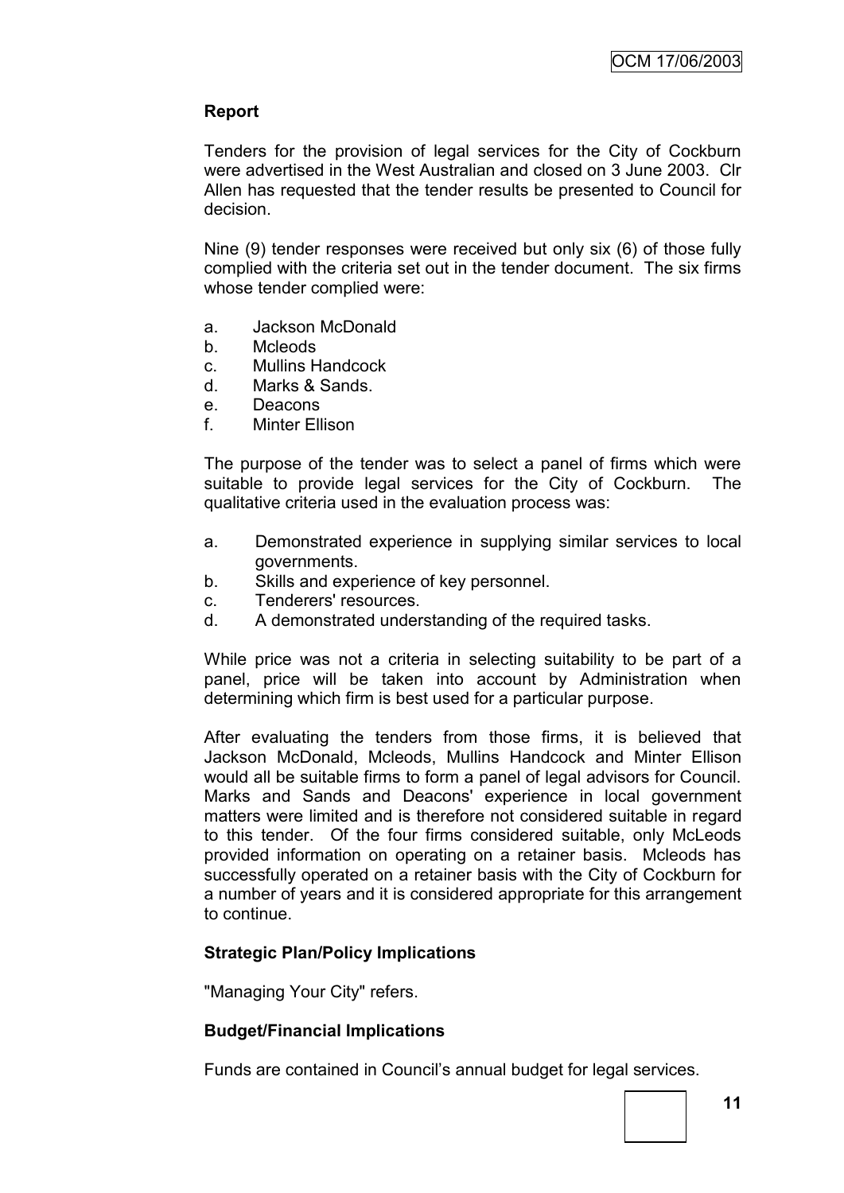**Report**

Tenders for the provision of legal services for the City of Cockburn were advertised in the West Australian and closed on 3 June 2003. Clr Allen has requested that the tender results be presented to Council for decision.

Nine (9) tender responses were received but only six (6) of those fully complied with the criteria set out in the tender document. The six firms whose tender complied were:

a. Jackson McDonald
b. Mcleods
c. Mullins Handcock
d. Marks & Sands.
e. Deacons
f. Minter Ellison

The purpose of the tender was to select a panel of firms which were suitable to provide legal services for the City of Cockburn. The qualitative criteria used in the evaluation process was:

a. Demonstrated experience in supplying similar services to local governments.
b. Skills and experience of key personnel.
c. Tenderers' resources.
d. A demonstrated understanding of the required tasks.

While price was not a criteria in selecting suitability to be part of a panel, price will be taken into account by Administration when determining which firm is best used for a particular purpose.

After evaluating the tenders from those firms, it is believed that Jackson McDonald, Mcleods, Mullins Handcock and Minter Ellison would all be suitable firms to form a panel of legal advisors for Council. Marks and Sands and Deacons' experience in local government matters were limited and is therefore not considered suitable in regard to this tender. Of the four firms considered suitable, only McLeods provided information on operating on a retainer basis. Mcleods has successfully operated on a retainer basis with the City of Cockburn for a number of years and it is considered appropriate for this arrangement to continue.

**Strategic Plan/Policy Implications**

"Managing Your City" refers.

**Budget/Financial Implications**

Funds are contained in Council's annual budget for legal services.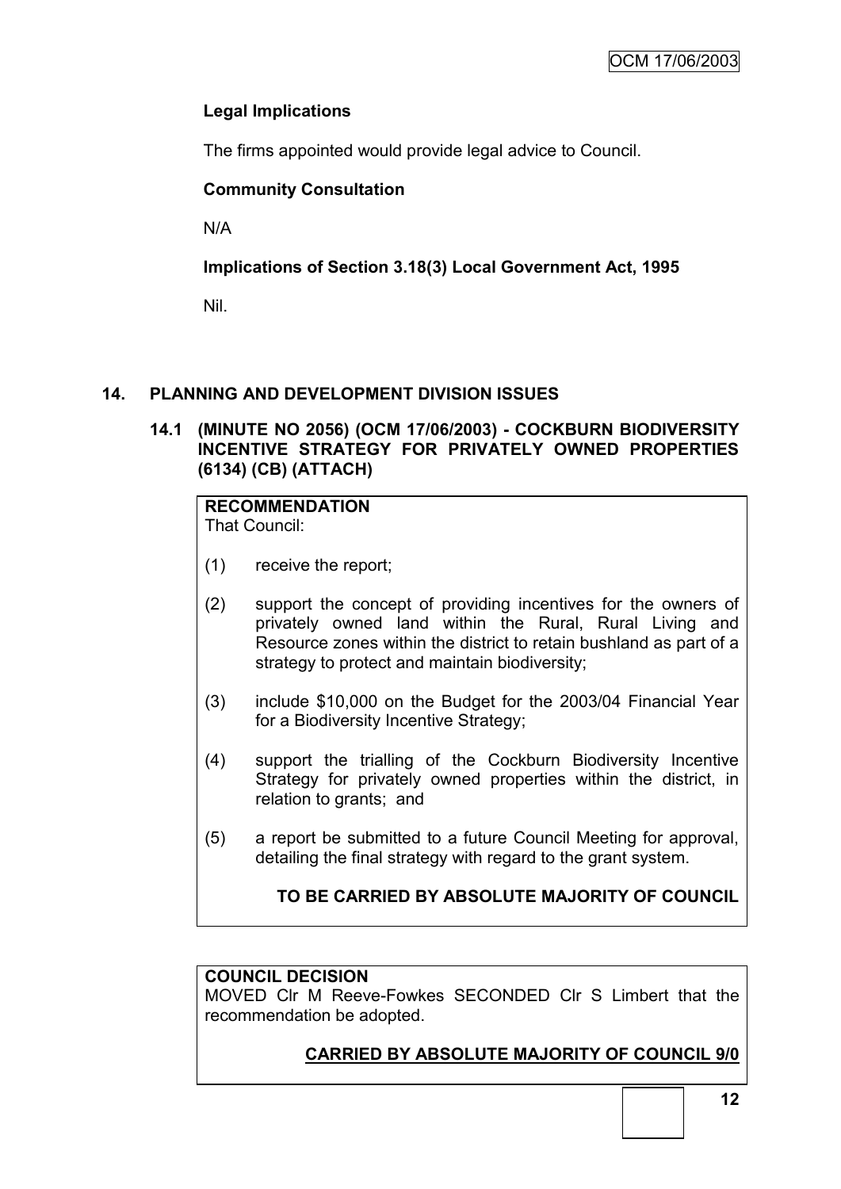**Legal Implications**

The firms appointed would provide legal advice to Council.

**Community Consultation**

N/A

**Implications of Section 3.18(3) Local Government Act, 1995**

Nil.

## 14. PLANNING AND DEVELOPMENT DIVISION ISSUES

### 14.1 (MINUTE NO 2056) (OCM 17/06/2003) - COCKBURN BIODIVERSITY INCENTIVE STRATEGY FOR PRIVATELY OWNED PROPERTIES (6134) (CB) (ATTACH)

**RECOMMENDATION**
That Council:

(1) receive the report;

(2) support the concept of providing incentives for the owners of privately owned land within the Rural, Rural Living and Resource zones within the district to retain bushland as part of a strategy to protect and maintain biodiversity;

(3) include $10,000 on the Budget for the 2003/04 Financial Year for a Biodiversity Incentive Strategy;

(4) support the trialling of the Cockburn Biodiversity Incentive Strategy for privately owned properties within the district, in relation to grants; and

(5) a report be submitted to a future Council Meeting for approval, detailing the final strategy with regard to the grant system.

**TO BE CARRIED BY ABSOLUTE MAJORITY OF COUNCIL**

**COUNCIL DECISION**
MOVED Clr M Reeve-Fowkes SECONDED Clr S Limbert that the recommendation be adopted.

**CARRIED BY ABSOLUTE MAJORITY OF COUNCIL 9/0**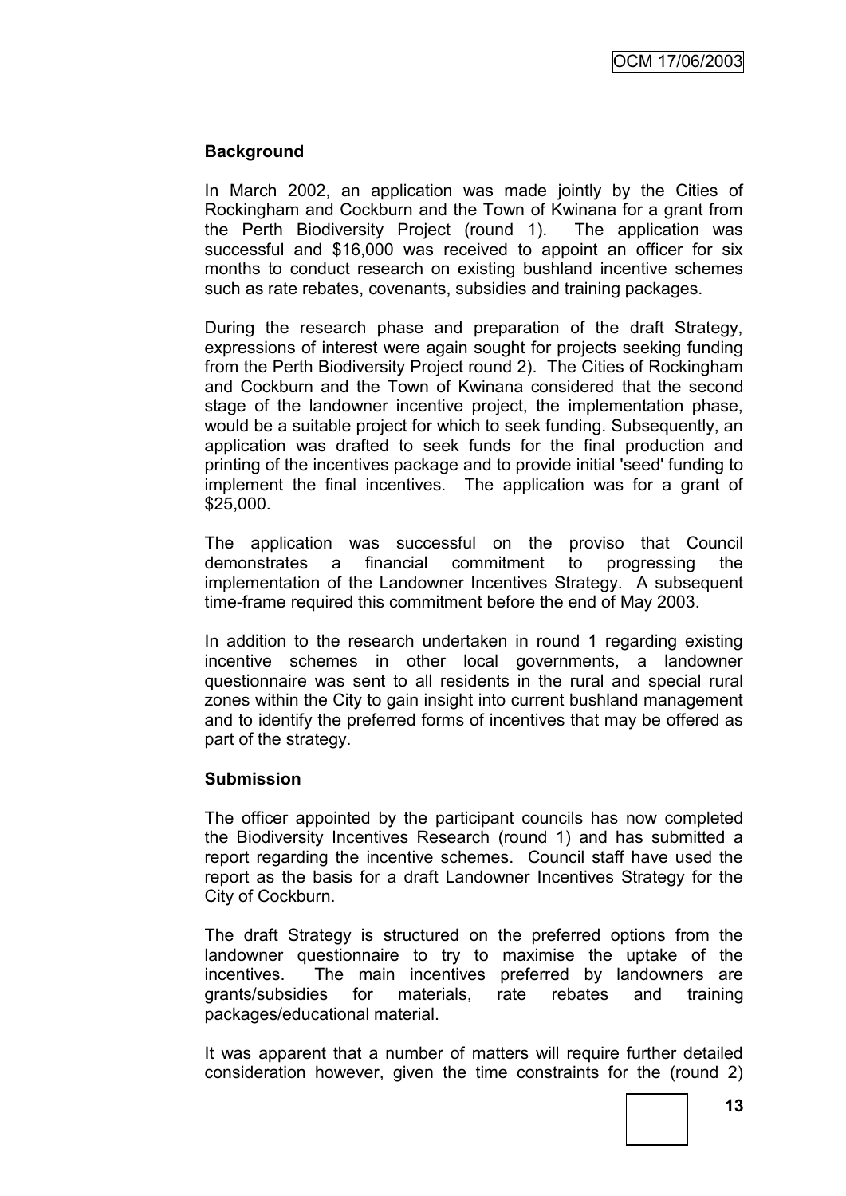**Background**

In March 2002, an application was made jointly by the Cities of Rockingham and Cockburn and the Town of Kwinana for a grant from the Perth Biodiversity Project (round 1). The application was successful and $16,000 was received to appoint an officer for six months to conduct research on existing bushland incentive schemes such as rate rebates, covenants, subsidies and training packages.

During the research phase and preparation of the draft Strategy, expressions of interest were again sought for projects seeking funding from the Perth Biodiversity Project round 2). The Cities of Rockingham and Cockburn and the Town of Kwinana considered that the second stage of the landowner incentive project, the implementation phase, would be a suitable project for which to seek funding. Subsequently, an application was drafted to seek funds for the final production and printing of the incentives package and to provide initial 'seed' funding to implement the final incentives. The application was for a grant of $25,000.

The application was successful on the proviso that Council demonstrates a financial commitment to progressing the implementation of the Landowner Incentives Strategy. A subsequent time-frame required this commitment before the end of May 2003.

In addition to the research undertaken in round 1 regarding existing incentive schemes in other local governments, a landowner questionnaire was sent to all residents in the rural and special rural zones within the City to gain insight into current bushland management and to identify the preferred forms of incentives that may be offered as part of the strategy.

**Submission**

The officer appointed by the participant councils has now completed the Biodiversity Incentives Research (round 1) and has submitted a report regarding the incentive schemes. Council staff have used the report as the basis for a draft Landowner Incentives Strategy for the City of Cockburn.

The draft Strategy is structured on the preferred options from the landowner questionnaire to try to maximise the uptake of the incentives. The main incentives preferred by landowners are grants/subsidies for materials, rate rebates and training packages/educational material.

It was apparent that a number of matters will require further detailed consideration however, given the time constraints for the (round 2)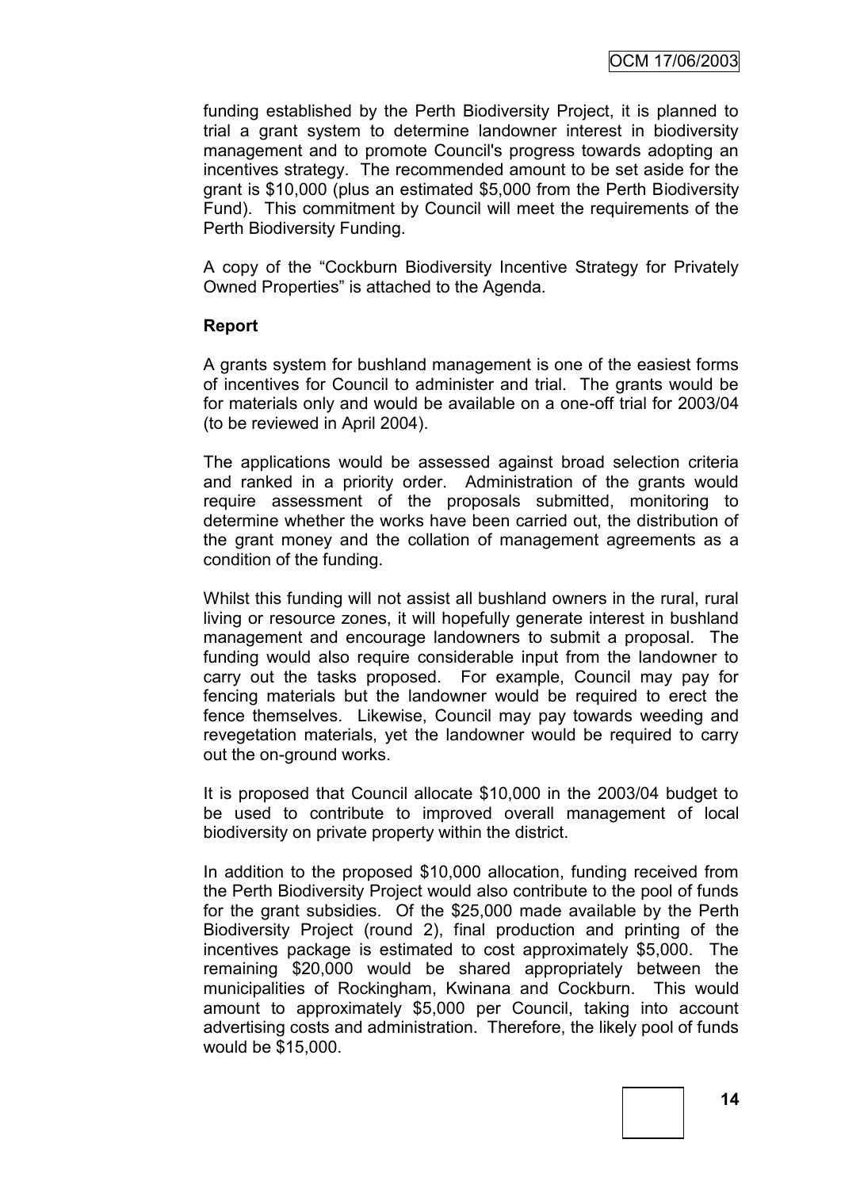funding established by the Perth Biodiversity Project, it is planned to trial a grant system to determine landowner interest in biodiversity management and to promote Council's progress towards adopting an incentives strategy. The recommended amount to be set aside for the grant is $10,000 (plus an estimated $5,000 from the Perth Biodiversity Fund). This commitment by Council will meet the requirements of the Perth Biodiversity Funding.

A copy of the "Cockburn Biodiversity Incentive Strategy for Privately Owned Properties" is attached to the Agenda.

**Report**

A grants system for bushland management is one of the easiest forms of incentives for Council to administer and trial. The grants would be for materials only and would be available on a one-off trial for 2003/04 (to be reviewed in April 2004).

The applications would be assessed against broad selection criteria and ranked in a priority order. Administration of the grants would require assessment of the proposals submitted, monitoring to determine whether the works have been carried out, the distribution of the grant money and the collation of management agreements as a condition of the funding.

Whilst this funding will not assist all bushland owners in the rural, rural living or resource zones, it will hopefully generate interest in bushland management and encourage landowners to submit a proposal. The funding would also require considerable input from the landowner to carry out the tasks proposed. For example, Council may pay for fencing materials but the landowner would be required to erect the fence themselves. Likewise, Council may pay towards weeding and revegetation materials, yet the landowner would be required to carry out the on-ground works.

It is proposed that Council allocate $10,000 in the 2003/04 budget to be used to contribute to improved overall management of local biodiversity on private property within the district.

In addition to the proposed $10,000 allocation, funding received from the Perth Biodiversity Project would also contribute to the pool of funds for the grant subsidies. Of the $25,000 made available by the Perth Biodiversity Project (round 2), final production and printing of the incentives package is estimated to cost approximately $5,000. The remaining $20,000 would be shared appropriately between the municipalities of Rockingham, Kwinana and Cockburn. This would amount to approximately $5,000 per Council, taking into account advertising costs and administration. Therefore, the likely pool of funds would be $15,000.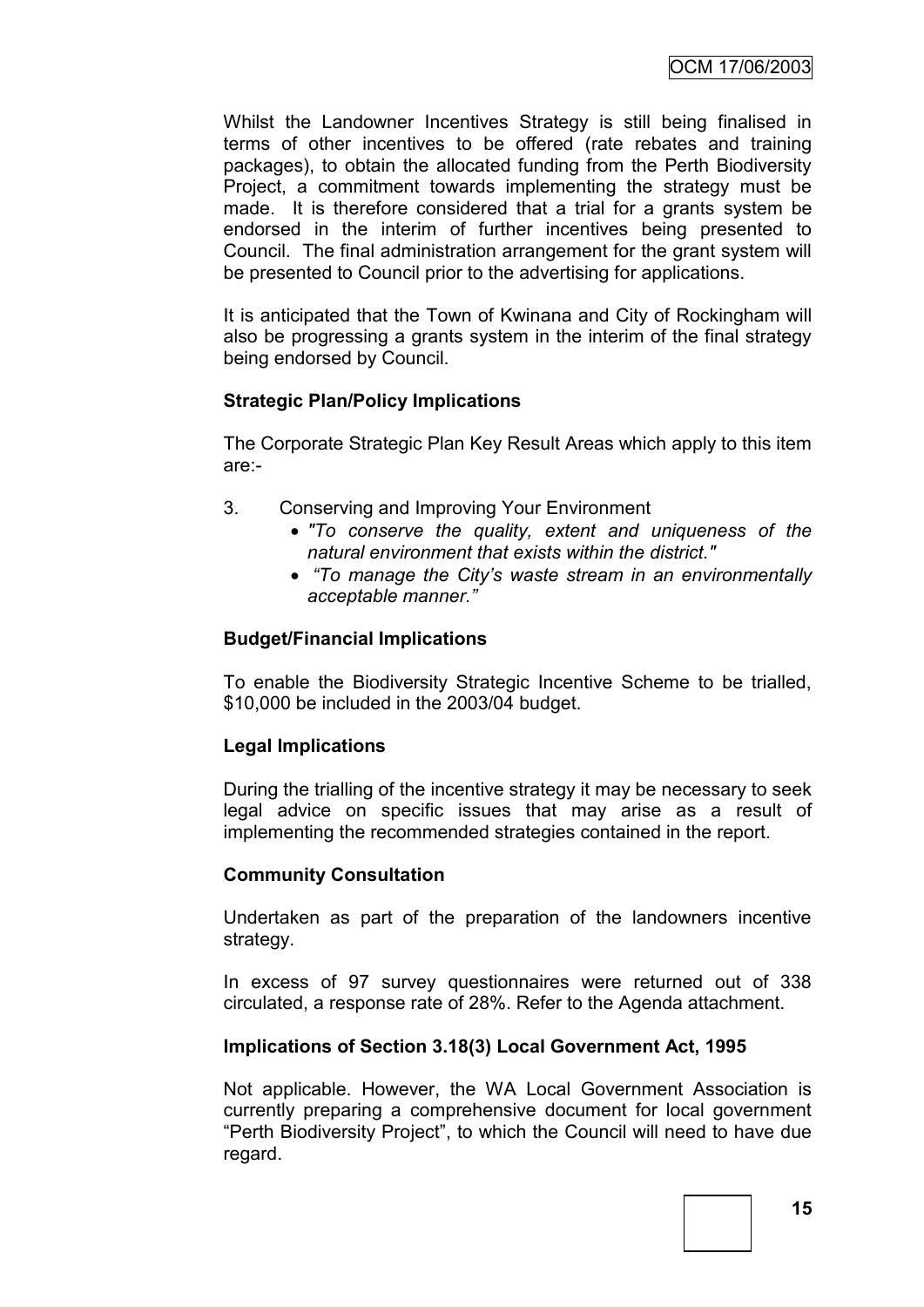Whilst the Landowner Incentives Strategy is still being finalised in terms of other incentives to be offered (rate rebates and training packages), to obtain the allocated funding from the Perth Biodiversity Project, a commitment towards implementing the strategy must be made. It is therefore considered that a trial for a grants system be endorsed in the interim of further incentives being presented to Council. The final administration arrangement for the grant system will be presented to Council prior to the advertising for applications.

It is anticipated that the Town of Kwinana and City of Rockingham will also be progressing a grants system in the interim of the final strategy being endorsed by Council.

**Strategic Plan/Policy Implications**

The Corporate Strategic Plan Key Result Areas which apply to this item are:-

3. Conserving and Improving Your Environment
   - *"To conserve the quality, extent and uniqueness of the natural environment that exists within the district."*
   - *"To manage the City's waste stream in an environmentally acceptable manner."*

**Budget/Financial Implications**

To enable the Biodiversity Strategic Incentive Scheme to be trialled, $10,000 be included in the 2003/04 budget.

**Legal Implications**

During the trialling of the incentive strategy it may be necessary to seek legal advice on specific issues that may arise as a result of implementing the recommended strategies contained in the report.

**Community Consultation**

Undertaken as part of the preparation of the landowners incentive strategy.

In excess of 97 survey questionnaires were returned out of 338 circulated, a response rate of 28%. Refer to the Agenda attachment.

**Implications of Section 3.18(3) Local Government Act, 1995**

Not applicable. However, the WA Local Government Association is currently preparing a comprehensive document for local government "Perth Biodiversity Project", to which the Council will need to have due regard.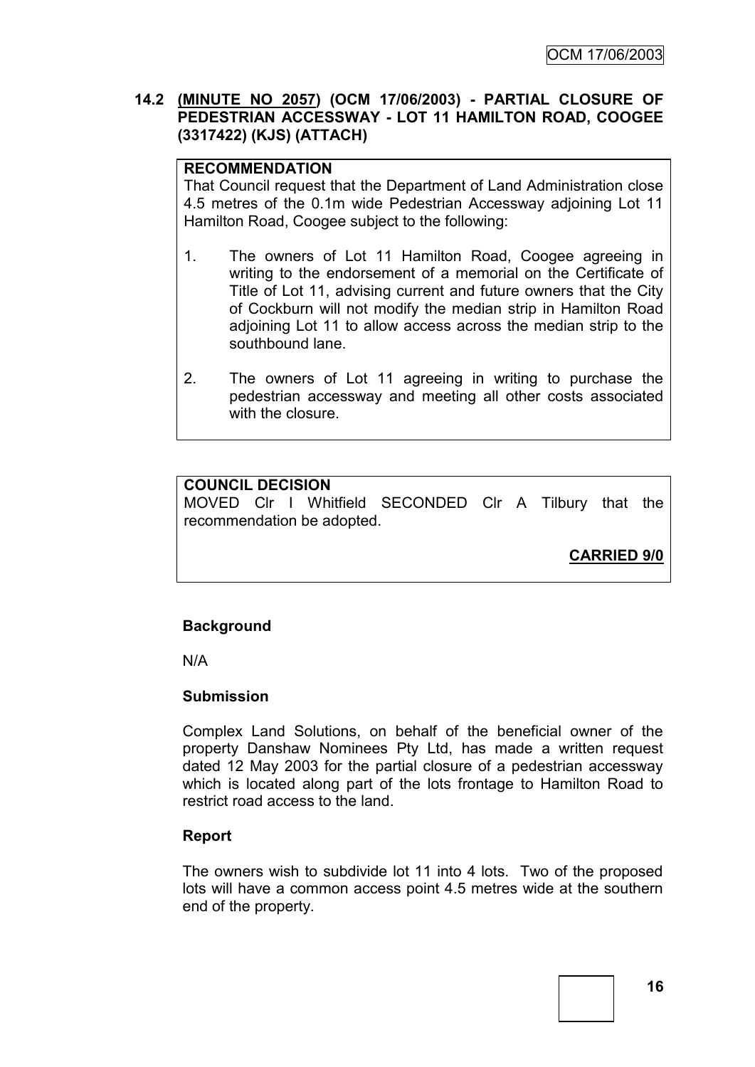### 14.2 (MINUTE NO 2057) (OCM 17/06/2003) - PARTIAL CLOSURE OF PEDESTRIAN ACCESSWAY - LOT 11 HAMILTON ROAD, COOGEE (3317422) (KJS) (ATTACH)

**RECOMMENDATION**

That Council request that the Department of Land Administration close 4.5 metres of the 0.1m wide Pedestrian Accessway adjoining Lot 11 Hamilton Road, Coogee subject to the following:

1. The owners of Lot 11 Hamilton Road, Coogee agreeing in writing to the endorsement of a memorial on the Certificate of Title of Lot 11, advising current and future owners that the City of Cockburn will not modify the median strip in Hamilton Road adjoining Lot 11 to allow access across the median strip to the southbound lane.

2. The owners of Lot 11 agreeing in writing to purchase the pedestrian accessway and meeting all other costs associated with the closure.

**COUNCIL DECISION**

MOVED Clr I Whitfield SECONDED Clr A Tilbury that the recommendation be adopted.

**CARRIED 9/0**

**Background**

N/A

**Submission**

Complex Land Solutions, on behalf of the beneficial owner of the property Danshaw Nominees Pty Ltd, has made a written request dated 12 May 2003 for the partial closure of a pedestrian accessway which is located along part of the lots frontage to Hamilton Road to restrict road access to the land.

**Report**

The owners wish to subdivide lot 11 into 4 lots. Two of the proposed lots will have a common access point 4.5 metres wide at the southern end of the property.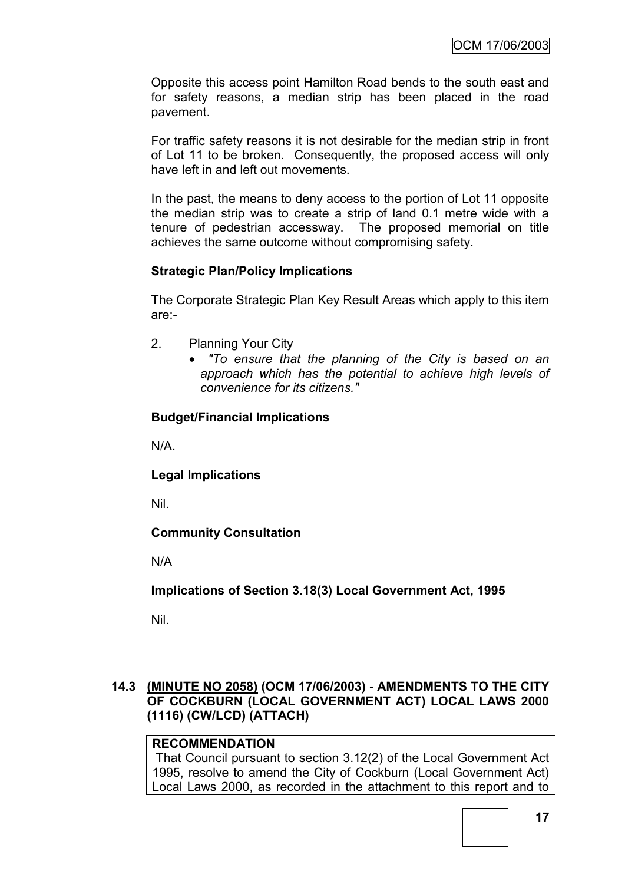Opposite this access point Hamilton Road bends to the south east and for safety reasons, a median strip has been placed in the road pavement.

For traffic safety reasons it is not desirable for the median strip in front of Lot 11 to be broken. Consequently, the proposed access will only have left in and left out movements.

In the past, the means to deny access to the portion of Lot 11 opposite the median strip was to create a strip of land 0.1 metre wide with a tenure of pedestrian accessway. The proposed memorial on title achieves the same outcome without compromising safety.

**Strategic Plan/Policy Implications**

The Corporate Strategic Plan Key Result Areas which apply to this item are:-

2. Planning Your City
   - *"To ensure that the planning of the City is based on an approach which has the potential to achieve high levels of convenience for its citizens."*

**Budget/Financial Implications**

N/A.

**Legal Implications**

Nil.

**Community Consultation**

N/A

**Implications of Section 3.18(3) Local Government Act, 1995**

Nil.

### 14.3 (MINUTE NO 2058) (OCM 17/06/2003) - AMENDMENTS TO THE CITY OF COCKBURN (LOCAL GOVERNMENT ACT) LOCAL LAWS 2000 (1116) (CW/LCD) (ATTACH)

**RECOMMENDATION**
That Council pursuant to section 3.12(2) of the Local Government Act 1995, resolve to amend the City of Cockburn (Local Government Act) Local Laws 2000, as recorded in the attachment to this report and to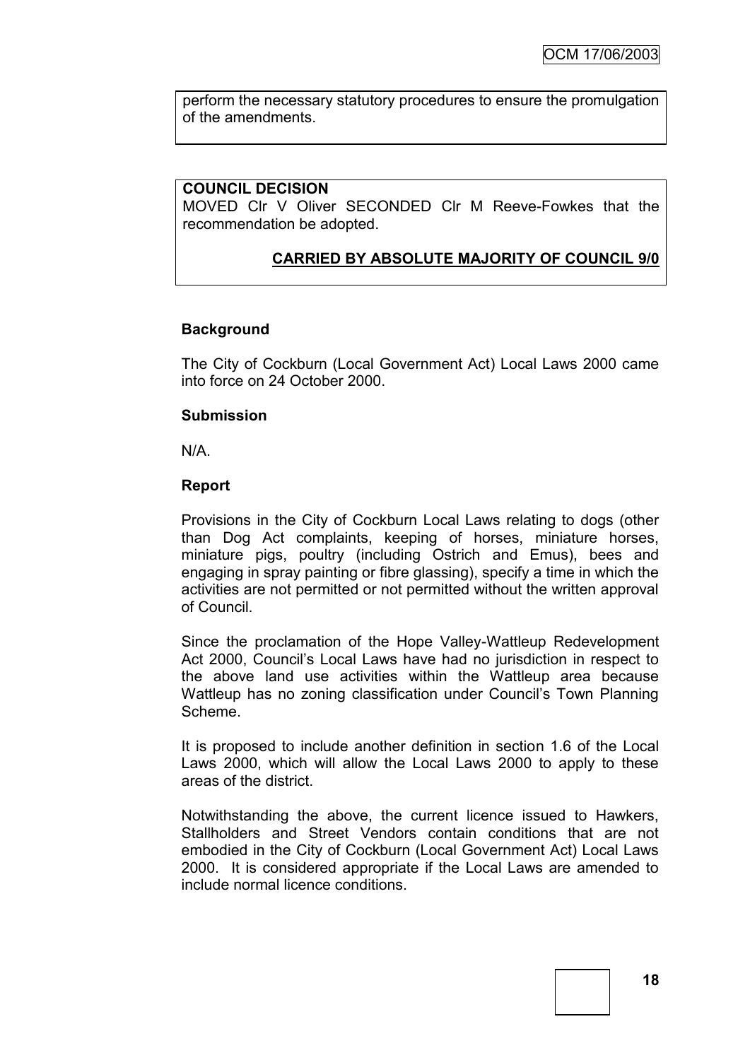perform the necessary statutory procedures to ensure the promulgation of the amendments.

**COUNCIL DECISION**
MOVED Clr V Oliver SECONDED Clr M Reeve-Fowkes that the recommendation be adopted.

**CARRIED BY ABSOLUTE MAJORITY OF COUNCIL 9/0**

### Background

The City of Cockburn (Local Government Act) Local Laws 2000 came into force on 24 October 2000.

### Submission

N/A.

### Report

Provisions in the City of Cockburn Local Laws relating to dogs (other than Dog Act complaints, keeping of horses, miniature horses, miniature pigs, poultry (including Ostrich and Emus), bees and engaging in spray painting or fibre glassing), specify a time in which the activities are not permitted or not permitted without the written approval of Council.

Since the proclamation of the Hope Valley-Wattleup Redevelopment Act 2000, Council's Local Laws have had no jurisdiction in respect to the above land use activities within the Wattleup area because Wattleup has no zoning classification under Council's Town Planning Scheme.

It is proposed to include another definition in section 1.6 of the Local Laws 2000, which will allow the Local Laws 2000 to apply to these areas of the district.

Notwithstanding the above, the current licence issued to Hawkers, Stallholders and Street Vendors contain conditions that are not embodied in the City of Cockburn (Local Government Act) Local Laws 2000. It is considered appropriate if the Local Laws are amended to include normal licence conditions.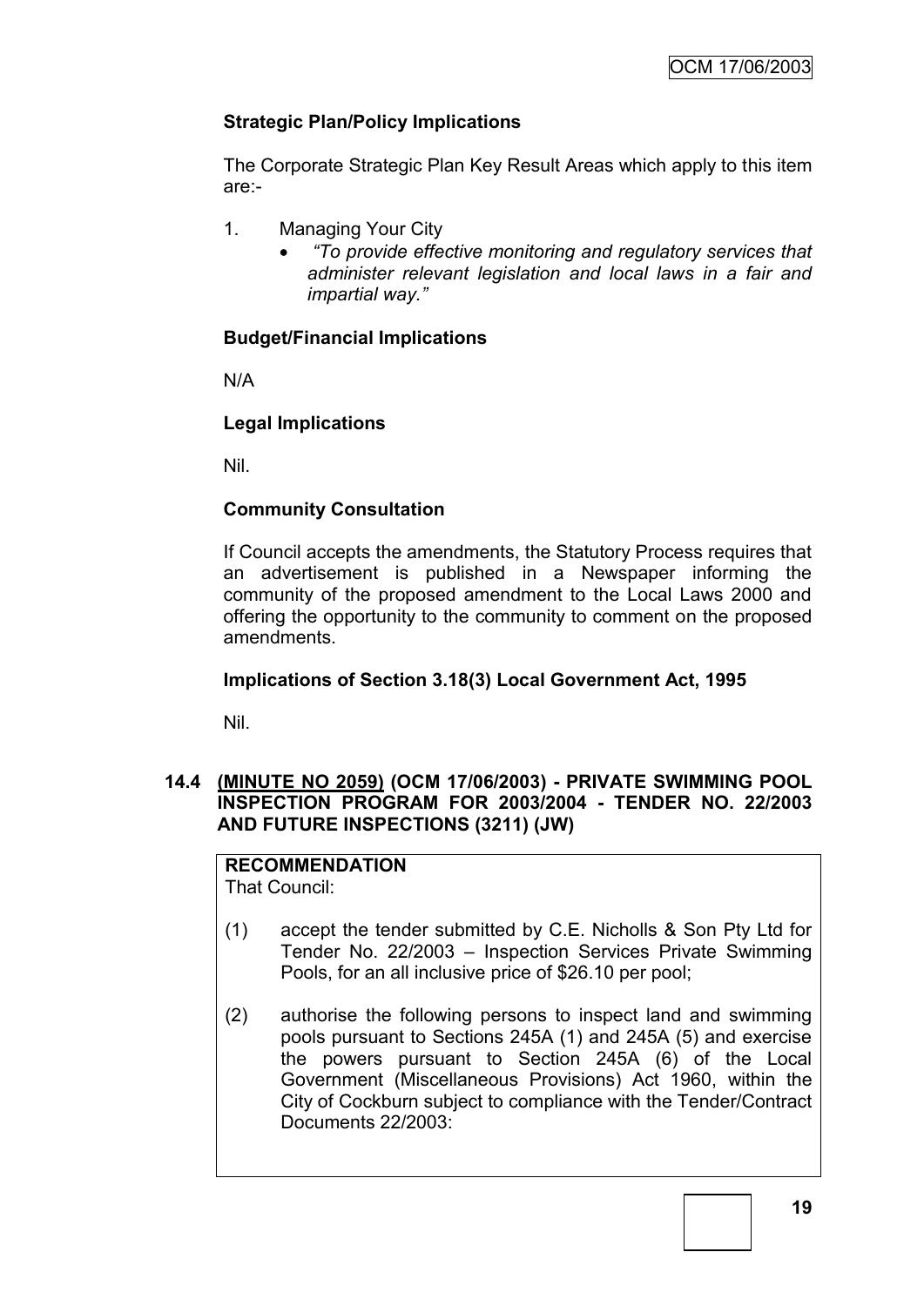### Strategic Plan/Policy Implications

The Corporate Strategic Plan Key Result Areas which apply to this item are:-

1. Managing Your City
   - *"To provide effective monitoring and regulatory services that administer relevant legislation and local laws in a fair and impartial way."*

### Budget/Financial Implications

N/A

### Legal Implications

Nil.

### Community Consultation

If Council accepts the amendments, the Statutory Process requires that an advertisement is published in a Newspaper informing the community of the proposed amendment to the Local Laws 2000 and offering the opportunity to the community to comment on the proposed amendments.

### Implications of Section 3.18(3) Local Government Act, 1995

Nil.

## 14.4 (MINUTE NO 2059) (OCM 17/06/2003) - PRIVATE SWIMMING POOL INSPECTION PROGRAM FOR 2003/2004 - TENDER NO. 22/2003 AND FUTURE INSPECTIONS (3211) (JW)

**RECOMMENDATION**
That Council:

(1) accept the tender submitted by C.E. Nicholls & Son Pty Ltd for Tender No. 22/2003 – Inspection Services Private Swimming Pools, for an all inclusive price of $26.10 per pool;

(2) authorise the following persons to inspect land and swimming pools pursuant to Sections 245A (1) and 245A (5) and exercise the powers pursuant to Section 245A (6) of the Local Government (Miscellaneous Provisions) Act 1960, within the City of Cockburn subject to compliance with the Tender/Contract Documents 22/2003: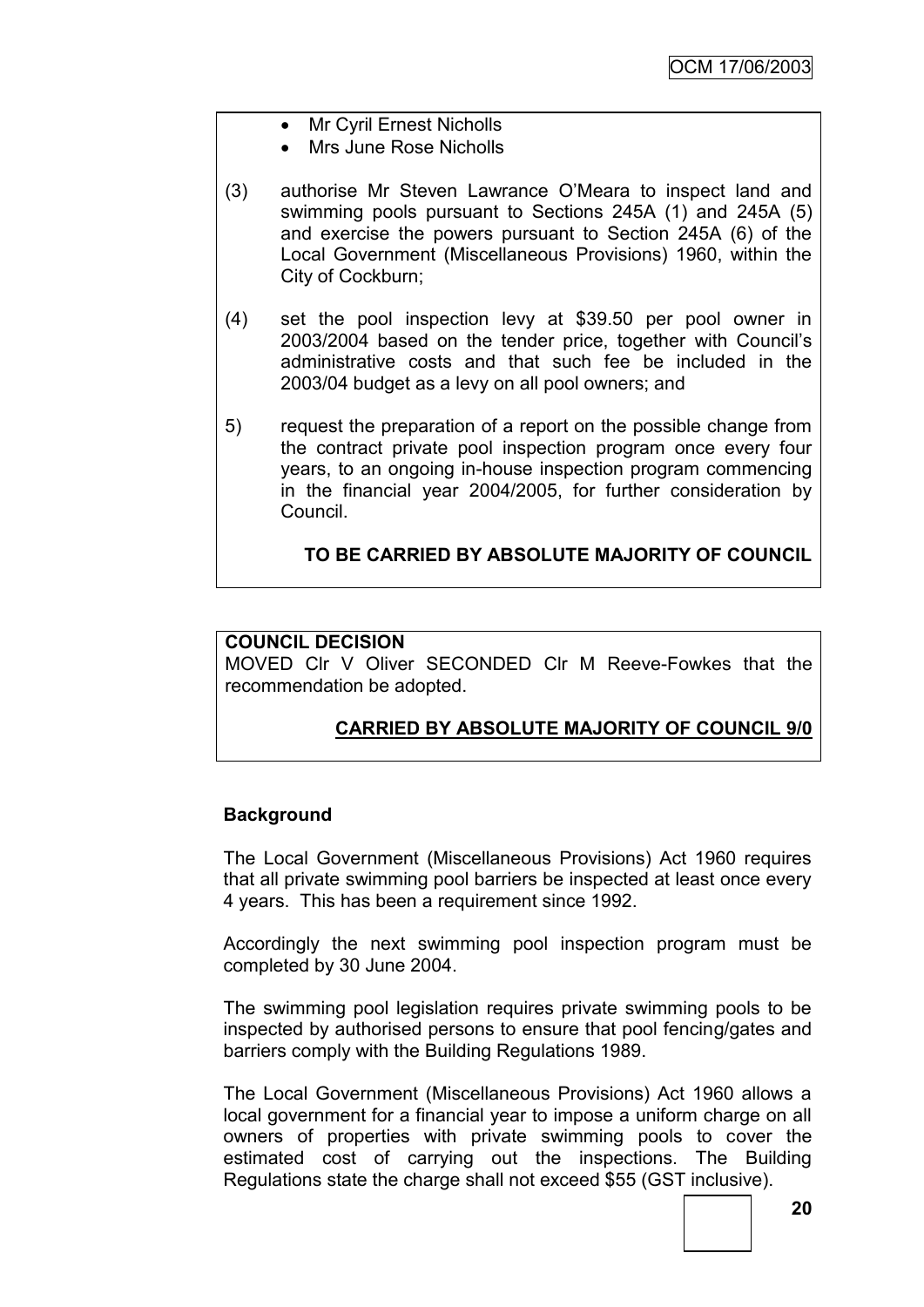- Mr Cyril Ernest Nicholls
- Mrs June Rose Nicholls

(3) authorise Mr Steven Lawrance O'Meara to inspect land and swimming pools pursuant to Sections 245A (1) and 245A (5) and exercise the powers pursuant to Section 245A (6) of the Local Government (Miscellaneous Provisions) 1960, within the City of Cockburn;

(4) set the pool inspection levy at $39.50 per pool owner in 2003/2004 based on the tender price, together with Council's administrative costs and that such fee be included in the 2003/04 budget as a levy on all pool owners; and

5) request the preparation of a report on the possible change from the contract private pool inspection program once every four years, to an ongoing in-house inspection program commencing in the financial year 2004/2005, for further consideration by Council.

**TO BE CARRIED BY ABSOLUTE MAJORITY OF COUNCIL**

**COUNCIL DECISION**

MOVED Clr V Oliver SECONDED Clr M Reeve-Fowkes that the recommendation be adopted.

**CARRIED BY ABSOLUTE MAJORITY OF COUNCIL 9/0**

**Background**

The Local Government (Miscellaneous Provisions) Act 1960 requires that all private swimming pool barriers be inspected at least once every 4 years. This has been a requirement since 1992.

Accordingly the next swimming pool inspection program must be completed by 30 June 2004.

The swimming pool legislation requires private swimming pools to be inspected by authorised persons to ensure that pool fencing/gates and barriers comply with the Building Regulations 1989.

The Local Government (Miscellaneous Provisions) Act 1960 allows a local government for a financial year to impose a uniform charge on all owners of properties with private swimming pools to cover the estimated cost of carrying out the inspections. The Building Regulations state the charge shall not exceed $55 (GST inclusive).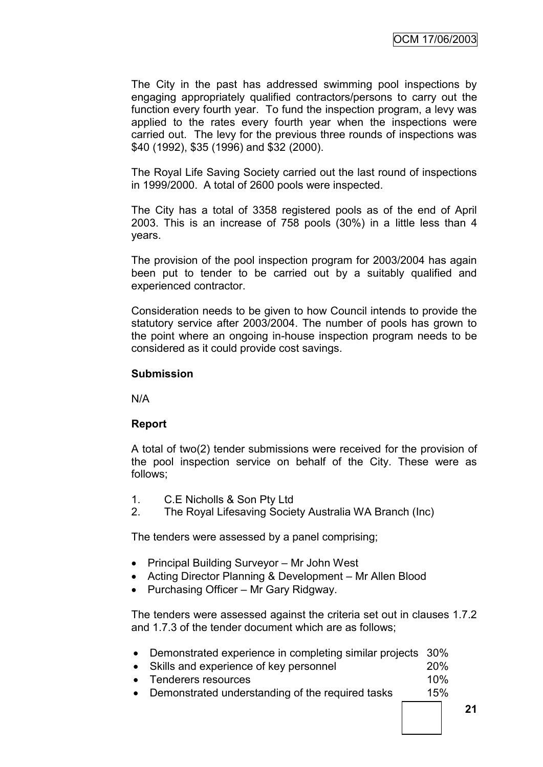The City in the past has addressed swimming pool inspections by engaging appropriately qualified contractors/persons to carry out the function every fourth year. To fund the inspection program, a levy was applied to the rates every fourth year when the inspections were carried out. The levy for the previous three rounds of inspections was $40 (1992), $35 (1996) and $32 (2000).

The Royal Life Saving Society carried out the last round of inspections in 1999/2000. A total of 2600 pools were inspected.

The City has a total of 3358 registered pools as of the end of April 2003. This is an increase of 758 pools (30%) in a little less than 4 years.

The provision of the pool inspection program for 2003/2004 has again been put to tender to be carried out by a suitably qualified and experienced contractor.

Consideration needs to be given to how Council intends to provide the statutory service after 2003/2004. The number of pools has grown to the point where an ongoing in-house inspection program needs to be considered as it could provide cost savings.

**Submission**

N/A

**Report**

A total of two(2) tender submissions were received for the provision of the pool inspection service on behalf of the City. These were as follows;

1. C.E Nicholls & Son Pty Ltd
2. The Royal Lifesaving Society Australia WA Branch (Inc)

The tenders were assessed by a panel comprising;

- Principal Building Surveyor – Mr John West
- Acting Director Planning & Development – Mr Allen Blood
- Purchasing Officer – Mr Gary Ridgway.

The tenders were assessed against the criteria set out in clauses 1.7.2 and 1.7.3 of the tender document which are as follows;

- Demonstrated experience in completing similar projects 30%
- Skills and experience of key personnel 20%
- Tenderers resources 10%
- Demonstrated understanding of the required tasks 15%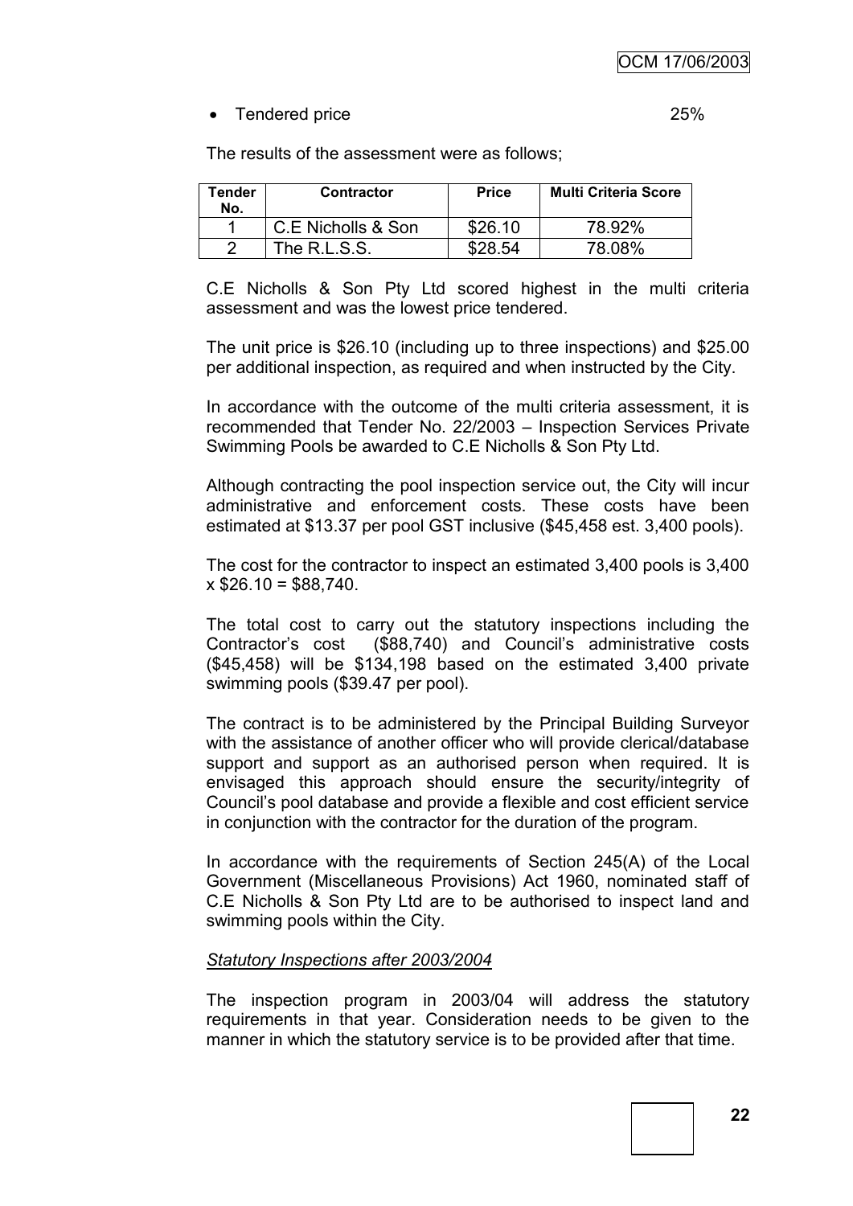- Tendered price 25%

The results of the assessment were as follows;

| Tender No. | Contractor | Price | Multi Criteria Score |
|---|---|---|---|
| 1 | C.E Nicholls & Son | $26.10 | 78.92% |
| 2 | The R.L.S.S. | $28.54 | 78.08% |

C.E Nicholls & Son Pty Ltd scored highest in the multi criteria assessment and was the lowest price tendered.

The unit price is $26.10 (including up to three inspections) and $25.00 per additional inspection, as required and when instructed by the City.

In accordance with the outcome of the multi criteria assessment, it is recommended that Tender No. 22/2003 – Inspection Services Private Swimming Pools be awarded to C.E Nicholls & Son Pty Ltd.

Although contracting the pool inspection service out, the City will incur administrative and enforcement costs. These costs have been estimated at $13.37 per pool GST inclusive ($45,458 est. 3,400 pools).

The cost for the contractor to inspect an estimated 3,400 pools is 3,400 x $26.10 = $88,740.

The total cost to carry out the statutory inspections including the Contractor's cost ($88,740) and Council's administrative costs ($45,458) will be $134,198 based on the estimated 3,400 private swimming pools ($39.47 per pool).

The contract is to be administered by the Principal Building Surveyor with the assistance of another officer who will provide clerical/database support and support as an authorised person when required. It is envisaged this approach should ensure the security/integrity of Council's pool database and provide a flexible and cost efficient service in conjunction with the contractor for the duration of the program.

In accordance with the requirements of Section 245(A) of the Local Government (Miscellaneous Provisions) Act 1960, nominated staff of C.E Nicholls & Son Pty Ltd are to be authorised to inspect land and swimming pools within the City.

*Statutory Inspections after 2003/2004*

The inspection program in 2003/04 will address the statutory requirements in that year. Consideration needs to be given to the manner in which the statutory service is to be provided after that time.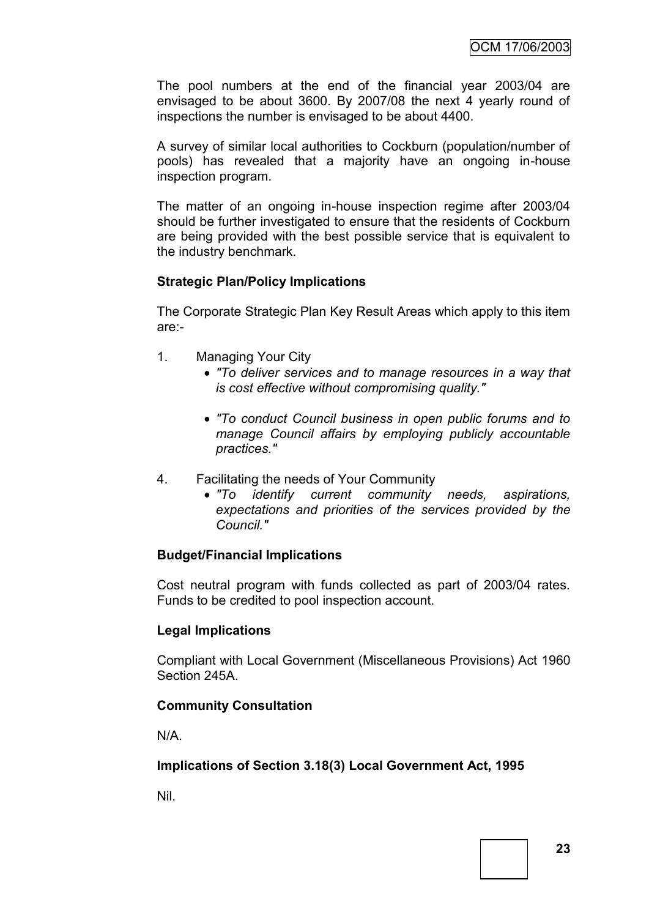The pool numbers at the end of the financial year 2003/04 are envisaged to be about 3600. By 2007/08 the next 4 yearly round of inspections the number is envisaged to be about 4400.

A survey of similar local authorities to Cockburn (population/number of pools) has revealed that a majority have an ongoing in-house inspection program.

The matter of an ongoing in-house inspection regime after 2003/04 should be further investigated to ensure that the residents of Cockburn are being provided with the best possible service that is equivalent to the industry benchmark.

**Strategic Plan/Policy Implications**

The Corporate Strategic Plan Key Result Areas which apply to this item are:-

1. Managing Your City
   - *"To deliver services and to manage resources in a way that is cost effective without compromising quality."*
   - *"To conduct Council business in open public forums and to manage Council affairs by employing publicly accountable practices."*

4. Facilitating the needs of Your Community
   - *"To identify current community needs, aspirations, expectations and priorities of the services provided by the Council."*

**Budget/Financial Implications**

Cost neutral program with funds collected as part of 2003/04 rates. Funds to be credited to pool inspection account.

**Legal Implications**

Compliant with Local Government (Miscellaneous Provisions) Act 1960 Section 245A.

**Community Consultation**

N/A.

**Implications of Section 3.18(3) Local Government Act, 1995**

Nil.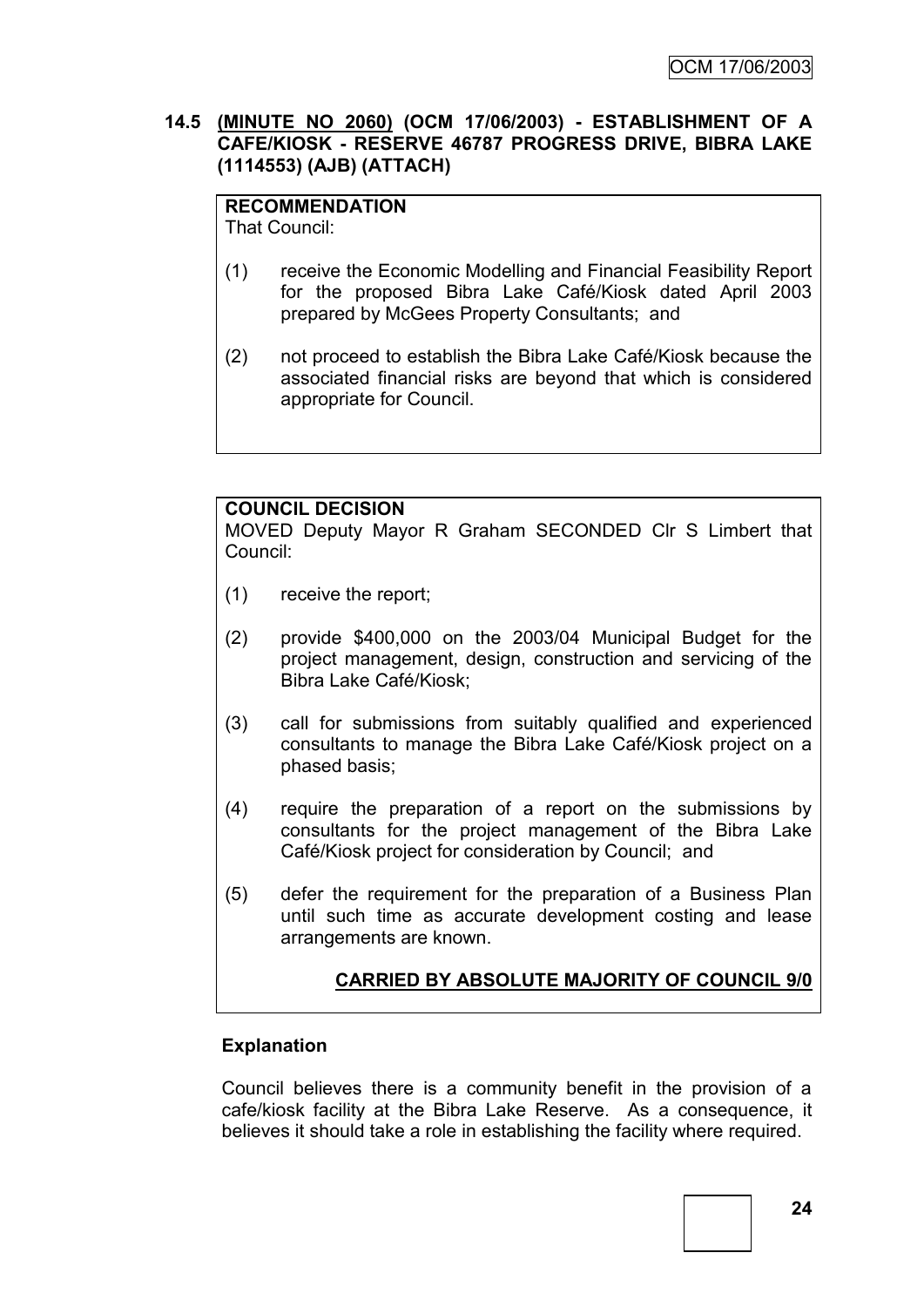## 14.5 (MINUTE NO 2060) (OCM 17/06/2003) - ESTABLISHMENT OF A CAFE/KIOSK - RESERVE 46787 PROGRESS DRIVE, BIBRA LAKE (1114553) (AJB) (ATTACH)

**RECOMMENDATION**
That Council:

(1) receive the Economic Modelling and Financial Feasibility Report for the proposed Bibra Lake Café/Kiosk dated April 2003 prepared by McGees Property Consultants; and

(2) not proceed to establish the Bibra Lake Café/Kiosk because the associated financial risks are beyond that which is considered appropriate for Council.

**COUNCIL DECISION**
MOVED Deputy Mayor R Graham SECONDED Clr S Limbert that Council:

(1) receive the report;

(2) provide $400,000 on the 2003/04 Municipal Budget for the project management, design, construction and servicing of the Bibra Lake Café/Kiosk;

(3) call for submissions from suitably qualified and experienced consultants to manage the Bibra Lake Café/Kiosk project on a phased basis;

(4) require the preparation of a report on the submissions by consultants for the project management of the Bibra Lake Café/Kiosk project for consideration by Council; and

(5) defer the requirement for the preparation of a Business Plan until such time as accurate development costing and lease arrangements are known.

**CARRIED BY ABSOLUTE MAJORITY OF COUNCIL 9/0**

**Explanation**

Council believes there is a community benefit in the provision of a cafe/kiosk facility at the Bibra Lake Reserve. As a consequence, it believes it should take a role in establishing the facility where required.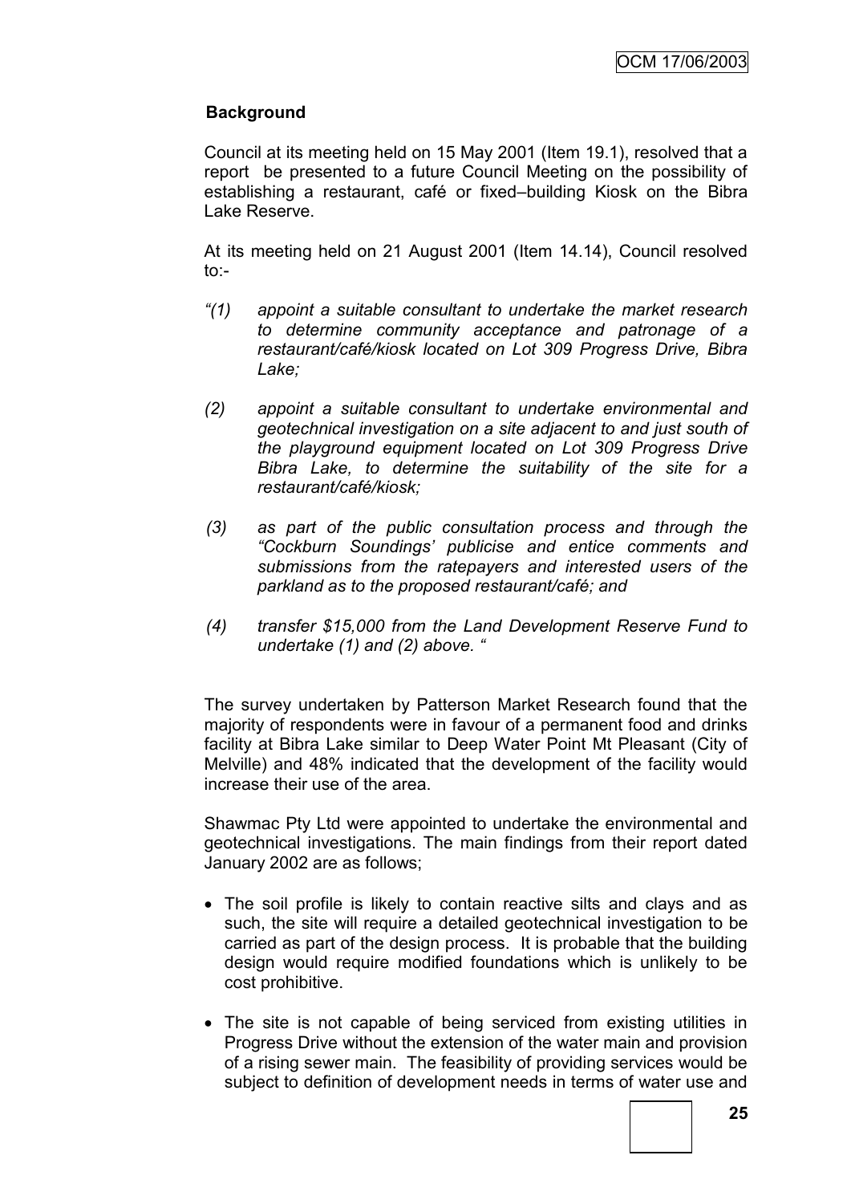## Background

Council at its meeting held on 15 May 2001 (Item 19.1), resolved that a report be presented to a future Council Meeting on the possibility of establishing a restaurant, café or fixed–building Kiosk on the Bibra Lake Reserve.

At its meeting held on 21 August 2001 (Item 14.14), Council resolved to:-

*"(1) appoint a suitable consultant to undertake the market research to determine community acceptance and patronage of a restaurant/café/kiosk located on Lot 309 Progress Drive, Bibra Lake;*

*(2) appoint a suitable consultant to undertake environmental and geotechnical investigation on a site adjacent to and just south of the playground equipment located on Lot 309 Progress Drive Bibra Lake, to determine the suitability of the site for a restaurant/café/kiosk;*

*(3) as part of the public consultation process and through the "Cockburn Soundings' publicise and entice comments and submissions from the ratepayers and interested users of the parkland as to the proposed restaurant/café; and*

*(4) transfer $15,000 from the Land Development Reserve Fund to undertake (1) and (2) above. "*

The survey undertaken by Patterson Market Research found that the majority of respondents were in favour of a permanent food and drinks facility at Bibra Lake similar to Deep Water Point Mt Pleasant (City of Melville) and 48% indicated that the development of the facility would increase their use of the area.

Shawmac Pty Ltd were appointed to undertake the environmental and geotechnical investigations. The main findings from their report dated January 2002 are as follows;

- The soil profile is likely to contain reactive silts and clays and as such, the site will require a detailed geotechnical investigation to be carried as part of the design process. It is probable that the building design would require modified foundations which is unlikely to be cost prohibitive.
- The site is not capable of being serviced from existing utilities in Progress Drive without the extension of the water main and provision of a rising sewer main. The feasibility of providing services would be subject to definition of development needs in terms of water use and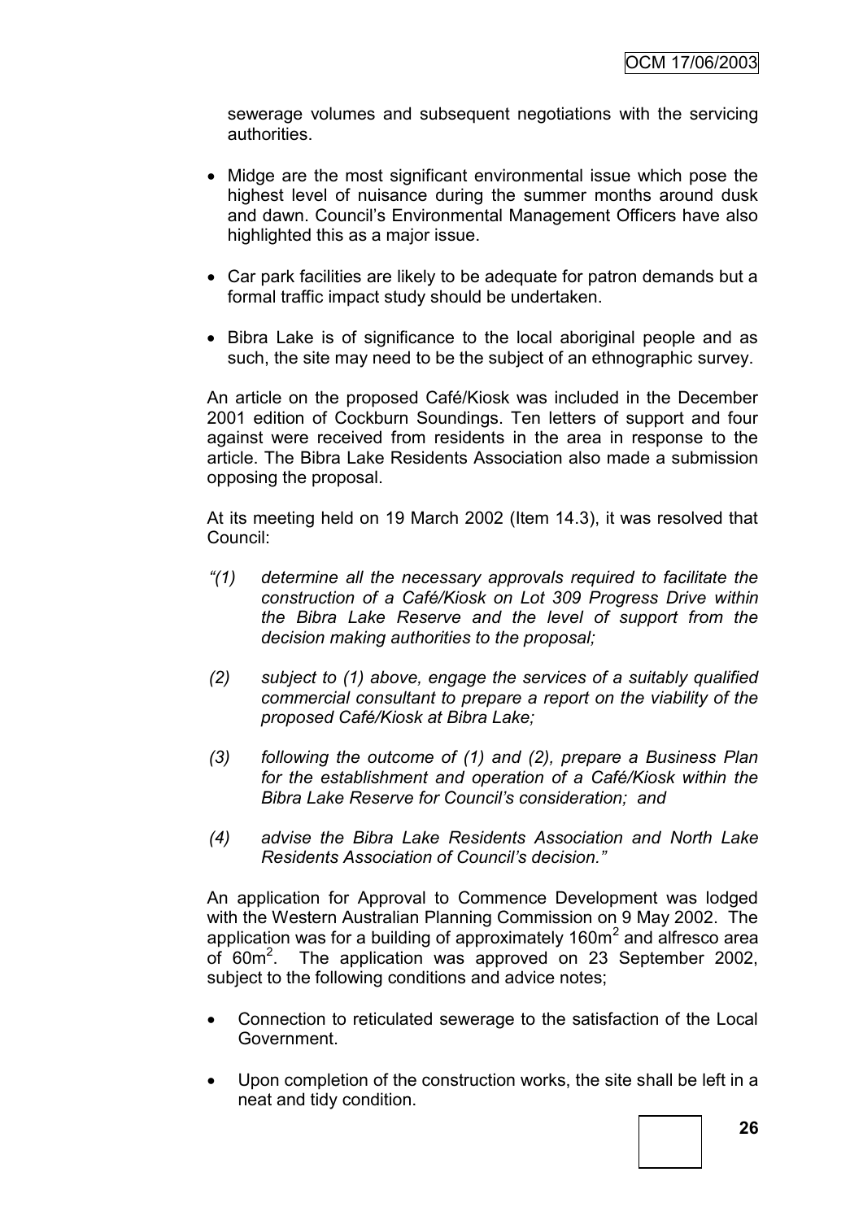sewerage volumes and subsequent negotiations with the servicing authorities.

- Midge are the most significant environmental issue which pose the highest level of nuisance during the summer months around dusk and dawn. Council's Environmental Management Officers have also highlighted this as a major issue.

- Car park facilities are likely to be adequate for patron demands but a formal traffic impact study should be undertaken.

- Bibra Lake is of significance to the local aboriginal people and as such, the site may need to be the subject of an ethnographic survey.

An article on the proposed Café/Kiosk was included in the December 2001 edition of Cockburn Soundings. Ten letters of support and four against were received from residents in the area in response to the article. The Bibra Lake Residents Association also made a submission opposing the proposal.

At its meeting held on 19 March 2002 (Item 14.3), it was resolved that Council:

*"(1) determine all the necessary approvals required to facilitate the construction of a Café/Kiosk on Lot 309 Progress Drive within the Bibra Lake Reserve and the level of support from the decision making authorities to the proposal;*

*(2) subject to (1) above, engage the services of a suitably qualified commercial consultant to prepare a report on the viability of the proposed Café/Kiosk at Bibra Lake;*

*(3) following the outcome of (1) and (2), prepare a Business Plan for the establishment and operation of a Café/Kiosk within the Bibra Lake Reserve for Council's consideration; and*

*(4) advise the Bibra Lake Residents Association and North Lake Residents Association of Council's decision."*

An application for Approval to Commence Development was lodged with the Western Australian Planning Commission on 9 May 2002. The application was for a building of approximately 160m$^2$ and alfresco area of 60m$^2$. The application was approved on 23 September 2002, subject to the following conditions and advice notes;

- Connection to reticulated sewerage to the satisfaction of the Local Government.

- Upon completion of the construction works, the site shall be left in a neat and tidy condition.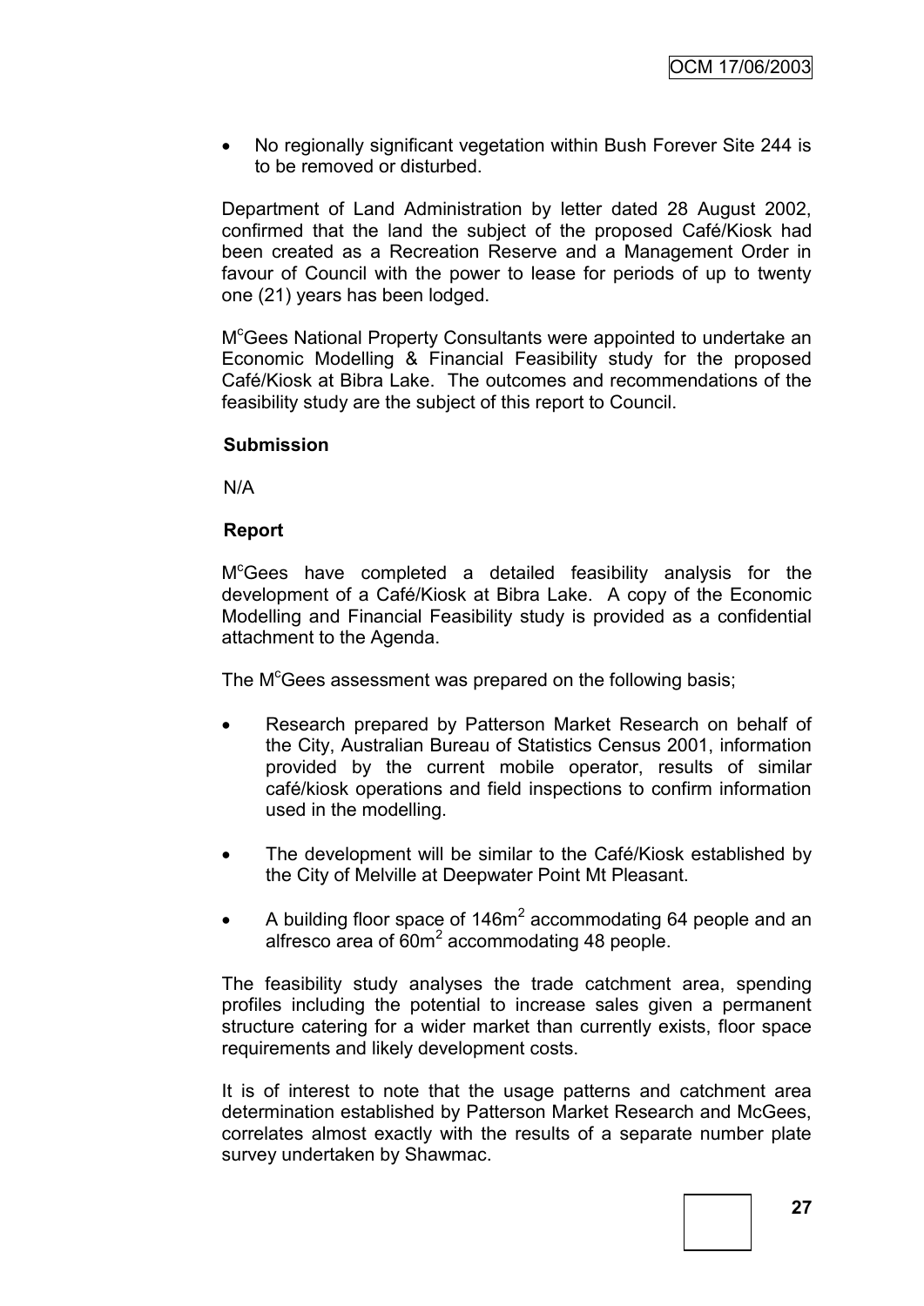- No regionally significant vegetation within Bush Forever Site 244 is to be removed or disturbed.

Department of Land Administration by letter dated 28 August 2002, confirmed that the land the subject of the proposed Café/Kiosk had been created as a Recreation Reserve and a Management Order in favour of Council with the power to lease for periods of up to twenty one (21) years has been lodged.

M[c]Gees National Property Consultants were appointed to undertake an Economic Modelling & Financial Feasibility study for the proposed Café/Kiosk at Bibra Lake. The outcomes and recommendations of the feasibility study are the subject of this report to Council.

**Submission**

N/A

**Report**

M[c]Gees have completed a detailed feasibility analysis for the development of a Café/Kiosk at Bibra Lake. A copy of the Economic Modelling and Financial Feasibility study is provided as a confidential attachment to the Agenda.

The M[c]Gees assessment was prepared on the following basis;

- Research prepared by Patterson Market Research on behalf of the City, Australian Bureau of Statistics Census 2001, information provided by the current mobile operator, results of similar café/kiosk operations and field inspections to confirm information used in the modelling.
- The development will be similar to the Café/Kiosk established by the City of Melville at Deepwater Point Mt Pleasant.
- A building floor space of 146m$^2$ accommodating 64 people and an alfresco area of 60m$^2$ accommodating 48 people.

The feasibility study analyses the trade catchment area, spending profiles including the potential to increase sales given a permanent structure catering for a wider market than currently exists, floor space requirements and likely development costs.

It is of interest to note that the usage patterns and catchment area determination established by Patterson Market Research and McGees, correlates almost exactly with the results of a separate number plate survey undertaken by Shawmac.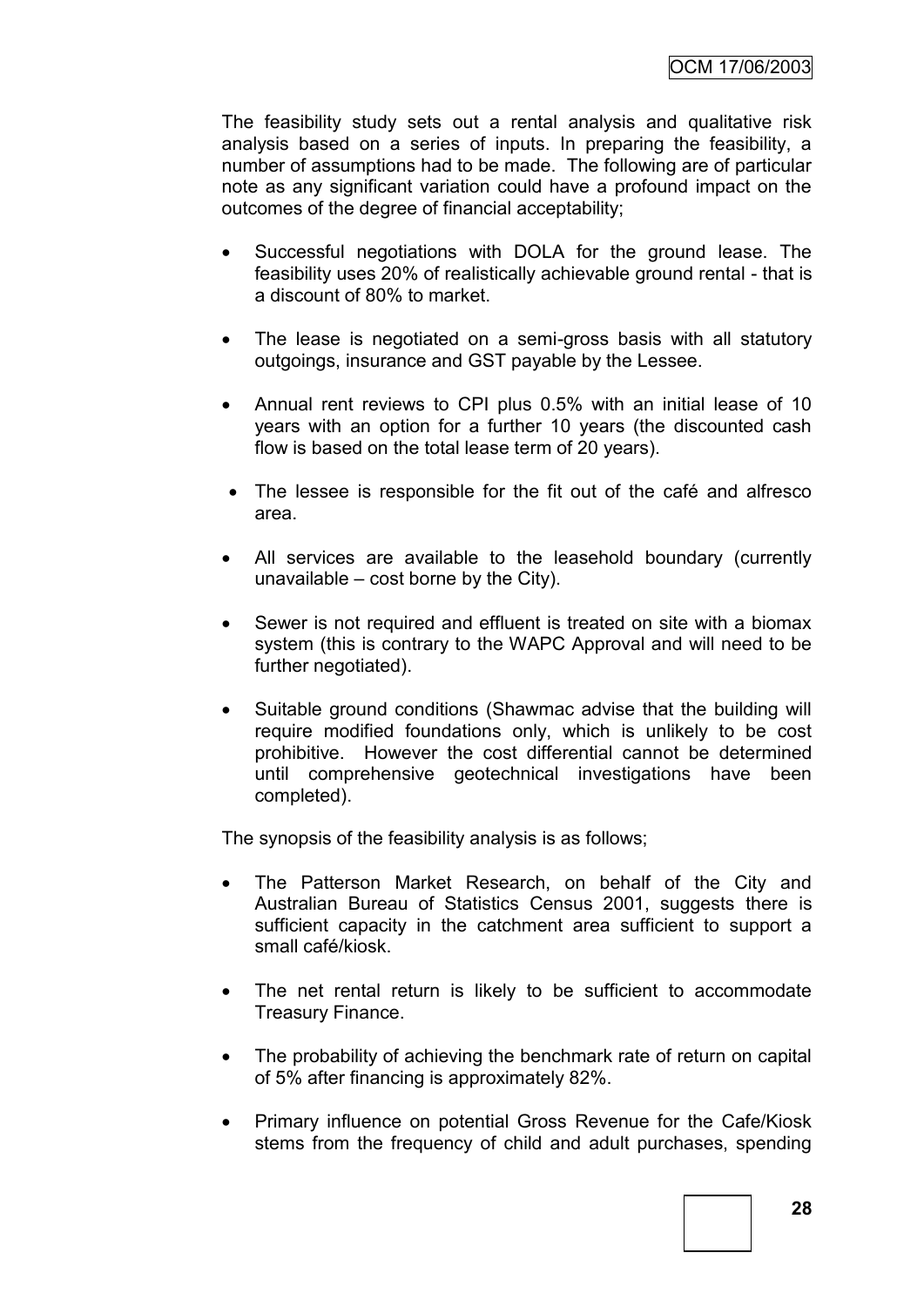The feasibility study sets out a rental analysis and qualitative risk analysis based on a series of inputs. In preparing the feasibility, a number of assumptions had to be made. The following are of particular note as any significant variation could have a profound impact on the outcomes of the degree of financial acceptability;

- Successful negotiations with DOLA for the ground lease. The feasibility uses 20% of realistically achievable ground rental - that is a discount of 80% to market.
- The lease is negotiated on a semi-gross basis with all statutory outgoings, insurance and GST payable by the Lessee.
- Annual rent reviews to CPI plus 0.5% with an initial lease of 10 years with an option for a further 10 years (the discounted cash flow is based on the total lease term of 20 years).
- The lessee is responsible for the fit out of the café and alfresco area.
- All services are available to the leasehold boundary (currently unavailable – cost borne by the City).
- Sewer is not required and effluent is treated on site with a biomax system (this is contrary to the WAPC Approval and will need to be further negotiated).
- Suitable ground conditions (Shawmac advise that the building will require modified foundations only, which is unlikely to be cost prohibitive. However the cost differential cannot be determined until comprehensive geotechnical investigations have been completed).

The synopsis of the feasibility analysis is as follows;

- The Patterson Market Research, on behalf of the City and Australian Bureau of Statistics Census 2001, suggests there is sufficient capacity in the catchment area sufficient to support a small café/kiosk.
- The net rental return is likely to be sufficient to accommodate Treasury Finance.
- The probability of achieving the benchmark rate of return on capital of 5% after financing is approximately 82%.
- Primary influence on potential Gross Revenue for the Cafe/Kiosk stems from the frequency of child and adult purchases, spending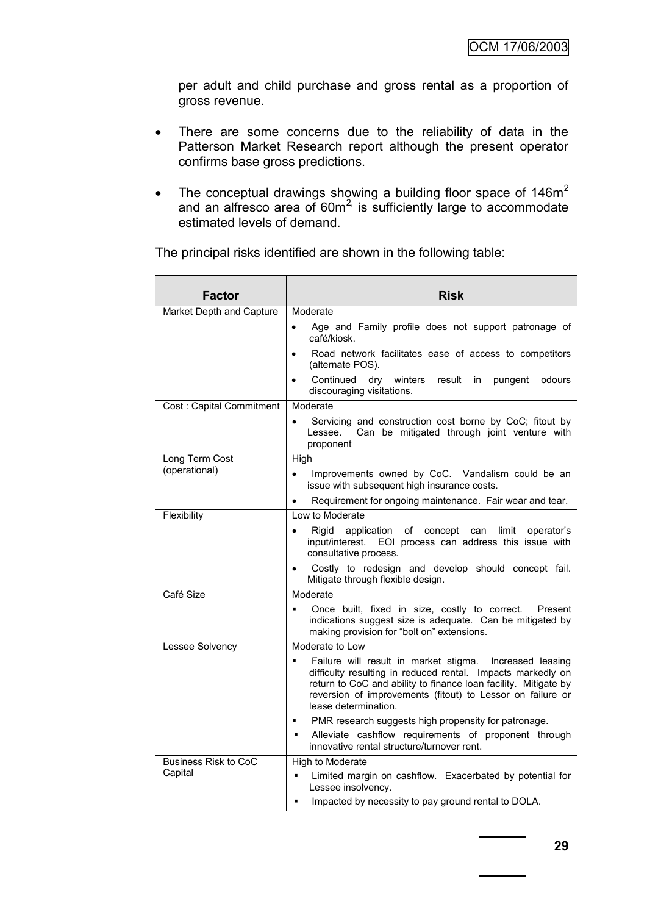per adult and child purchase and gross rental as a proportion of gross revenue.

- There are some concerns due to the reliability of data in the Patterson Market Research report although the present operator confirms base gross predictions.

- The conceptual drawings showing a building floor space of 146m$^2$ and an alfresco area of 60m$^{2,}$ is sufficiently large to accommodate estimated levels of demand.

The principal risks identified are shown in the following table:

| Factor | Risk |
|---|---|
| Market Depth and Capture | Moderate<br>• Age and Family profile does not support patronage of café/kiosk.<br>• Road network facilitates ease of access to competitors (alternate POS).<br>• Continued dry winters result in pungent odours discouraging visitations. |
| Cost : Capital Commitment | Moderate<br>• Servicing and construction cost borne by CoC; fitout by Lessee. Can be mitigated through joint venture with proponent |
| Long Term Cost (operational) | High<br>• Improvements owned by CoC. Vandalism could be an issue with subsequent high insurance costs.<br>• Requirement for ongoing maintenance. Fair wear and tear. |
| Flexibility | Low to Moderate<br>• Rigid application of concept can limit operator's input/interest. EOI process can address this issue with consultative process.<br>• Costly to redesign and develop should concept fail. Mitigate through flexible design. |
| Café Size | Moderate<br>▪ Once built, fixed in size, costly to correct. Present indications suggest size is adequate. Can be mitigated by making provision for "bolt on" extensions. |
| Lessee Solvency | Moderate to Low<br>▪ Failure will result in market stigma. Increased leasing difficulty resulting in reduced rental. Impacts markedly on return to CoC and ability to finance loan facility. Mitigate by reversion of improvements (fitout) to Lessor on failure or lease determination.<br>▪ PMR research suggests high propensity for patronage.<br>▪ Alleviate cashflow requirements of proponent through innovative rental structure/turnover rent. |
| Business Risk to CoC Capital | High to Moderate<br>▪ Limited margin on cashflow. Exacerbated by potential for Lessee insolvency.<br>▪ Impacted by necessity to pay ground rental to DOLA. |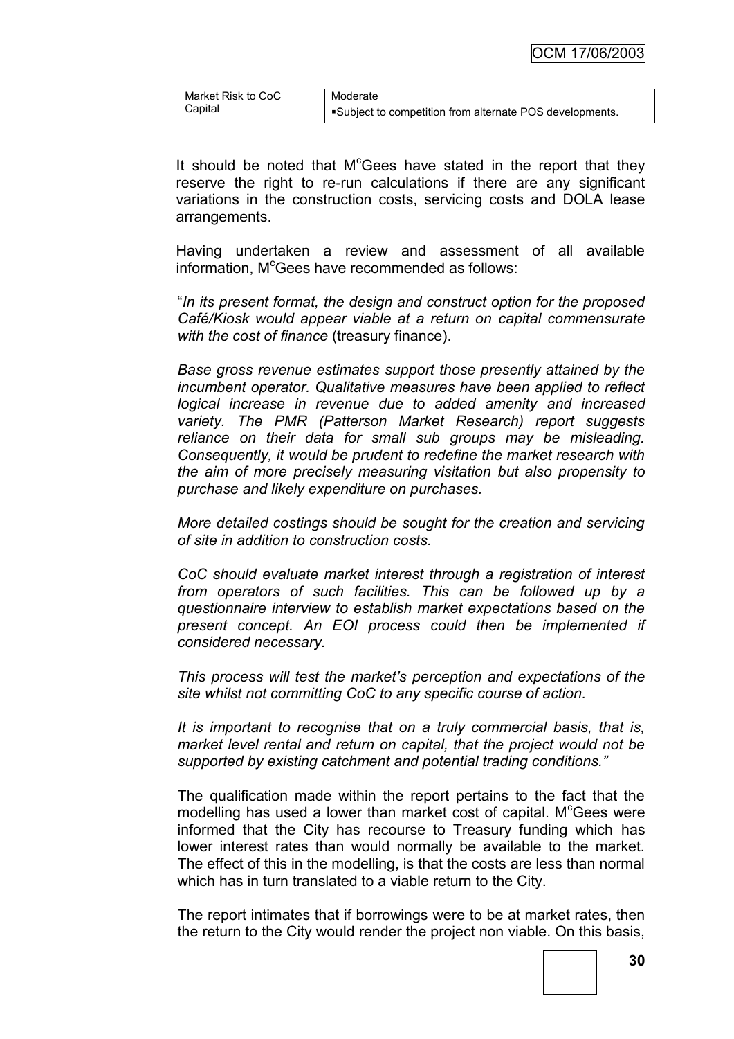| Market Risk to CoC Capital | Moderate<br>▪Subject to competition from alternate POS developments. |
|---|---|

It should be noted that McGees have stated in the report that they reserve the right to re-run calculations if there are any significant variations in the construction costs, servicing costs and DOLA lease arrangements.

Having undertaken a review and assessment of all available information, McGees have recommended as follows:

"*In its present format, the design and construct option for the proposed Café/Kiosk would appear viable at a return on capital commensurate with the cost of finance* (treasury finance).

*Base gross revenue estimates support those presently attained by the incumbent operator. Qualitative measures have been applied to reflect logical increase in revenue due to added amenity and increased variety. The PMR (Patterson Market Research) report suggests reliance on their data for small sub groups may be misleading. Consequently, it would be prudent to redefine the market research with the aim of more precisely measuring visitation but also propensity to purchase and likely expenditure on purchases.*

*More detailed costings should be sought for the creation and servicing of site in addition to construction costs.*

*CoC should evaluate market interest through a registration of interest from operators of such facilities. This can be followed up by a questionnaire interview to establish market expectations based on the present concept. An EOI process could then be implemented if considered necessary.*

*This process will test the market's perception and expectations of the site whilst not committing CoC to any specific course of action.*

*It is important to recognise that on a truly commercial basis, that is, market level rental and return on capital, that the project would not be supported by existing catchment and potential trading conditions."*

The qualification made within the report pertains to the fact that the modelling has used a lower than market cost of capital. McGees were informed that the City has recourse to Treasury funding which has lower interest rates than would normally be available to the market. The effect of this in the modelling, is that the costs are less than normal which has in turn translated to a viable return to the City.

The report intimates that if borrowings were to be at market rates, then the return to the City would render the project non viable. On this basis,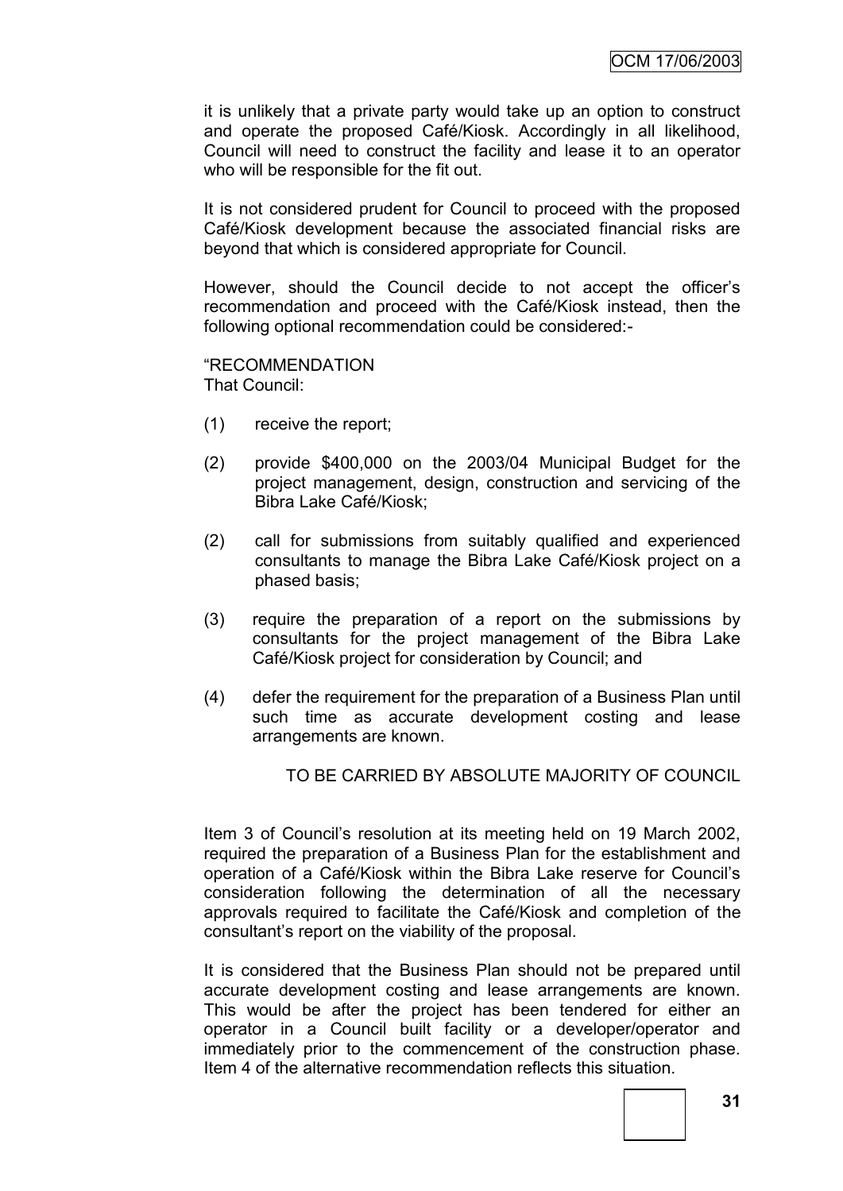it is unlikely that a private party would take up an option to construct and operate the proposed Café/Kiosk. Accordingly in all likelihood, Council will need to construct the facility and lease it to an operator who will be responsible for the fit out.

It is not considered prudent for Council to proceed with the proposed Café/Kiosk development because the associated financial risks are beyond that which is considered appropriate for Council.

However, should the Council decide to not accept the officer's recommendation and proceed with the Café/Kiosk instead, then the following optional recommendation could be considered:-

"RECOMMENDATION
That Council:

(1) receive the report;

(2) provide $400,000 on the 2003/04 Municipal Budget for the project management, design, construction and servicing of the Bibra Lake Café/Kiosk;

(2) call for submissions from suitably qualified and experienced consultants to manage the Bibra Lake Café/Kiosk project on a phased basis;

(3) require the preparation of a report on the submissions by consultants for the project management of the Bibra Lake Café/Kiosk project for consideration by Council; and

(4) defer the requirement for the preparation of a Business Plan until such time as accurate development costing and lease arrangements are known.

TO BE CARRIED BY ABSOLUTE MAJORITY OF COUNCIL

Item 3 of Council's resolution at its meeting held on 19 March 2002, required the preparation of a Business Plan for the establishment and operation of a Café/Kiosk within the Bibra Lake reserve for Council's consideration following the determination of all the necessary approvals required to facilitate the Café/Kiosk and completion of the consultant's report on the viability of the proposal.

It is considered that the Business Plan should not be prepared until accurate development costing and lease arrangements are known. This would be after the project has been tendered for either an operator in a Council built facility or a developer/operator and immediately prior to the commencement of the construction phase. Item 4 of the alternative recommendation reflects this situation.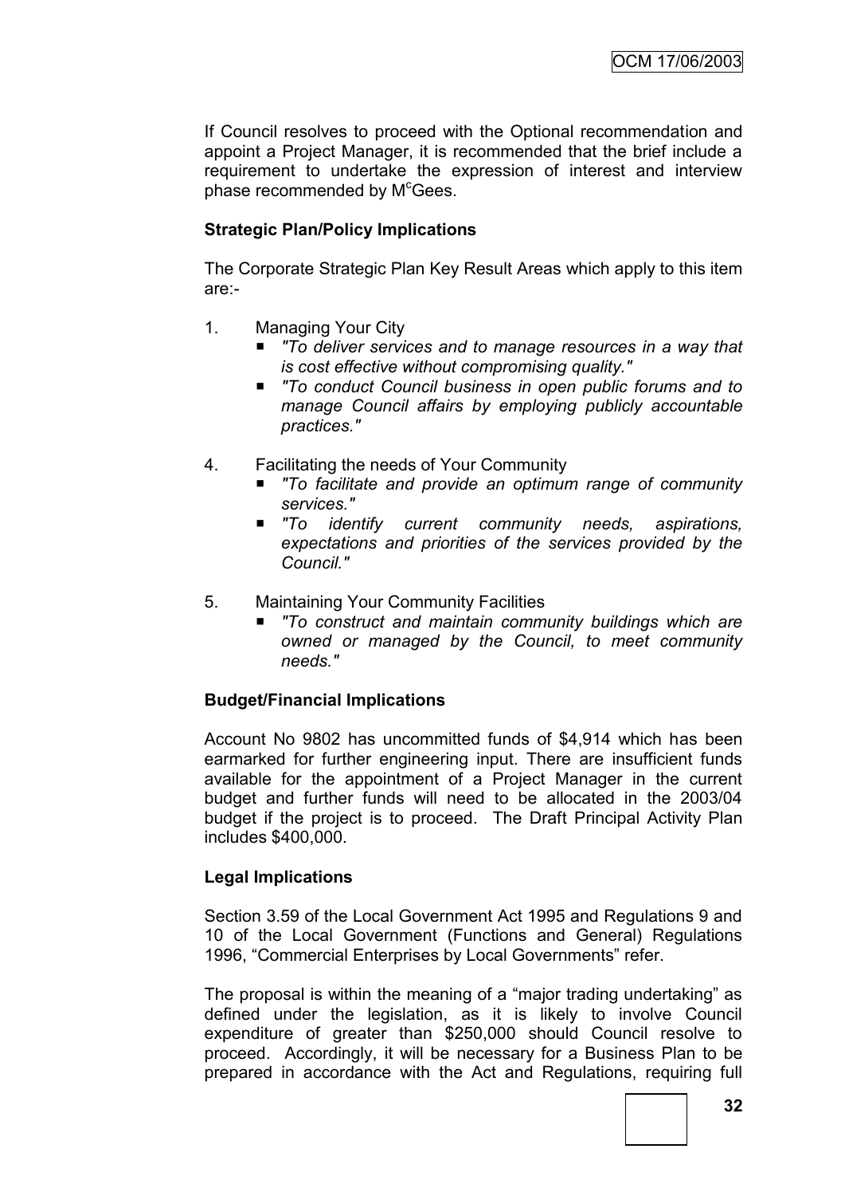If Council resolves to proceed with the Optional recommendation and appoint a Project Manager, it is recommended that the brief include a requirement to undertake the expression of interest and interview phase recommended by M^c^Gees.

**Strategic Plan/Policy Implications**

The Corporate Strategic Plan Key Result Areas which apply to this item are:-

1. Managing Your City
   - *"To deliver services and to manage resources in a way that is cost effective without compromising quality."*
   - *"To conduct Council business in open public forums and to manage Council affairs by employing publicly accountable practices."*

4. Facilitating the needs of Your Community
   - *"To facilitate and provide an optimum range of community services."*
   - *"To identify current community needs, aspirations, expectations and priorities of the services provided by the Council."*

5. Maintaining Your Community Facilities
   - *"To construct and maintain community buildings which are owned or managed by the Council, to meet community needs."*

**Budget/Financial Implications**

Account No 9802 has uncommitted funds of $4,914 which has been earmarked for further engineering input. There are insufficient funds available for the appointment of a Project Manager in the current budget and further funds will need to be allocated in the 2003/04 budget if the project is to proceed. The Draft Principal Activity Plan includes $400,000.

**Legal Implications**

Section 3.59 of the Local Government Act 1995 and Regulations 9 and 10 of the Local Government (Functions and General) Regulations 1996, "Commercial Enterprises by Local Governments" refer.

The proposal is within the meaning of a "major trading undertaking" as defined under the legislation, as it is likely to involve Council expenditure of greater than $250,000 should Council resolve to proceed. Accordingly, it will be necessary for a Business Plan to be prepared in accordance with the Act and Regulations, requiring full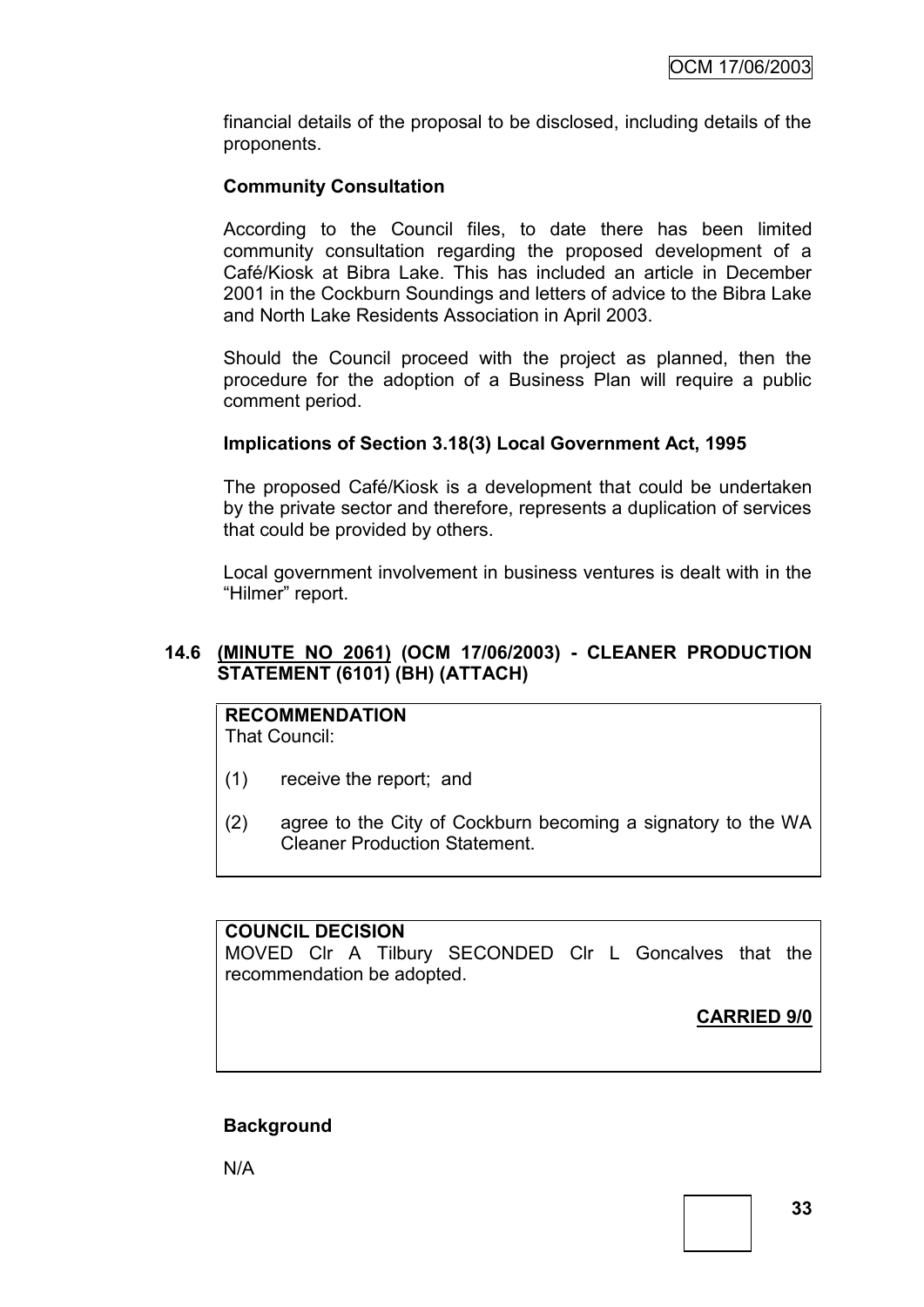financial details of the proposal to be disclosed, including details of the proponents.

**Community Consultation**

According to the Council files, to date there has been limited community consultation regarding the proposed development of a Café/Kiosk at Bibra Lake. This has included an article in December 2001 in the Cockburn Soundings and letters of advice to the Bibra Lake and North Lake Residents Association in April 2003.

Should the Council proceed with the project as planned, then the procedure for the adoption of a Business Plan will require a public comment period.

**Implications of Section 3.18(3) Local Government Act, 1995**

The proposed Café/Kiosk is a development that could be undertaken by the private sector and therefore, represents a duplication of services that could be provided by others.

Local government involvement in business ventures is dealt with in the "Hilmer" report.

### 14.6 (MINUTE NO 2061) (OCM 17/06/2003) - CLEANER PRODUCTION STATEMENT (6101) (BH) (ATTACH)

**RECOMMENDATION**
That Council:

(1) receive the report; and

(2) agree to the City of Cockburn becoming a signatory to the WA Cleaner Production Statement.

**COUNCIL DECISION**
MOVED Clr A Tilbury SECONDED Clr L Goncalves that the recommendation be adopted.

**CARRIED 9/0**

**Background**

N/A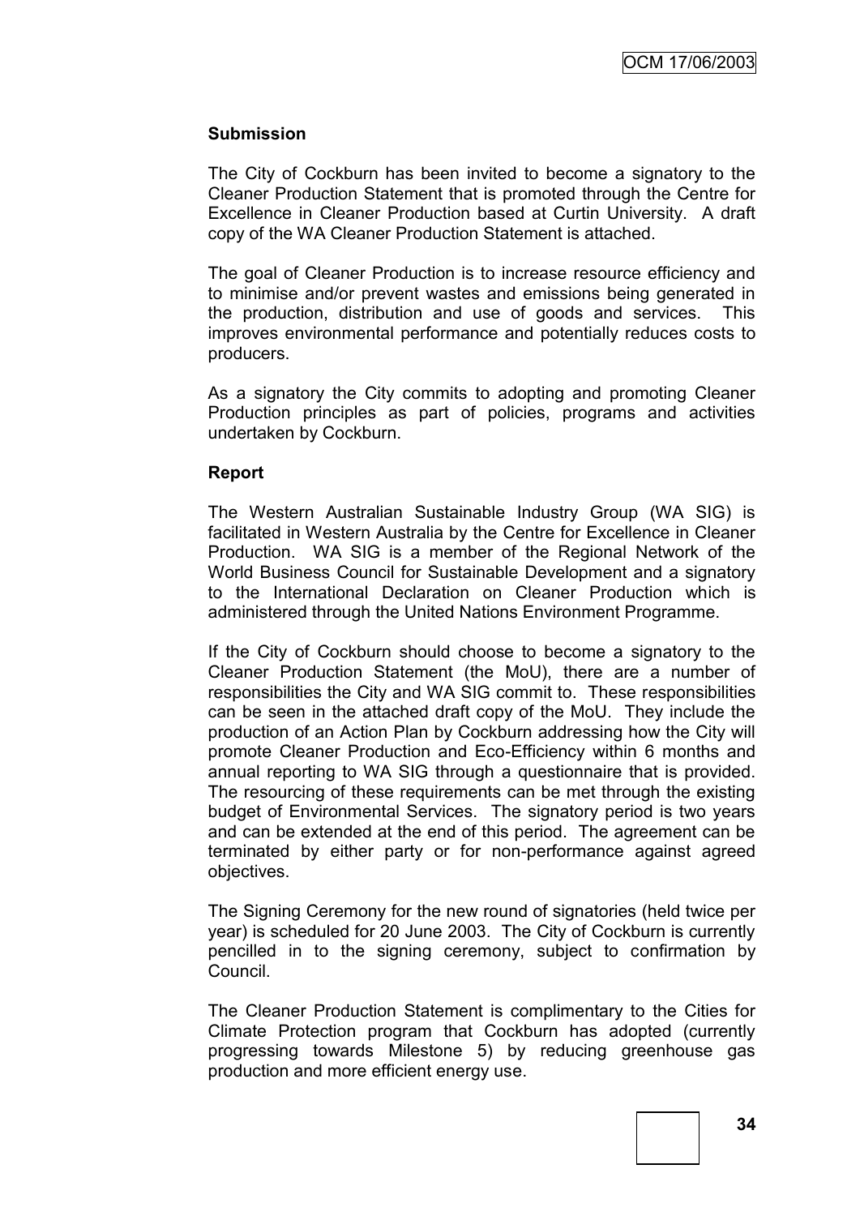**Submission**

The City of Cockburn has been invited to become a signatory to the Cleaner Production Statement that is promoted through the Centre for Excellence in Cleaner Production based at Curtin University. A draft copy of the WA Cleaner Production Statement is attached.

The goal of Cleaner Production is to increase resource efficiency and to minimise and/or prevent wastes and emissions being generated in the production, distribution and use of goods and services. This improves environmental performance and potentially reduces costs to producers.

As a signatory the City commits to adopting and promoting Cleaner Production principles as part of policies, programs and activities undertaken by Cockburn.

**Report**

The Western Australian Sustainable Industry Group (WA SIG) is facilitated in Western Australia by the Centre for Excellence in Cleaner Production. WA SIG is a member of the Regional Network of the World Business Council for Sustainable Development and a signatory to the International Declaration on Cleaner Production which is administered through the United Nations Environment Programme.

If the City of Cockburn should choose to become a signatory to the Cleaner Production Statement (the MoU), there are a number of responsibilities the City and WA SIG commit to. These responsibilities can be seen in the attached draft copy of the MoU. They include the production of an Action Plan by Cockburn addressing how the City will promote Cleaner Production and Eco-Efficiency within 6 months and annual reporting to WA SIG through a questionnaire that is provided. The resourcing of these requirements can be met through the existing budget of Environmental Services. The signatory period is two years and can be extended at the end of this period. The agreement can be terminated by either party or for non-performance against agreed objectives.

The Signing Ceremony for the new round of signatories (held twice per year) is scheduled for 20 June 2003. The City of Cockburn is currently pencilled in to the signing ceremony, subject to confirmation by Council.

The Cleaner Production Statement is complimentary to the Cities for Climate Protection program that Cockburn has adopted (currently progressing towards Milestone 5) by reducing greenhouse gas production and more efficient energy use.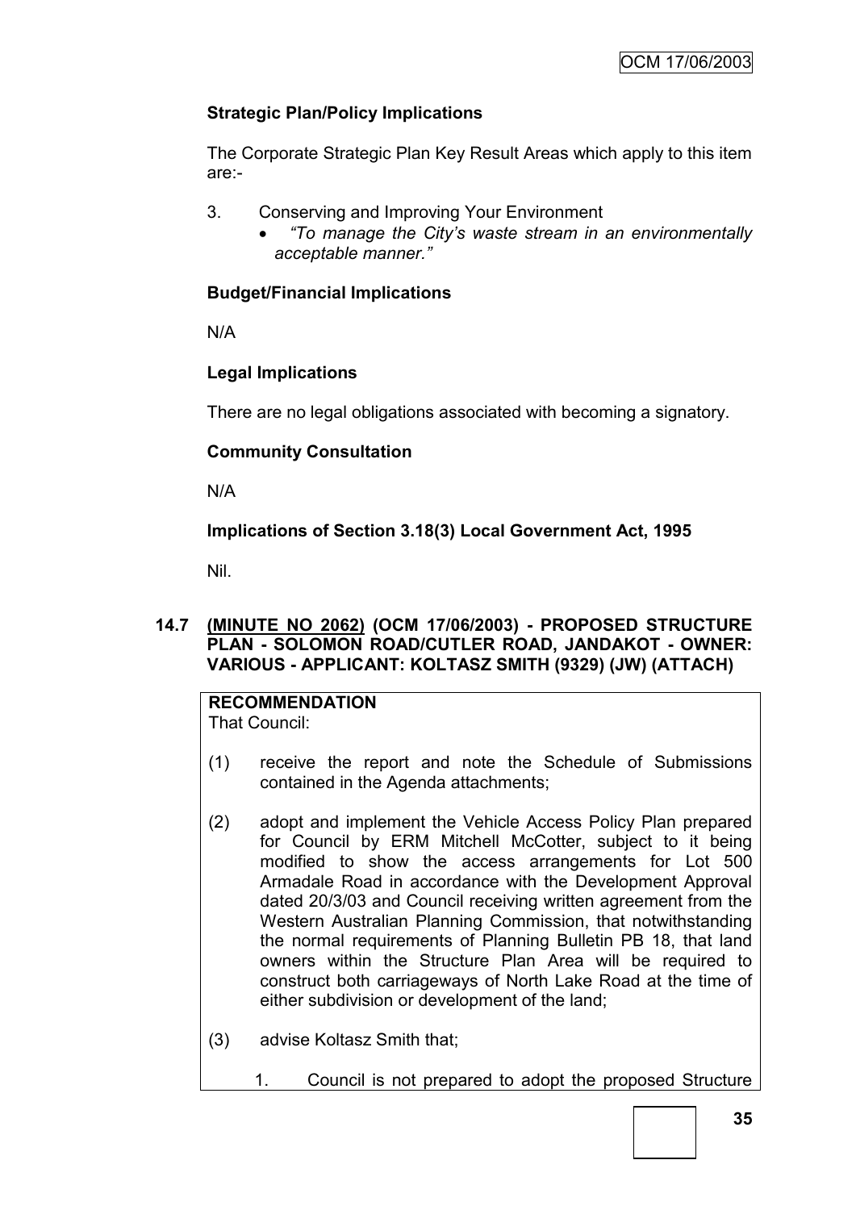**Strategic Plan/Policy Implications**

The Corporate Strategic Plan Key Result Areas which apply to this item are:-

3. Conserving and Improving Your Environment
   - *"To manage the City's waste stream in an environmentally acceptable manner."*

**Budget/Financial Implications**

N/A

**Legal Implications**

There are no legal obligations associated with becoming a signatory.

**Community Consultation**

N/A

**Implications of Section 3.18(3) Local Government Act, 1995**

Nil.

### 14.7 (MINUTE NO 2062) (OCM 17/06/2003) - PROPOSED STRUCTURE PLAN - SOLOMON ROAD/CUTLER ROAD, JANDAKOT - OWNER: VARIOUS - APPLICANT: KOLTASZ SMITH (9329) (JW) (ATTACH)

**RECOMMENDATION**

That Council:

(1) receive the report and note the Schedule of Submissions contained in the Agenda attachments;

(2) adopt and implement the Vehicle Access Policy Plan prepared for Council by ERM Mitchell McCotter, subject to it being modified to show the access arrangements for Lot 500 Armadale Road in accordance with the Development Approval dated 20/3/03 and Council receiving written agreement from the Western Australian Planning Commission, that notwithstanding the normal requirements of Planning Bulletin PB 18, that land owners within the Structure Plan Area will be required to construct both carriageways of North Lake Road at the time of either subdivision or development of the land;

(3) advise Koltasz Smith that;

1. Council is not prepared to adopt the proposed Structure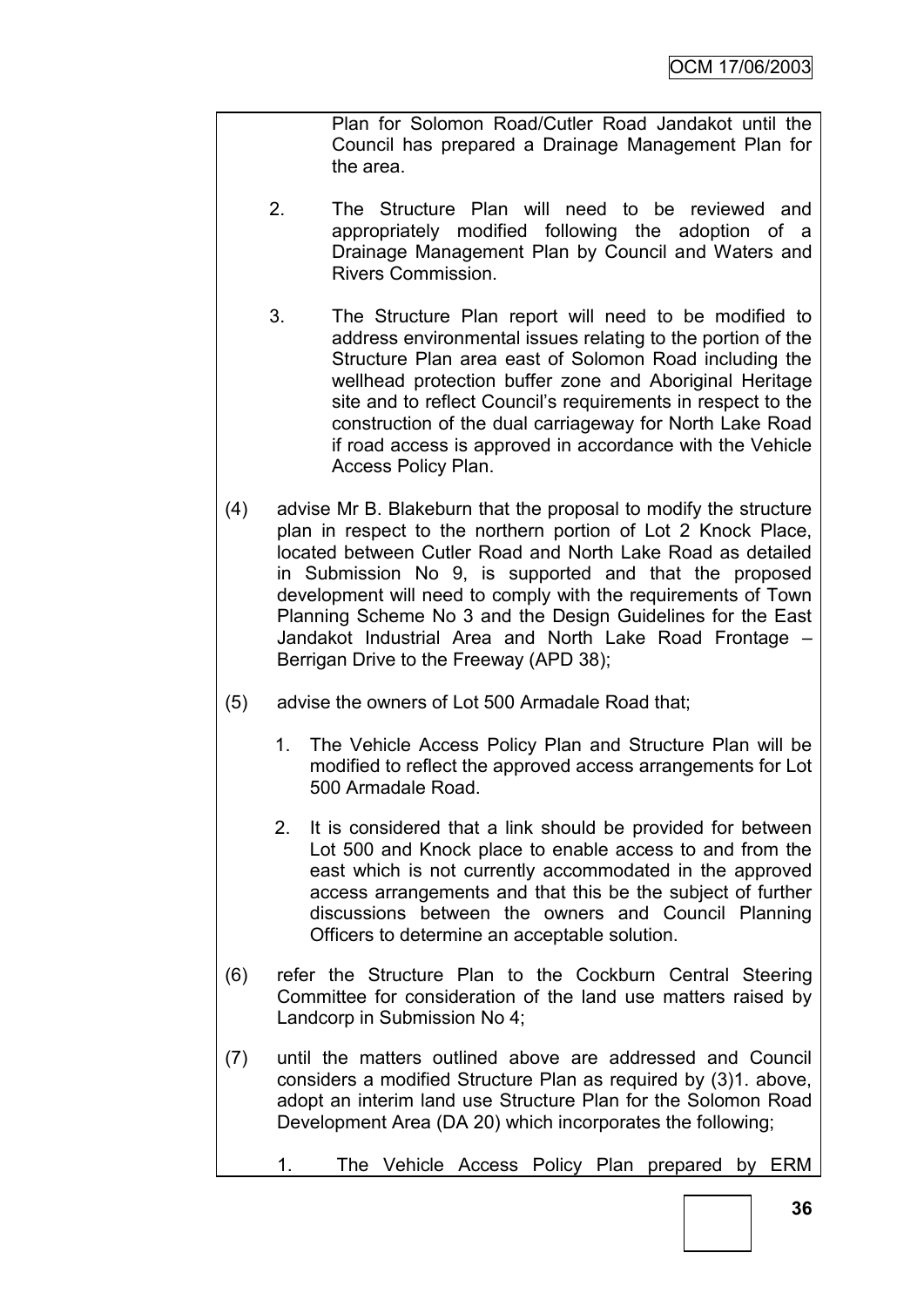Plan for Solomon Road/Cutler Road Jandakot until the Council has prepared a Drainage Management Plan for the area.

2. The Structure Plan will need to be reviewed and appropriately modified following the adoption of a Drainage Management Plan by Council and Waters and Rivers Commission.

3. The Structure Plan report will need to be modified to address environmental issues relating to the portion of the Structure Plan area east of Solomon Road including the wellhead protection buffer zone and Aboriginal Heritage site and to reflect Council's requirements in respect to the construction of the dual carriageway for North Lake Road if road access is approved in accordance with the Vehicle Access Policy Plan.

(4) advise Mr B. Blakeburn that the proposal to modify the structure plan in respect to the northern portion of Lot 2 Knock Place, located between Cutler Road and North Lake Road as detailed in Submission No 9, is supported and that the proposed development will need to comply with the requirements of Town Planning Scheme No 3 and the Design Guidelines for the East Jandakot Industrial Area and North Lake Road Frontage – Berrigan Drive to the Freeway (APD 38);

(5) advise the owners of Lot 500 Armadale Road that;

1. The Vehicle Access Policy Plan and Structure Plan will be modified to reflect the approved access arrangements for Lot 500 Armadale Road.

2. It is considered that a link should be provided for between Lot 500 and Knock place to enable access to and from the east which is not currently accommodated in the approved access arrangements and that this be the subject of further discussions between the owners and Council Planning Officers to determine an acceptable solution.

(6) refer the Structure Plan to the Cockburn Central Steering Committee for consideration of the land use matters raised by Landcorp in Submission No 4;

(7) until the matters outlined above are addressed and Council considers a modified Structure Plan as required by (3)1. above, adopt an interim land use Structure Plan for the Solomon Road Development Area (DA 20) which incorporates the following;

1. The Vehicle Access Policy Plan prepared by ERM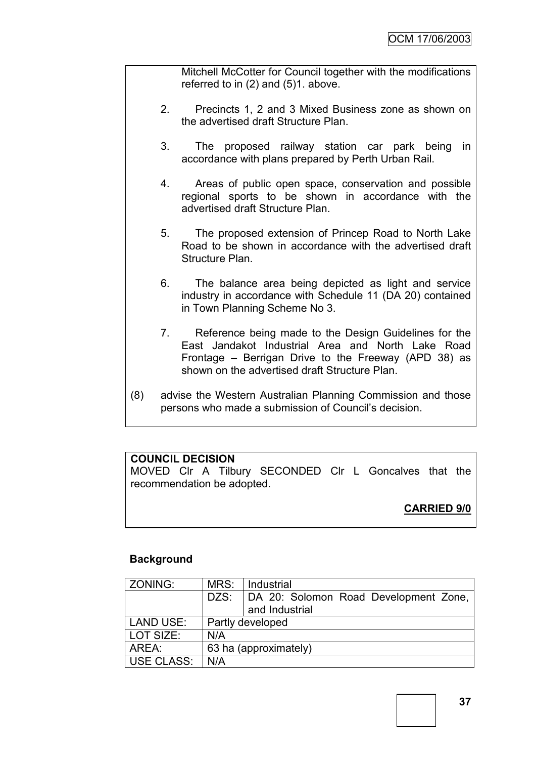Mitchell McCotter for Council together with the modifications referred to in (2) and (5)1. above.

2. Precincts 1, 2 and 3 Mixed Business zone as shown on the advertised draft Structure Plan.

3. The proposed railway station car park being in accordance with plans prepared by Perth Urban Rail.

4. Areas of public open space, conservation and possible regional sports to be shown in accordance with the advertised draft Structure Plan.

5. The proposed extension of Princep Road to North Lake Road to be shown in accordance with the advertised draft Structure Plan.

6. The balance area being depicted as light and service industry in accordance with Schedule 11 (DA 20) contained in Town Planning Scheme No 3.

7. Reference being made to the Design Guidelines for the East Jandakot Industrial Area and North Lake Road Frontage – Berrigan Drive to the Freeway (APD 38) as shown on the advertised draft Structure Plan.

(8) advise the Western Australian Planning Commission and those persons who made a submission of Council's decision.

**COUNCIL DECISION**

MOVED Clr A Tilbury SECONDED Clr L Goncalves that the recommendation be adopted.

**CARRIED 9/0**

**Background**

| ZONING: | MRS: | Industrial |
|---|---|---|
| | DZS: | DA 20: Solomon Road Development Zone, and Industrial |
| LAND USE: | Partly developed | |
| LOT SIZE: | N/A | |
| AREA: | 63 ha (approximately) | |
| USE CLASS: | N/A | |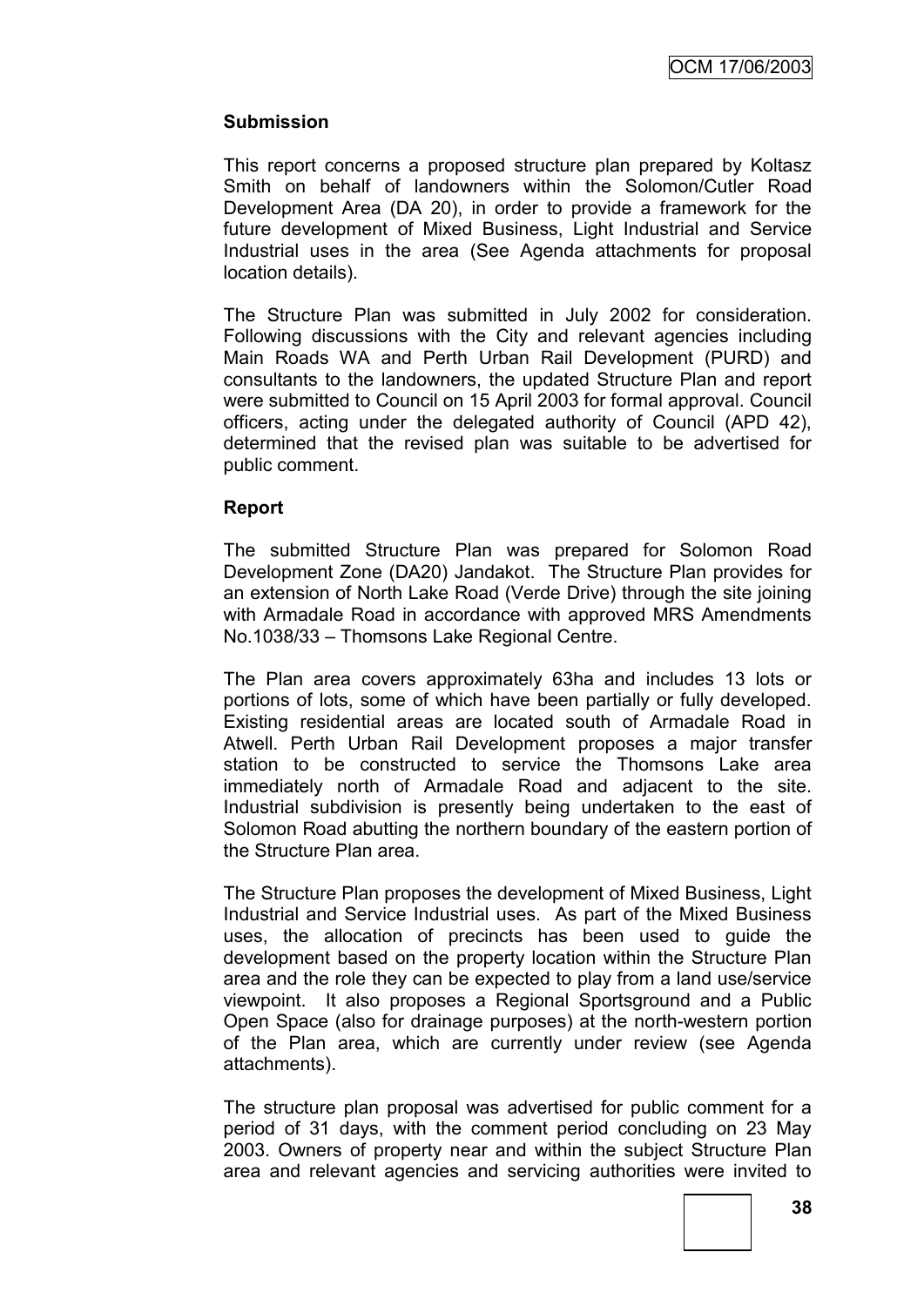**Submission**

This report concerns a proposed structure plan prepared by Koltasz Smith on behalf of landowners within the Solomon/Cutler Road Development Area (DA 20), in order to provide a framework for the future development of Mixed Business, Light Industrial and Service Industrial uses in the area (See Agenda attachments for proposal location details).

The Structure Plan was submitted in July 2002 for consideration. Following discussions with the City and relevant agencies including Main Roads WA and Perth Urban Rail Development (PURD) and consultants to the landowners, the updated Structure Plan and report were submitted to Council on 15 April 2003 for formal approval. Council officers, acting under the delegated authority of Council (APD 42), determined that the revised plan was suitable to be advertised for public comment.

**Report**

The submitted Structure Plan was prepared for Solomon Road Development Zone (DA20) Jandakot. The Structure Plan provides for an extension of North Lake Road (Verde Drive) through the site joining with Armadale Road in accordance with approved MRS Amendments No.1038/33 – Thomsons Lake Regional Centre.

The Plan area covers approximately 63ha and includes 13 lots or portions of lots, some of which have been partially or fully developed. Existing residential areas are located south of Armadale Road in Atwell. Perth Urban Rail Development proposes a major transfer station to be constructed to service the Thomsons Lake area immediately north of Armadale Road and adjacent to the site. Industrial subdivision is presently being undertaken to the east of Solomon Road abutting the northern boundary of the eastern portion of the Structure Plan area.

The Structure Plan proposes the development of Mixed Business, Light Industrial and Service Industrial uses. As part of the Mixed Business uses, the allocation of precincts has been used to guide the development based on the property location within the Structure Plan area and the role they can be expected to play from a land use/service viewpoint. It also proposes a Regional Sportsground and a Public Open Space (also for drainage purposes) at the north-western portion of the Plan area, which are currently under review (see Agenda attachments).

The structure plan proposal was advertised for public comment for a period of 31 days, with the comment period concluding on 23 May 2003. Owners of property near and within the subject Structure Plan area and relevant agencies and servicing authorities were invited to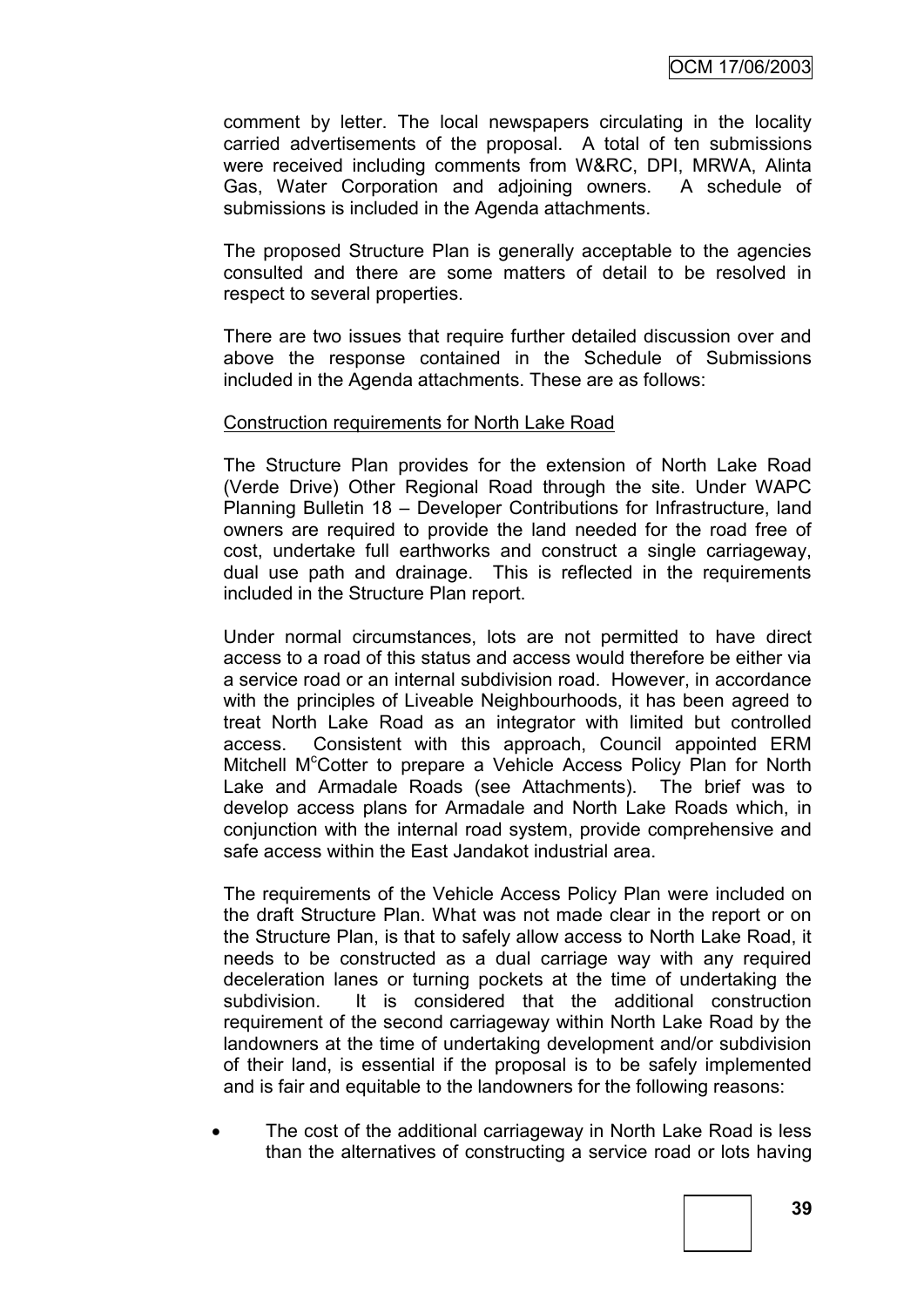comment by letter. The local newspapers circulating in the locality carried advertisements of the proposal. A total of ten submissions were received including comments from W&RC, DPI, MRWA, Alinta Gas, Water Corporation and adjoining owners. A schedule of submissions is included in the Agenda attachments.

The proposed Structure Plan is generally acceptable to the agencies consulted and there are some matters of detail to be resolved in respect to several properties.

There are two issues that require further detailed discussion over and above the response contained in the Schedule of Submissions included in the Agenda attachments. These are as follows:

Construction requirements for North Lake Road

The Structure Plan provides for the extension of North Lake Road (Verde Drive) Other Regional Road through the site. Under WAPC Planning Bulletin 18 – Developer Contributions for Infrastructure, land owners are required to provide the land needed for the road free of cost, undertake full earthworks and construct a single carriageway, dual use path and drainage. This is reflected in the requirements included in the Structure Plan report.

Under normal circumstances, lots are not permitted to have direct access to a road of this status and access would therefore be either via a service road or an internal subdivision road. However, in accordance with the principles of Liveable Neighbourhoods, it has been agreed to treat North Lake Road as an integrator with limited but controlled access. Consistent with this approach, Council appointed ERM Mitchell McCotter to prepare a Vehicle Access Policy Plan for North Lake and Armadale Roads (see Attachments). The brief was to develop access plans for Armadale and North Lake Roads which, in conjunction with the internal road system, provide comprehensive and safe access within the East Jandakot industrial area.

The requirements of the Vehicle Access Policy Plan were included on the draft Structure Plan. What was not made clear in the report or on the Structure Plan, is that to safely allow access to North Lake Road, it needs to be constructed as a dual carriage way with any required deceleration lanes or turning pockets at the time of undertaking the subdivision. It is considered that the additional construction requirement of the second carriageway within North Lake Road by the landowners at the time of undertaking development and/or subdivision of their land, is essential if the proposal is to be safely implemented and is fair and equitable to the landowners for the following reasons:

- The cost of the additional carriageway in North Lake Road is less than the alternatives of constructing a service road or lots having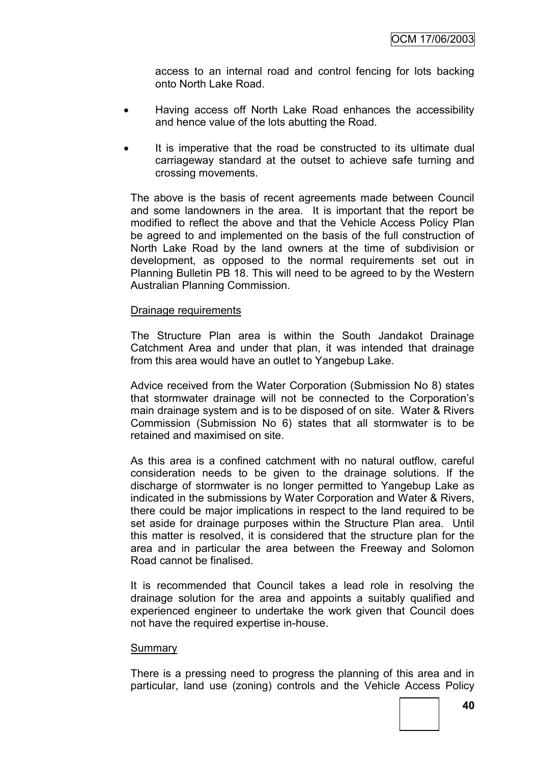access to an internal road and control fencing for lots backing onto North Lake Road.

- Having access off North Lake Road enhances the accessibility and hence value of the lots abutting the Road.
- It is imperative that the road be constructed to its ultimate dual carriageway standard at the outset to achieve safe turning and crossing movements.

The above is the basis of recent agreements made between Council and some landowners in the area. It is important that the report be modified to reflect the above and that the Vehicle Access Policy Plan be agreed to and implemented on the basis of the full construction of North Lake Road by the land owners at the time of subdivision or development, as opposed to the normal requirements set out in Planning Bulletin PB 18. This will need to be agreed to by the Western Australian Planning Commission.

Drainage requirements

The Structure Plan area is within the South Jandakot Drainage Catchment Area and under that plan, it was intended that drainage from this area would have an outlet to Yangebup Lake.

Advice received from the Water Corporation (Submission No 8) states that stormwater drainage will not be connected to the Corporation's main drainage system and is to be disposed of on site. Water & Rivers Commission (Submission No 6) states that all stormwater is to be retained and maximised on site.

As this area is a confined catchment with no natural outflow, careful consideration needs to be given to the drainage solutions. If the discharge of stormwater is no longer permitted to Yangebup Lake as indicated in the submissions by Water Corporation and Water & Rivers, there could be major implications in respect to the land required to be set aside for drainage purposes within the Structure Plan area. Until this matter is resolved, it is considered that the structure plan for the area and in particular the area between the Freeway and Solomon Road cannot be finalised.

It is recommended that Council takes a lead role in resolving the drainage solution for the area and appoints a suitably qualified and experienced engineer to undertake the work given that Council does not have the required expertise in-house.

Summary

There is a pressing need to progress the planning of this area and in particular, land use (zoning) controls and the Vehicle Access Policy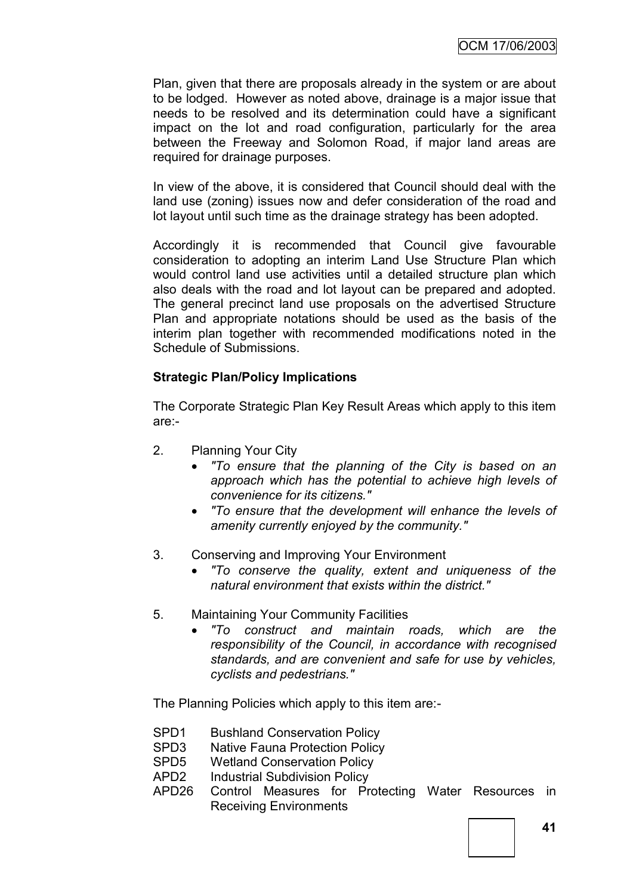Plan, given that there are proposals already in the system or are about to be lodged. However as noted above, drainage is a major issue that needs to be resolved and its determination could have a significant impact on the lot and road configuration, particularly for the area between the Freeway and Solomon Road, if major land areas are required for drainage purposes.

In view of the above, it is considered that Council should deal with the land use (zoning) issues now and defer consideration of the road and lot layout until such time as the drainage strategy has been adopted.

Accordingly it is recommended that Council give favourable consideration to adopting an interim Land Use Structure Plan which would control land use activities until a detailed structure plan which also deals with the road and lot layout can be prepared and adopted. The general precinct land use proposals on the advertised Structure Plan and appropriate notations should be used as the basis of the interim plan together with recommended modifications noted in the Schedule of Submissions.

**Strategic Plan/Policy Implications**

The Corporate Strategic Plan Key Result Areas which apply to this item are:-

2. Planning Your City
   - *"To ensure that the planning of the City is based on an approach which has the potential to achieve high levels of convenience for its citizens."*
   - *"To ensure that the development will enhance the levels of amenity currently enjoyed by the community."*

3. Conserving and Improving Your Environment
   - *"To conserve the quality, extent and uniqueness of the natural environment that exists within the district."*

5. Maintaining Your Community Facilities
   - *"To construct and maintain roads, which are the responsibility of the Council, in accordance with recognised standards, and are convenient and safe for use by vehicles, cyclists and pedestrians."*

The Planning Policies which apply to this item are:-

- SPD1 Bushland Conservation Policy
- SPD3 Native Fauna Protection Policy
- SPD5 Wetland Conservation Policy
- APD2 Industrial Subdivision Policy
- APD26 Control Measures for Protecting Water Resources in Receiving Environments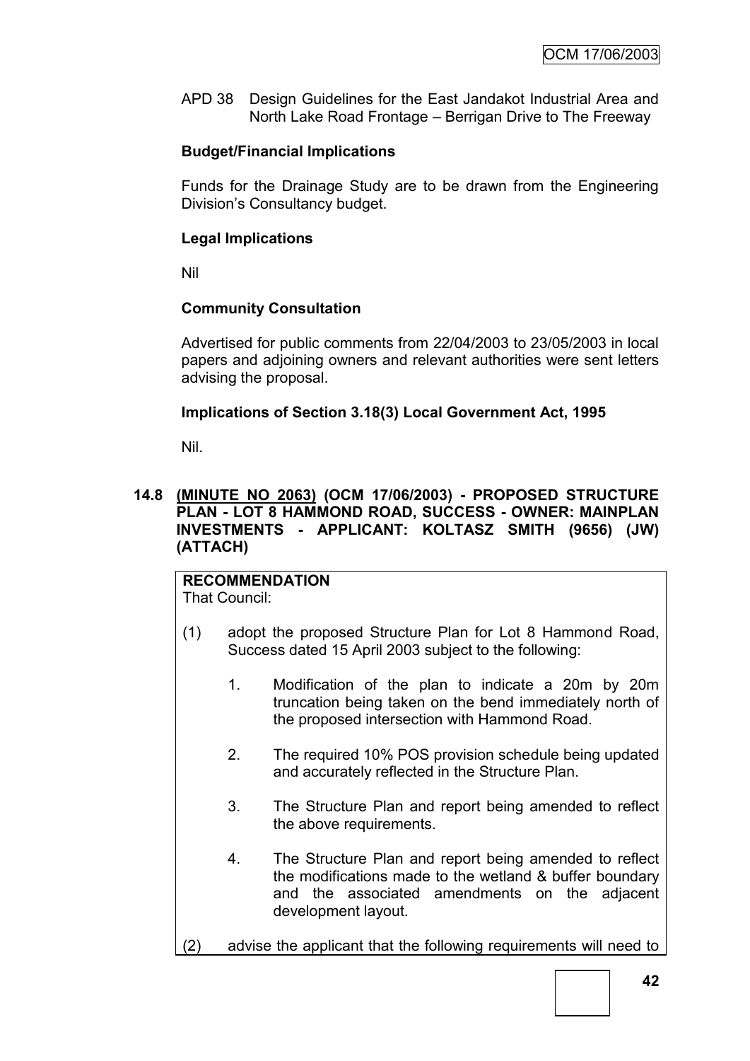APD 38 Design Guidelines for the East Jandakot Industrial Area and North Lake Road Frontage – Berrigan Drive to The Freeway

**Budget/Financial Implications**

Funds for the Drainage Study are to be drawn from the Engineering Division's Consultancy budget.

**Legal Implications**

Nil

**Community Consultation**

Advertised for public comments from 22/04/2003 to 23/05/2003 in local papers and adjoining owners and relevant authorities were sent letters advising the proposal.

**Implications of Section 3.18(3) Local Government Act, 1995**

Nil.

### 14.8 (MINUTE NO 2063) (OCM 17/06/2003) - PROPOSED STRUCTURE PLAN - LOT 8 HAMMOND ROAD, SUCCESS - OWNER: MAINPLAN INVESTMENTS - APPLICANT: KOLTASZ SMITH (9656) (JW) (ATTACH)

**RECOMMENDATION**
That Council:

(1) adopt the proposed Structure Plan for Lot 8 Hammond Road, Success dated 15 April 2003 subject to the following:

1. Modification of the plan to indicate a 20m by 20m truncation being taken on the bend immediately north of the proposed intersection with Hammond Road.

2. The required 10% POS provision schedule being updated and accurately reflected in the Structure Plan.

3. The Structure Plan and report being amended to reflect the above requirements.

4. The Structure Plan and report being amended to reflect the modifications made to the wetland & buffer boundary and the associated amendments on the adjacent development layout.

(2) advise the applicant that the following requirements will need to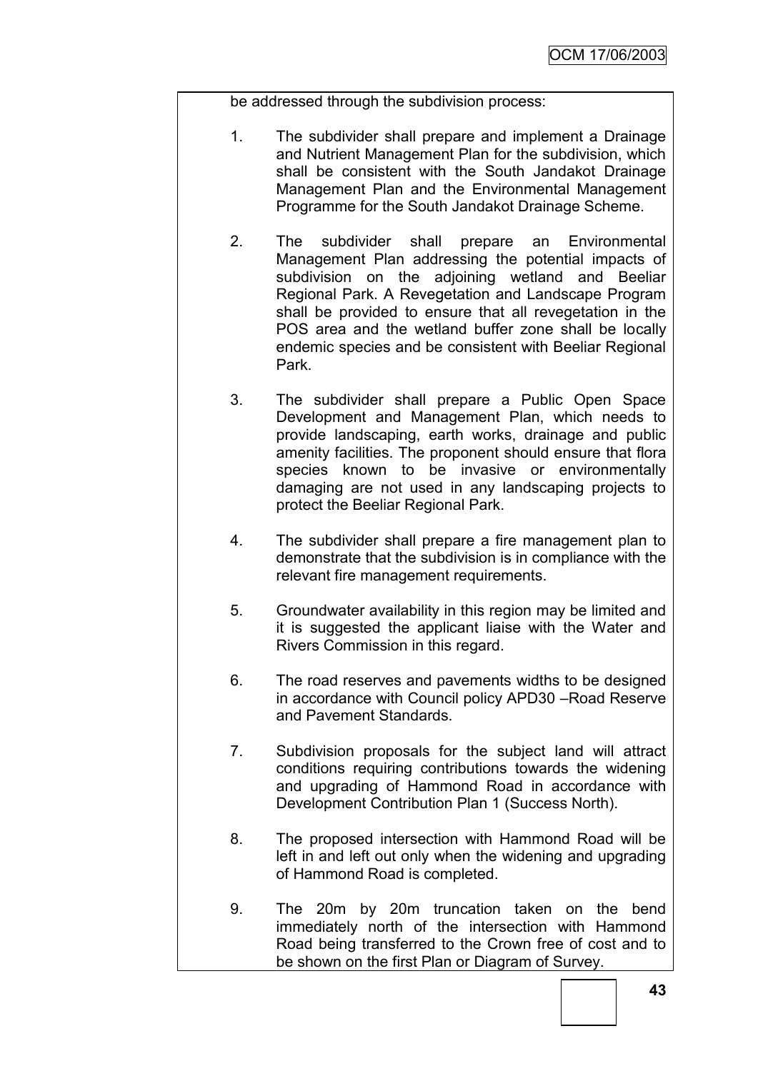be addressed through the subdivision process:

1. The subdivider shall prepare and implement a Drainage and Nutrient Management Plan for the subdivision, which shall be consistent with the South Jandakot Drainage Management Plan and the Environmental Management Programme for the South Jandakot Drainage Scheme.

2. The subdivider shall prepare an Environmental Management Plan addressing the potential impacts of subdivision on the adjoining wetland and Beeliar Regional Park. A Revegetation and Landscape Program shall be provided to ensure that all revegetation in the POS area and the wetland buffer zone shall be locally endemic species and be consistent with Beeliar Regional Park.

3. The subdivider shall prepare a Public Open Space Development and Management Plan, which needs to provide landscaping, earth works, drainage and public amenity facilities. The proponent should ensure that flora species known to be invasive or environmentally damaging are not used in any landscaping projects to protect the Beeliar Regional Park.

4. The subdivider shall prepare a fire management plan to demonstrate that the subdivision is in compliance with the relevant fire management requirements.

5. Groundwater availability in this region may be limited and it is suggested the applicant liaise with the Water and Rivers Commission in this regard.

6. The road reserves and pavements widths to be designed in accordance with Council policy APD30 –Road Reserve and Pavement Standards.

7. Subdivision proposals for the subject land will attract conditions requiring contributions towards the widening and upgrading of Hammond Road in accordance with Development Contribution Plan 1 (Success North).

8. The proposed intersection with Hammond Road will be left in and left out only when the widening and upgrading of Hammond Road is completed.

9. The 20m by 20m truncation taken on the bend immediately north of the intersection with Hammond Road being transferred to the Crown free of cost and to be shown on the first Plan or Diagram of Survey.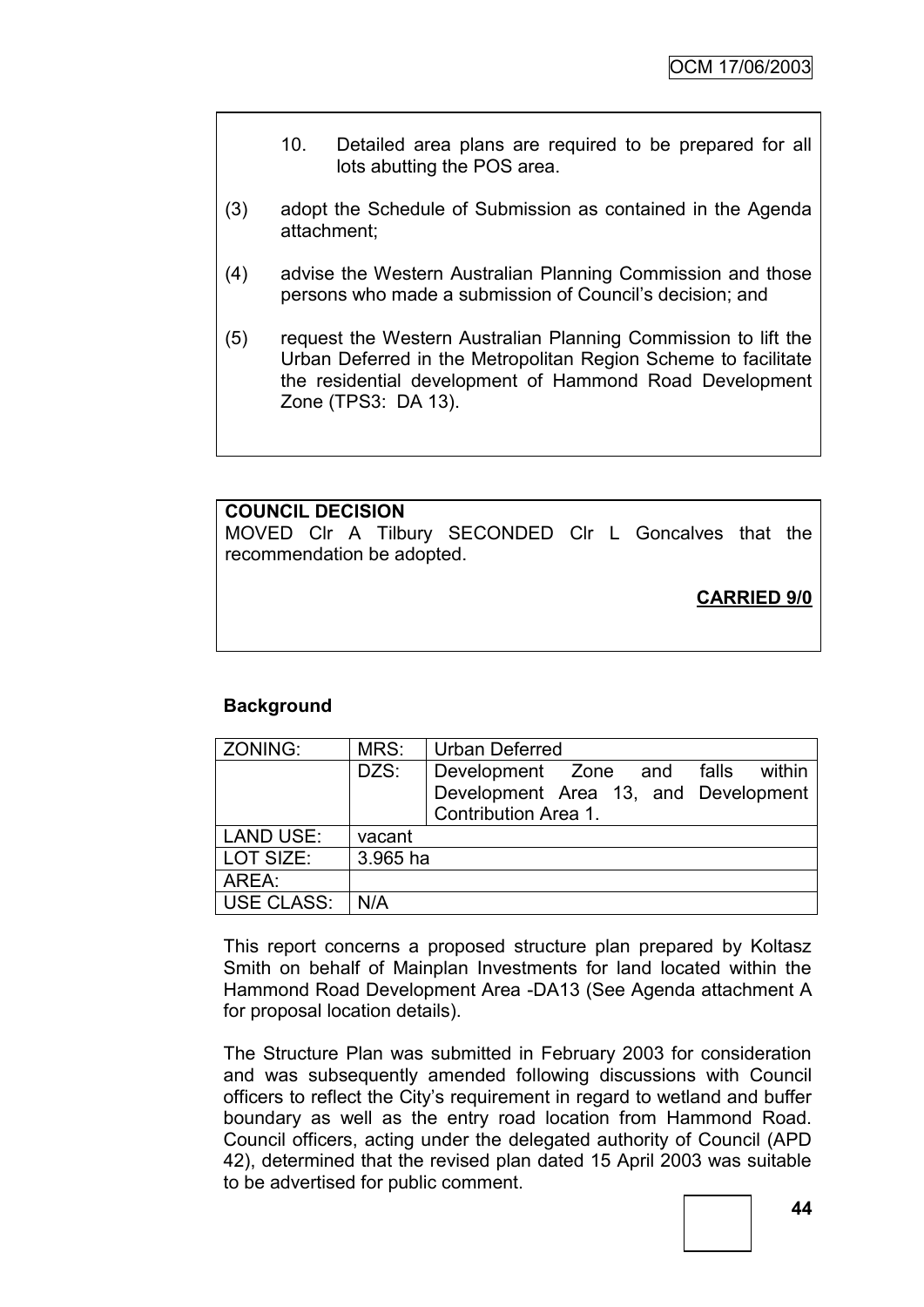10. Detailed area plans are required to be prepared for all lots abutting the POS area.

(3) adopt the Schedule of Submission as contained in the Agenda attachment;

(4) advise the Western Australian Planning Commission and those persons who made a submission of Council's decision; and

(5) request the Western Australian Planning Commission to lift the Urban Deferred in the Metropolitan Region Scheme to facilitate the residential development of Hammond Road Development Zone (TPS3: DA 13).

**COUNCIL DECISION**

MOVED Clr A Tilbury SECONDED Clr L Goncalves that the recommendation be adopted.

**CARRIED 9/0**

**Background**

| ZONING: | MRS: | Urban Deferred |
|---|---|---|
| | DZS: | Development Zone and falls within Development Area 13, and Development Contribution Area 1. |
| LAND USE: | vacant | |
| LOT SIZE: | 3.965 ha | |
| AREA: | | |
| USE CLASS: | N/A | |

This report concerns a proposed structure plan prepared by Koltasz Smith on behalf of Mainplan Investments for land located within the Hammond Road Development Area -DA13 (See Agenda attachment A for proposal location details).

The Structure Plan was submitted in February 2003 for consideration and was subsequently amended following discussions with Council officers to reflect the City's requirement in regard to wetland and buffer boundary as well as the entry road location from Hammond Road. Council officers, acting under the delegated authority of Council (APD 42), determined that the revised plan dated 15 April 2003 was suitable to be advertised for public comment.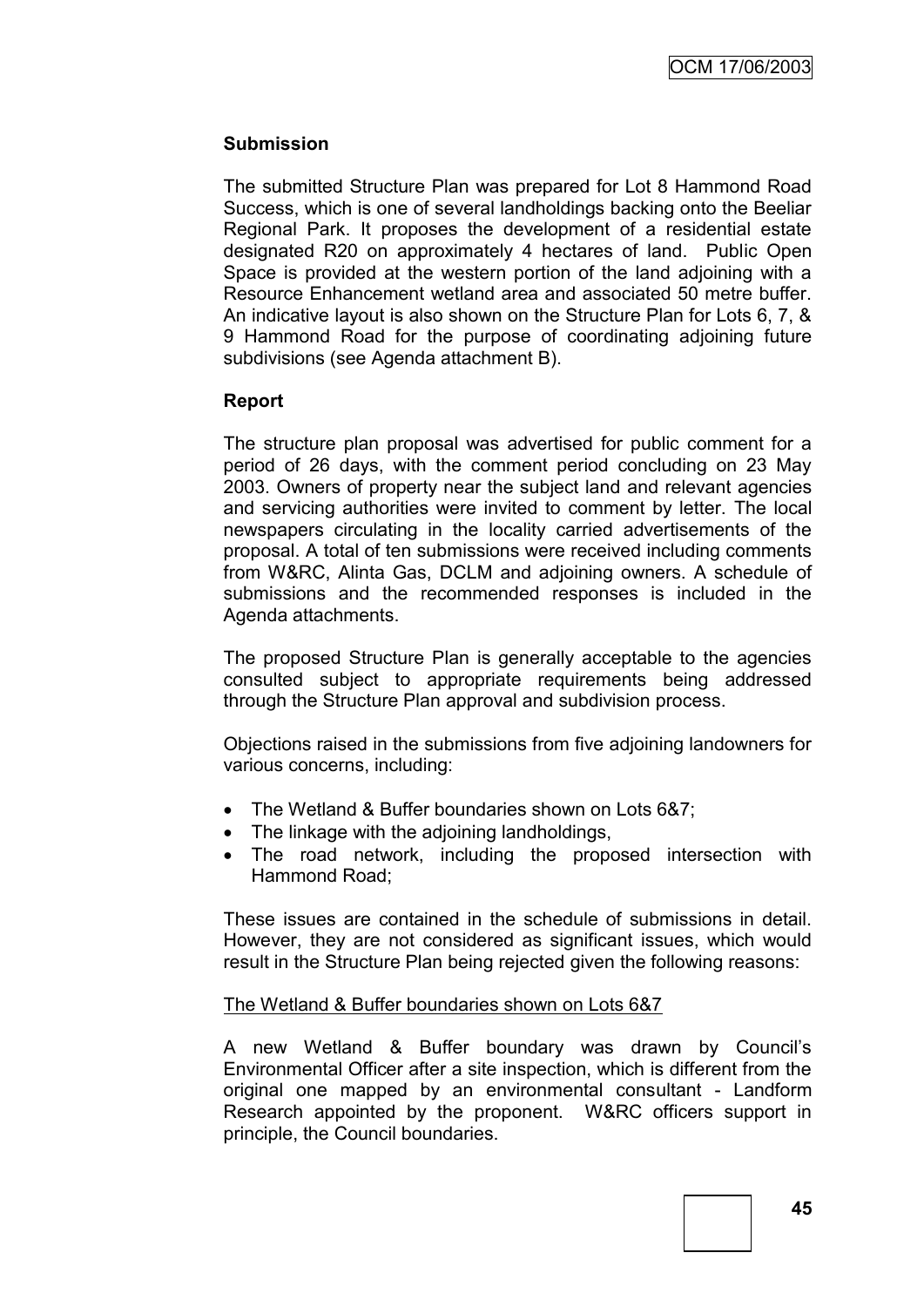**Submission**

The submitted Structure Plan was prepared for Lot 8 Hammond Road Success, which is one of several landholdings backing onto the Beeliar Regional Park. It proposes the development of a residential estate designated R20 on approximately 4 hectares of land. Public Open Space is provided at the western portion of the land adjoining with a Resource Enhancement wetland area and associated 50 metre buffer. An indicative layout is also shown on the Structure Plan for Lots 6, 7, & 9 Hammond Road for the purpose of coordinating adjoining future subdivisions (see Agenda attachment B).

**Report**

The structure plan proposal was advertised for public comment for a period of 26 days, with the comment period concluding on 23 May 2003. Owners of property near the subject land and relevant agencies and servicing authorities were invited to comment by letter. The local newspapers circulating in the locality carried advertisements of the proposal. A total of ten submissions were received including comments from W&RC, Alinta Gas, DCLM and adjoining owners. A schedule of submissions and the recommended responses is included in the Agenda attachments.

The proposed Structure Plan is generally acceptable to the agencies consulted subject to appropriate requirements being addressed through the Structure Plan approval and subdivision process.

Objections raised in the submissions from five adjoining landowners for various concerns, including:

- The Wetland & Buffer boundaries shown on Lots 6&7;
- The linkage with the adjoining landholdings,
- The road network, including the proposed intersection with Hammond Road;

These issues are contained in the schedule of submissions in detail. However, they are not considered as significant issues, which would result in the Structure Plan being rejected given the following reasons:

<u>The Wetland & Buffer boundaries shown on Lots 6&7</u>

A new Wetland & Buffer boundary was drawn by Council's Environmental Officer after a site inspection, which is different from the original one mapped by an environmental consultant - Landform Research appointed by the proponent. W&RC officers support in principle, the Council boundaries.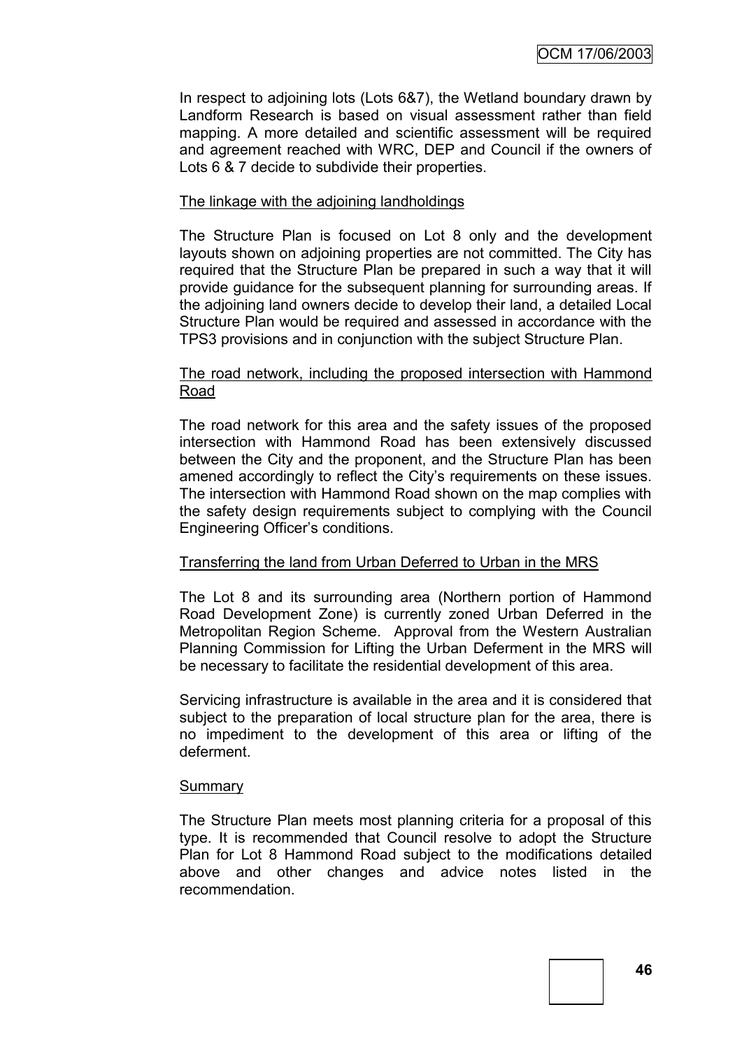In respect to adjoining lots (Lots 6&7), the Wetland boundary drawn by Landform Research is based on visual assessment rather than field mapping. A more detailed and scientific assessment will be required and agreement reached with WRC, DEP and Council if the owners of Lots 6 & 7 decide to subdivide their properties.

<u>The linkage with the adjoining landholdings</u>

The Structure Plan is focused on Lot 8 only and the development layouts shown on adjoining properties are not committed. The City has required that the Structure Plan be prepared in such a way that it will provide guidance for the subsequent planning for surrounding areas. If the adjoining land owners decide to develop their land, a detailed Local Structure Plan would be required and assessed in accordance with the TPS3 provisions and in conjunction with the subject Structure Plan.

<u>The road network, including the proposed intersection with Hammond Road</u>

The road network for this area and the safety issues of the proposed intersection with Hammond Road has been extensively discussed between the City and the proponent, and the Structure Plan has been amened accordingly to reflect the City's requirements on these issues. The intersection with Hammond Road shown on the map complies with the safety design requirements subject to complying with the Council Engineering Officer's conditions.

<u>Transferring the land from Urban Deferred to Urban in the MRS</u>

The Lot 8 and its surrounding area (Northern portion of Hammond Road Development Zone) is currently zoned Urban Deferred in the Metropolitan Region Scheme. Approval from the Western Australian Planning Commission for Lifting the Urban Deferment in the MRS will be necessary to facilitate the residential development of this area.

Servicing infrastructure is available in the area and it is considered that subject to the preparation of local structure plan for the area, there is no impediment to the development of this area or lifting of the deferment.

<u>Summary</u>

The Structure Plan meets most planning criteria for a proposal of this type. It is recommended that Council resolve to adopt the Structure Plan for Lot 8 Hammond Road subject to the modifications detailed above and other changes and advice notes listed in the recommendation.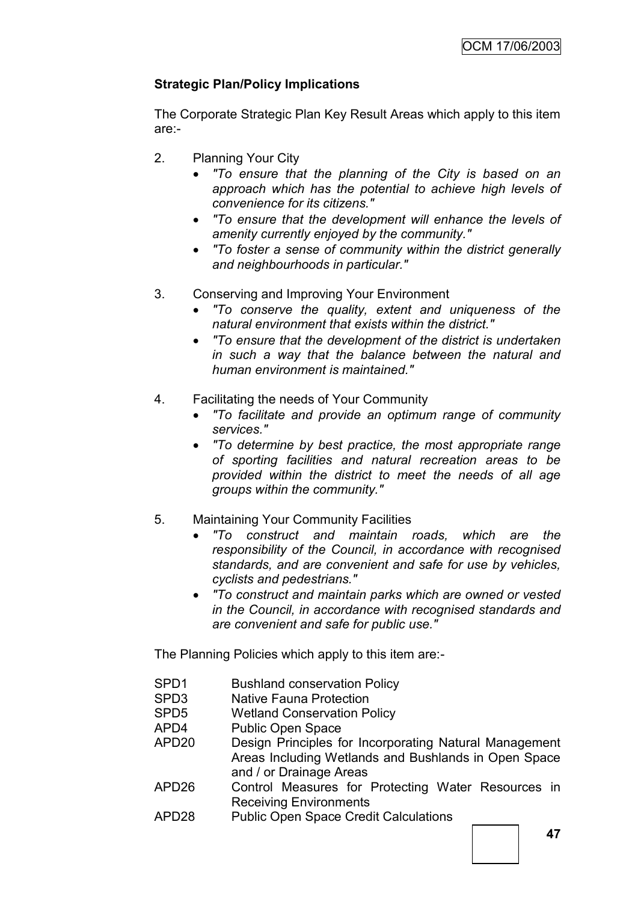**Strategic Plan/Policy Implications**

The Corporate Strategic Plan Key Result Areas which apply to this item are:-

2. Planning Your City
   - *"To ensure that the planning of the City is based on an approach which has the potential to achieve high levels of convenience for its citizens."*
   - *"To ensure that the development will enhance the levels of amenity currently enjoyed by the community."*
   - *"To foster a sense of community within the district generally and neighbourhoods in particular."*

3. Conserving and Improving Your Environment
   - *"To conserve the quality, extent and uniqueness of the natural environment that exists within the district."*
   - *"To ensure that the development of the district is undertaken in such a way that the balance between the natural and human environment is maintained."*

4. Facilitating the needs of Your Community
   - *"To facilitate and provide an optimum range of community services."*
   - *"To determine by best practice, the most appropriate range of sporting facilities and natural recreation areas to be provided within the district to meet the needs of all age groups within the community."*

5. Maintaining Your Community Facilities
   - *"To construct and maintain roads, which are the responsibility of the Council, in accordance with recognised standards, and are convenient and safe for use by vehicles, cyclists and pedestrians."*
   - *"To construct and maintain parks which are owned or vested in the Council, in accordance with recognised standards and are convenient and safe for public use."*

The Planning Policies which apply to this item are:-

| | |
|---|---|
| SPD1 | Bushland conservation Policy |
| SPD3 | Native Fauna Protection |
| SPD5 | Wetland Conservation Policy |
| APD4 | Public Open Space |
| APD20 | Design Principles for Incorporating Natural Management Areas Including Wetlands and Bushlands in Open Space and / or Drainage Areas |
| APD26 | Control Measures for Protecting Water Resources in Receiving Environments |
| APD28 | Public Open Space Credit Calculations |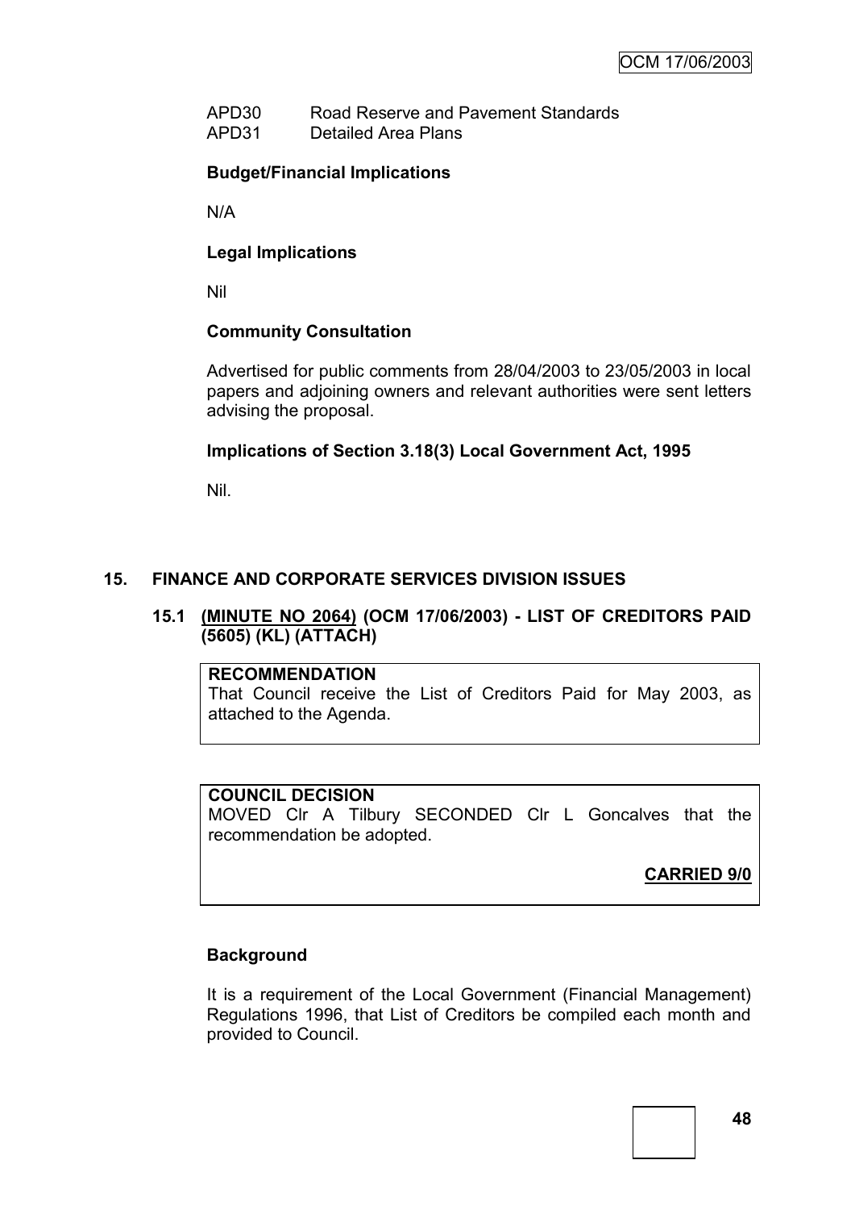APD30 Road Reserve and Pavement Standards
APD31 Detailed Area Plans

**Budget/Financial Implications**

N/A

**Legal Implications**

Nil

**Community Consultation**

Advertised for public comments from 28/04/2003 to 23/05/2003 in local papers and adjoining owners and relevant authorities were sent letters advising the proposal.

**Implications of Section 3.18(3) Local Government Act, 1995**

Nil.

## 15. FINANCE AND CORPORATE SERVICES DIVISION ISSUES

### 15.1 (MINUTE NO 2064) (OCM 17/06/2003) - LIST OF CREDITORS PAID (5605) (KL) (ATTACH)

**RECOMMENDATION**
That Council receive the List of Creditors Paid for May 2003, as attached to the Agenda.

**COUNCIL DECISION**
MOVED Clr A Tilbury SECONDED Clr L Goncalves that the recommendation be adopted.

**CARRIED 9/0**

**Background**

It is a requirement of the Local Government (Financial Management) Regulations 1996, that List of Creditors be compiled each month and provided to Council.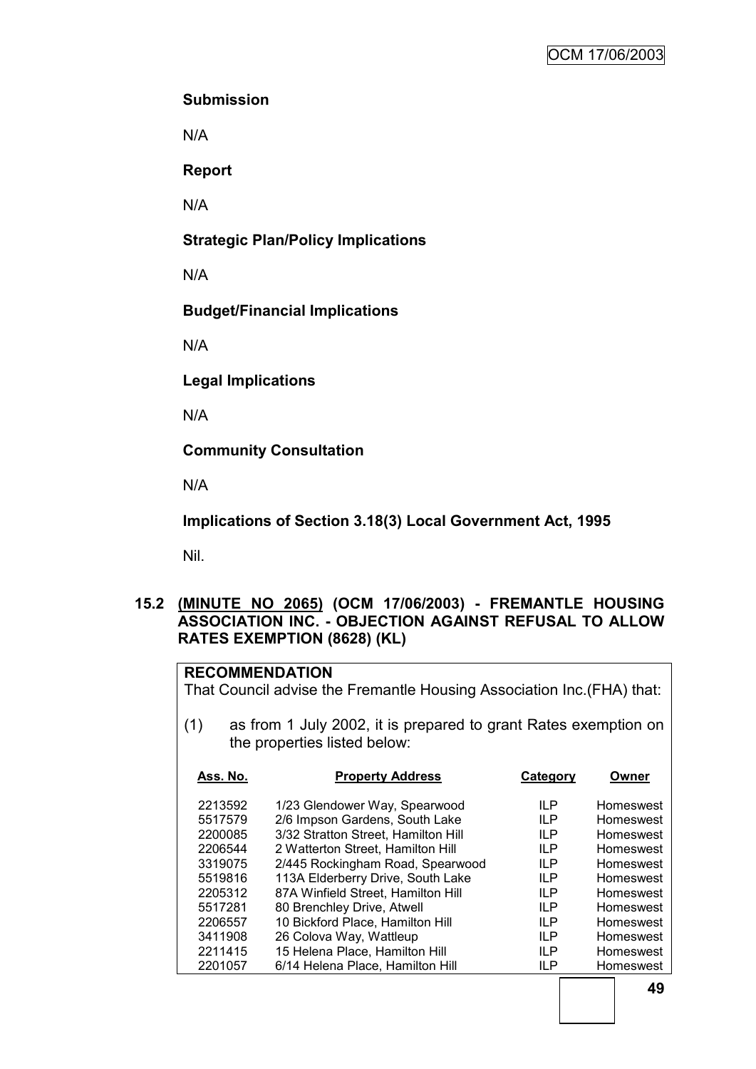**Submission**

N/A

**Report**

N/A

**Strategic Plan/Policy Implications**

N/A

**Budget/Financial Implications**

N/A

**Legal Implications**

N/A

**Community Consultation**

N/A

**Implications of Section 3.18(3) Local Government Act, 1995**

Nil.

## 15.2 (MINUTE NO 2065) (OCM 17/06/2003) - FREMANTLE HOUSING ASSOCIATION INC. - OBJECTION AGAINST REFUSAL TO ALLOW RATES EXEMPTION (8628) (KL)

**RECOMMENDATION**

That Council advise the Fremantle Housing Association Inc.(FHA) that:

(1) as from 1 July 2002, it is prepared to grant Rates exemption on the properties listed below:

| Ass. No. | Property Address | Category | Owner |
|---|---|---|---|
| 2213592 | 1/23 Glendower Way, Spearwood | ILP | Homeswest |
| 5517579 | 2/6 Impson Gardens, South Lake | ILP | Homeswest |
| 2200085 | 3/32 Stratton Street, Hamilton Hill | ILP | Homeswest |
| 2206544 | 2 Watterton Street, Hamilton Hill | ILP | Homeswest |
| 3319075 | 2/445 Rockingham Road, Spearwood | ILP | Homeswest |
| 5519816 | 113A Elderberry Drive, South Lake | ILP | Homeswest |
| 2205312 | 87A Winfield Street, Hamilton Hill | ILP | Homeswest |
| 5517281 | 80 Brenchley Drive, Atwell | ILP | Homeswest |
| 2206557 | 10 Bickford Place, Hamilton Hill | ILP | Homeswest |
| 3411908 | 26 Colova Way, Wattleup | ILP | Homeswest |
| 2211415 | 15 Helena Place, Hamilton Hill | ILP | Homeswest |
| 2201057 | 6/14 Helena Place, Hamilton Hill | ILP | Homeswest |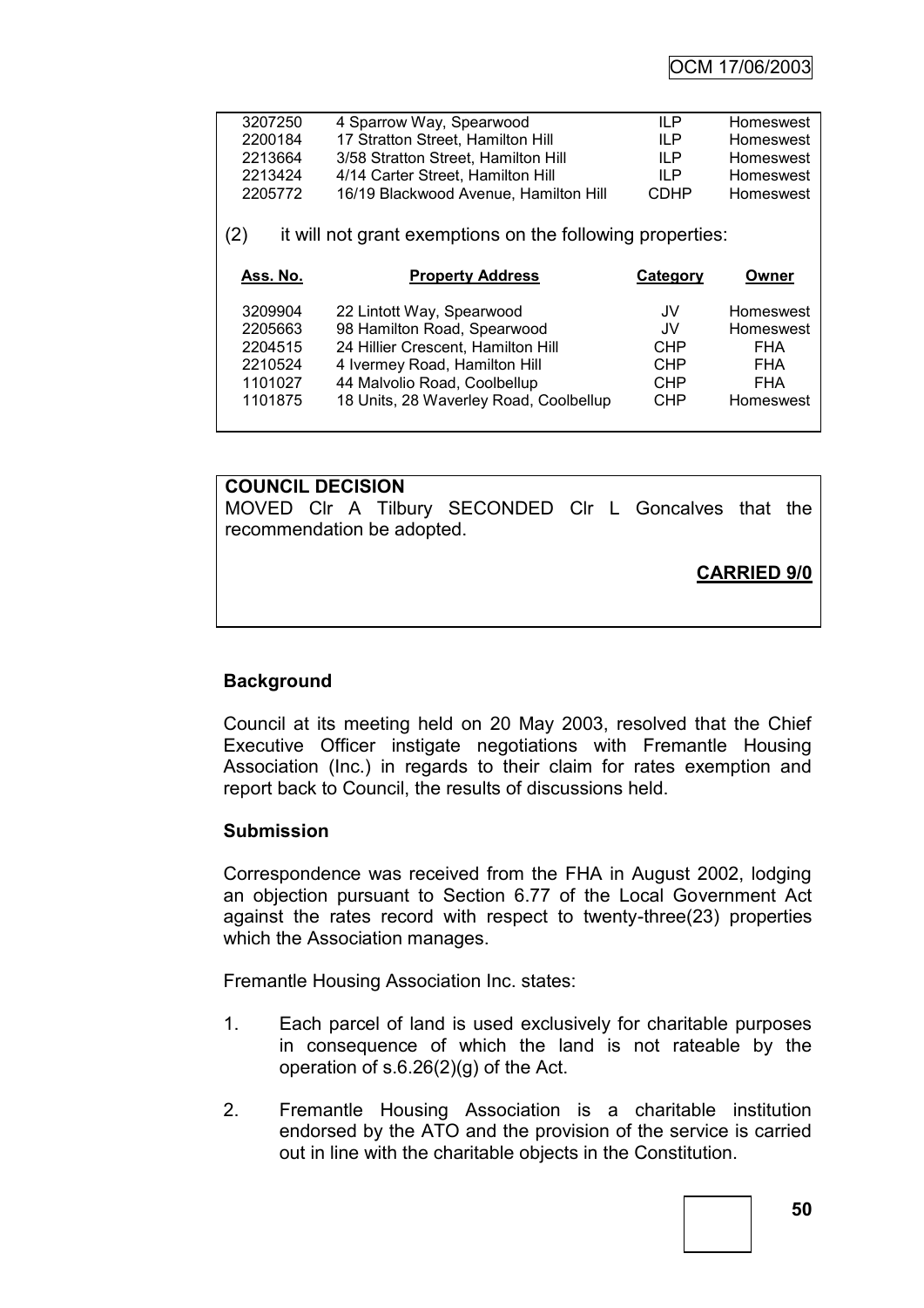| | | | |
|---|---|---|---|
| 3207250 | 4 Sparrow Way, Spearwood | ILP | Homeswest |
| 2200184 | 17 Stratton Street, Hamilton Hill | ILP | Homeswest |
| 2213664 | 3/58 Stratton Street, Hamilton Hill | ILP | Homeswest |
| 2213424 | 4/14 Carter Street, Hamilton Hill | ILP | Homeswest |
| 2205772 | 16/19 Blackwood Avenue, Hamilton Hill | CDHP | Homeswest |

(2) it will not grant exemptions on the following properties:

| Ass. No. | Property Address | Category | Owner |
|---|---|---|---|
| 3209904 | 22 Lintott Way, Spearwood | JV | Homeswest |
| 2205663 | 98 Hamilton Road, Spearwood | JV | Homeswest |
| 2204515 | 24 Hillier Crescent, Hamilton Hill | CHP | FHA |
| 2210524 | 4 Ivermey Road, Hamilton Hill | CHP | FHA |
| 1101027 | 44 Malvolio Road, Coolbellup | CHP | FHA |
| 1101875 | 18 Units, 28 Waverley Road, Coolbellup | CHP | Homeswest |

**COUNCIL DECISION**

MOVED Clr A Tilbury SECONDED Clr L Goncalves that the recommendation be adopted.

**CARRIED 9/0**

### Background

Council at its meeting held on 20 May 2003, resolved that the Chief Executive Officer instigate negotiations with Fremantle Housing Association (Inc.) in regards to their claim for rates exemption and report back to Council, the results of discussions held.

### Submission

Correspondence was received from the FHA in August 2002, lodging an objection pursuant to Section 6.77 of the Local Government Act against the rates record with respect to twenty-three(23) properties which the Association manages.

Fremantle Housing Association Inc. states:

1. Each parcel of land is used exclusively for charitable purposes in consequence of which the land is not rateable by the operation of s.6.26(2)(g) of the Act.

2. Fremantle Housing Association is a charitable institution endorsed by the ATO and the provision of the service is carried out in line with the charitable objects in the Constitution.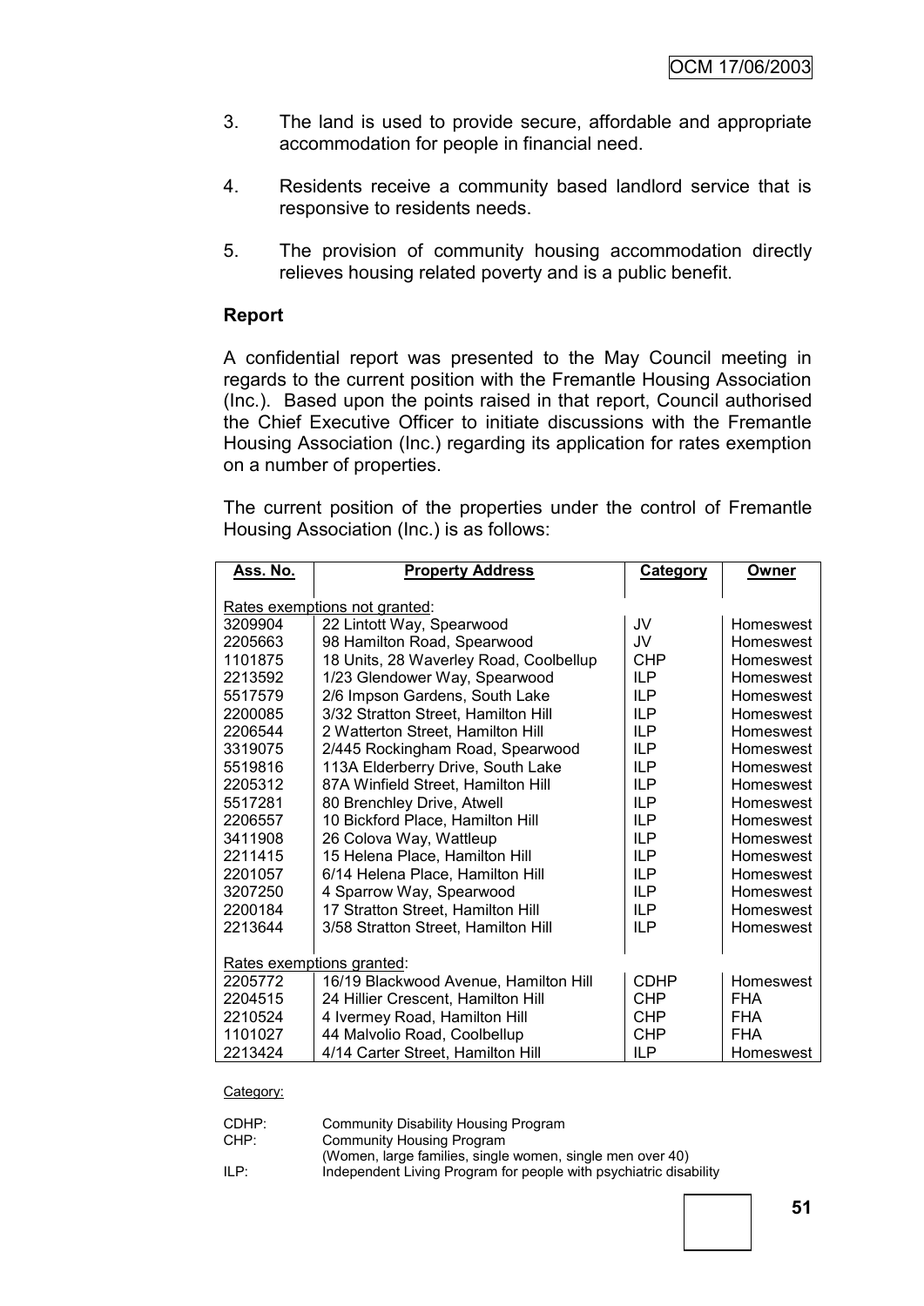3. The land is used to provide secure, affordable and appropriate accommodation for people in financial need.

4. Residents receive a community based landlord service that is responsive to residents needs.

5. The provision of community housing accommodation directly relieves housing related poverty and is a public benefit.

**Report**

A confidential report was presented to the May Council meeting in regards to the current position with the Fremantle Housing Association (Inc.). Based upon the points raised in that report, Council authorised the Chief Executive Officer to initiate discussions with the Fremantle Housing Association (Inc.) regarding its application for rates exemption on a number of properties.

The current position of the properties under the control of Fremantle Housing Association (Inc.) is as follows:

| Ass. No. | Property Address | Category | Owner |
|---|---|---|---|
| Rates exemptions not granted: | | | |
| 3209904 | 22 Lintott Way, Spearwood | JV | Homeswest |
| 2205663 | 98 Hamilton Road, Spearwood | JV | Homeswest |
| 1101875 | 18 Units, 28 Waverley Road, Coolbellup | CHP | Homeswest |
| 2213592 | 1/23 Glendower Way, Spearwood | ILP | Homeswest |
| 5517579 | 2/6 Impson Gardens, South Lake | ILP | Homeswest |
| 2200085 | 3/32 Stratton Street, Hamilton Hill | ILP | Homeswest |
| 2206544 | 2 Watterton Street, Hamilton Hill | ILP | Homeswest |
| 3319075 | 2/445 Rockingham Road, Spearwood | ILP | Homeswest |
| 5519816 | 113A Elderberry Drive, South Lake | ILP | Homeswest |
| 2205312 | 87A Winfield Street, Hamilton Hill | ILP | Homeswest |
| 5517281 | 80 Brenchley Drive, Atwell | ILP | Homeswest |
| 2206557 | 10 Bickford Place, Hamilton Hill | ILP | Homeswest |
| 3411908 | 26 Colova Way, Wattleup | ILP | Homeswest |
| 2211415 | 15 Helena Place, Hamilton Hill | ILP | Homeswest |
| 2201057 | 6/14 Helena Place, Hamilton Hill | ILP | Homeswest |
| 3207250 | 4 Sparrow Way, Spearwood | ILP | Homeswest |
| 2200184 | 17 Stratton Street, Hamilton Hill | ILP | Homeswest |
| 2213644 | 3/58 Stratton Street, Hamilton Hill | ILP | Homeswest |
| Rates exemptions granted: | | | |
| 2205772 | 16/19 Blackwood Avenue, Hamilton Hill | CDHP | Homeswest |
| 2204515 | 24 Hillier Crescent, Hamilton Hill | CHP | FHA |
| 2210524 | 4 Ivermey Road, Hamilton Hill | CHP | FHA |
| 1101027 | 44 Malvolio Road, Coolbellup | CHP | FHA |
| 2213424 | 4/14 Carter Street, Hamilton Hill | ILP | Homeswest |

Category:

CDHP: Community Disability Housing Program
CHP: Community Housing Program
(Women, large families, single women, single men over 40)
ILP: Independent Living Program for people with psychiatric disability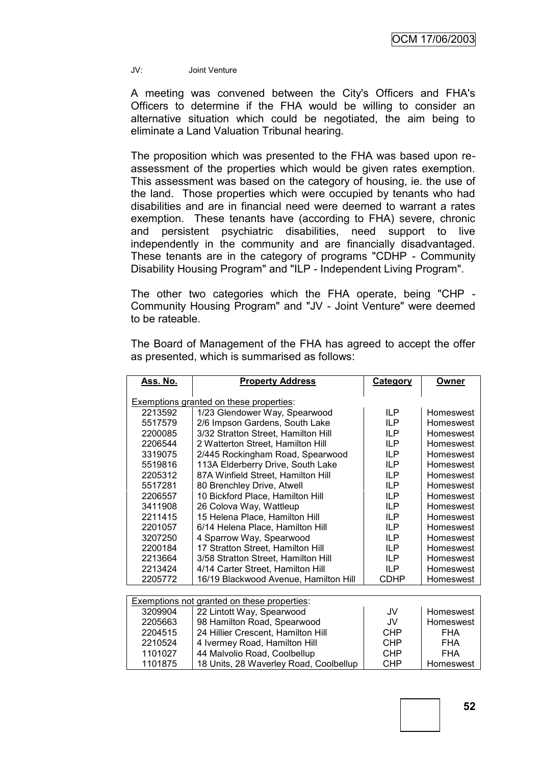JV: Joint Venture

A meeting was convened between the City's Officers and FHA's Officers to determine if the FHA would be willing to consider an alternative situation which could be negotiated, the aim being to eliminate a Land Valuation Tribunal hearing.

The proposition which was presented to the FHA was based upon re-assessment of the properties which would be given rates exemption. This assessment was based on the category of housing, ie. the use of the land. Those properties which were occupied by tenants who had disabilities and are in financial need were deemed to warrant a rates exemption. These tenants have (according to FHA) severe, chronic and persistent psychiatric disabilities, need support to live independently in the community and are financially disadvantaged. These tenants are in the category of programs "CDHP - Community Disability Housing Program" and "ILP - Independent Living Program".

The other two categories which the FHA operate, being "CHP - Community Housing Program" and "JV - Joint Venture" were deemed to be rateable.

The Board of Management of the FHA has agreed to accept the offer as presented, which is summarised as follows:

| Ass. No. | Property Address | Category | Owner |
|---|---|---|---|
| Exemptions granted on these properties: | | | |
| 2213592 | 1/23 Glendower Way, Spearwood | ILP | Homeswest |
| 5517579 | 2/6 Impson Gardens, South Lake | ILP | Homeswest |
| 2200085 | 3/32 Stratton Street, Hamilton Hill | ILP | Homeswest |
| 2206544 | 2 Watterton Street, Hamilton Hill | ILP | Homeswest |
| 3319075 | 2/445 Rockingham Road, Spearwood | ILP | Homeswest |
| 5519816 | 113A Elderberry Drive, South Lake | ILP | Homeswest |
| 2205312 | 87A Winfield Street, Hamilton Hill | ILP | Homeswest |
| 5517281 | 80 Brenchley Drive, Atwell | ILP | Homeswest |
| 2206557 | 10 Bickford Place, Hamilton Hill | ILP | Homeswest |
| 3411908 | 26 Colova Way, Wattleup | ILP | Homeswest |
| 2211415 | 15 Helena Place, Hamilton Hill | ILP | Homeswest |
| 2201057 | 6/14 Helena Place, Hamilton Hill | ILP | Homeswest |
| 3207250 | 4 Sparrow Way, Spearwood | ILP | Homeswest |
| 2200184 | 17 Stratton Street, Hamilton Hill | ILP | Homeswest |
| 2213664 | 3/58 Stratton Street, Hamilton Hill | ILP | Homeswest |
| 2213424 | 4/14 Carter Street, Hamilton Hill | ILP | Homeswest |
| 2205772 | 16/19 Blackwood Avenue, Hamilton Hill | CDHP | Homeswest |
| Exemptions not granted on these properties: | | | |
| 3209904 | 22 Lintott Way, Spearwood | JV | Homeswest |
| 2205663 | 98 Hamilton Road, Spearwood | JV | Homeswest |
| 2204515 | 24 Hillier Crescent, Hamilton Hill | CHP | FHA |
| 2210524 | 4 Ivermey Road, Hamilton Hill | CHP | FHA |
| 1101027 | 44 Malvolio Road, Coolbellup | CHP | FHA |
| 1101875 | 18 Units, 28 Waverley Road, Coolbellup | CHP | Homeswest |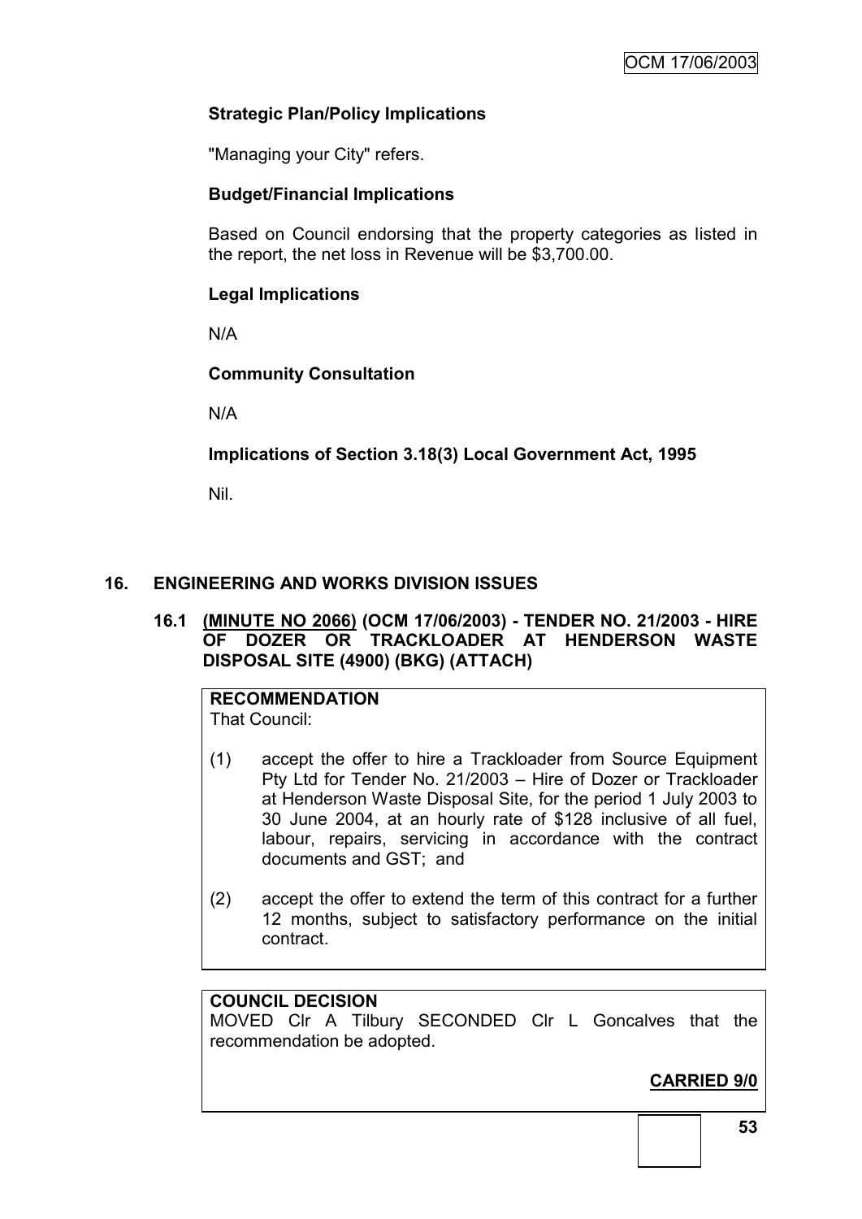**Strategic Plan/Policy Implications**

"Managing your City" refers.

**Budget/Financial Implications**

Based on Council endorsing that the property categories as listed in the report, the net loss in Revenue will be $3,700.00.

**Legal Implications**

N/A

**Community Consultation**

N/A

**Implications of Section 3.18(3) Local Government Act, 1995**

Nil.

## 16. ENGINEERING AND WORKS DIVISION ISSUES

### 16.1 (MINUTE NO 2066) (OCM 17/06/2003) - TENDER NO. 21/2003 - HIRE OF DOZER OR TRACKLOADER AT HENDERSON WASTE DISPOSAL SITE (4900) (BKG) (ATTACH)

**RECOMMENDATION**

That Council:

(1) accept the offer to hire a Trackloader from Source Equipment Pty Ltd for Tender No. 21/2003 – Hire of Dozer or Trackloader at Henderson Waste Disposal Site, for the period 1 July 2003 to 30 June 2004, at an hourly rate of $128 inclusive of all fuel, labour, repairs, servicing in accordance with the contract documents and GST; and

(2) accept the offer to extend the term of this contract for a further 12 months, subject to satisfactory performance on the initial contract.

**COUNCIL DECISION**

MOVED Clr A Tilbury SECONDED Clr L Goncalves that the recommendation be adopted.

**CARRIED 9/0**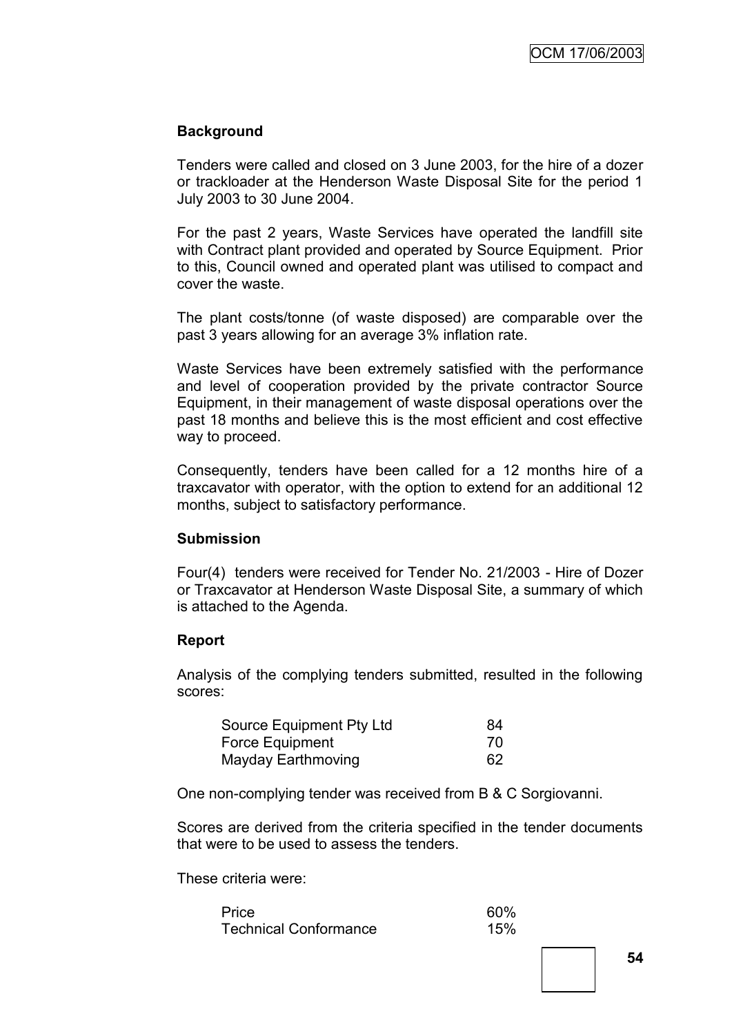**Background**

Tenders were called and closed on 3 June 2003, for the hire of a dozer or trackloader at the Henderson Waste Disposal Site for the period 1 July 2003 to 30 June 2004.

For the past 2 years, Waste Services have operated the landfill site with Contract plant provided and operated by Source Equipment. Prior to this, Council owned and operated plant was utilised to compact and cover the waste.

The plant costs/tonne (of waste disposed) are comparable over the past 3 years allowing for an average 3% inflation rate.

Waste Services have been extremely satisfied with the performance and level of cooperation provided by the private contractor Source Equipment, in their management of waste disposal operations over the past 18 months and believe this is the most efficient and cost effective way to proceed.

Consequently, tenders have been called for a 12 months hire of a traxcavator with operator, with the option to extend for an additional 12 months, subject to satisfactory performance.

**Submission**

Four(4) tenders were received for Tender No. 21/2003 - Hire of Dozer or Traxcavator at Henderson Waste Disposal Site, a summary of which is attached to the Agenda.

**Report**

Analysis of the complying tenders submitted, resulted in the following scores:

| | |
|---|---|
| Source Equipment Pty Ltd | 84 |
| Force Equipment | 70 |
| Mayday Earthmoving | 62 |

One non-complying tender was received from B & C Sorgiovanni.

Scores are derived from the criteria specified in the tender documents that were to be used to assess the tenders.

These criteria were:

| | |
|---|---|
| Price | 60% |
| Technical Conformance | 15% |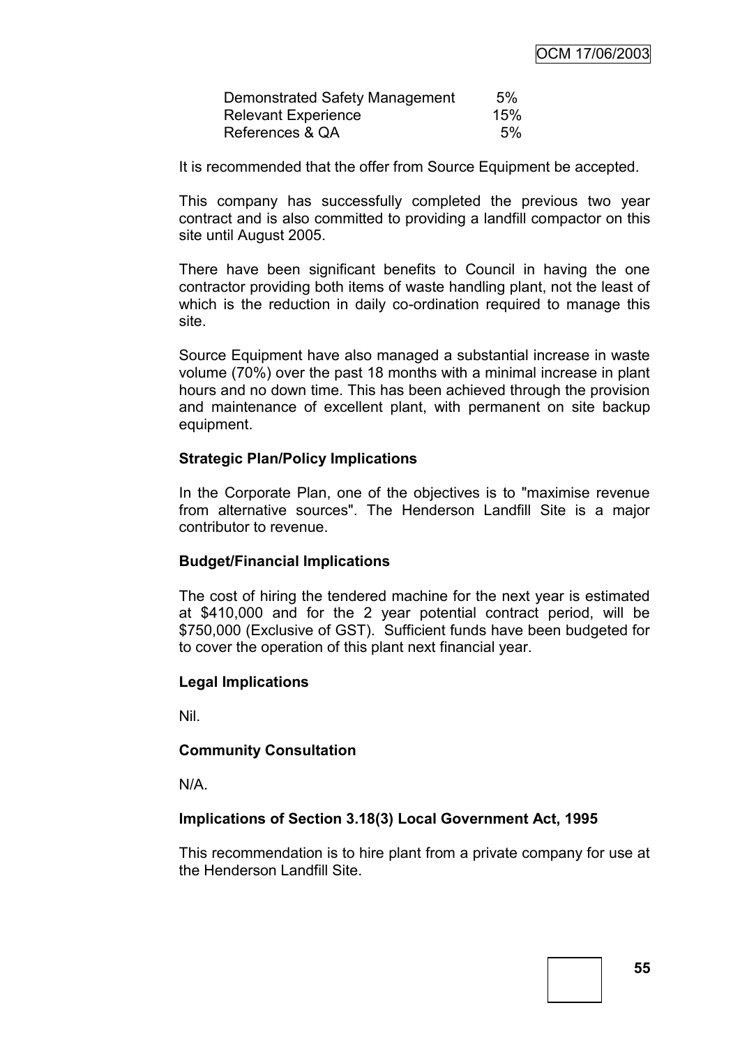| | |
|---|---|
| Demonstrated Safety Management | 5% |
| Relevant Experience | 15% |
| References & QA | 5% |

It is recommended that the offer from Source Equipment be accepted.

This company has successfully completed the previous two year contract and is also committed to providing a landfill compactor on this site until August 2005.

There have been significant benefits to Council in having the one contractor providing both items of waste handling plant, not the least of which is the reduction in daily co-ordination required to manage this site.

Source Equipment have also managed a substantial increase in waste volume (70%) over the past 18 months with a minimal increase in plant hours and no down time. This has been achieved through the provision and maintenance of excellent plant, with permanent on site backup equipment.

**Strategic Plan/Policy Implications**

In the Corporate Plan, one of the objectives is to "maximise revenue from alternative sources". The Henderson Landfill Site is a major contributor to revenue.

**Budget/Financial Implications**

The cost of hiring the tendered machine for the next year is estimated at $410,000 and for the 2 year potential contract period, will be $750,000 (Exclusive of GST). Sufficient funds have been budgeted for to cover the operation of this plant next financial year.

**Legal Implications**

Nil.

**Community Consultation**

N/A.

**Implications of Section 3.18(3) Local Government Act, 1995**

This recommendation is to hire plant from a private company for use at the Henderson Landfill Site.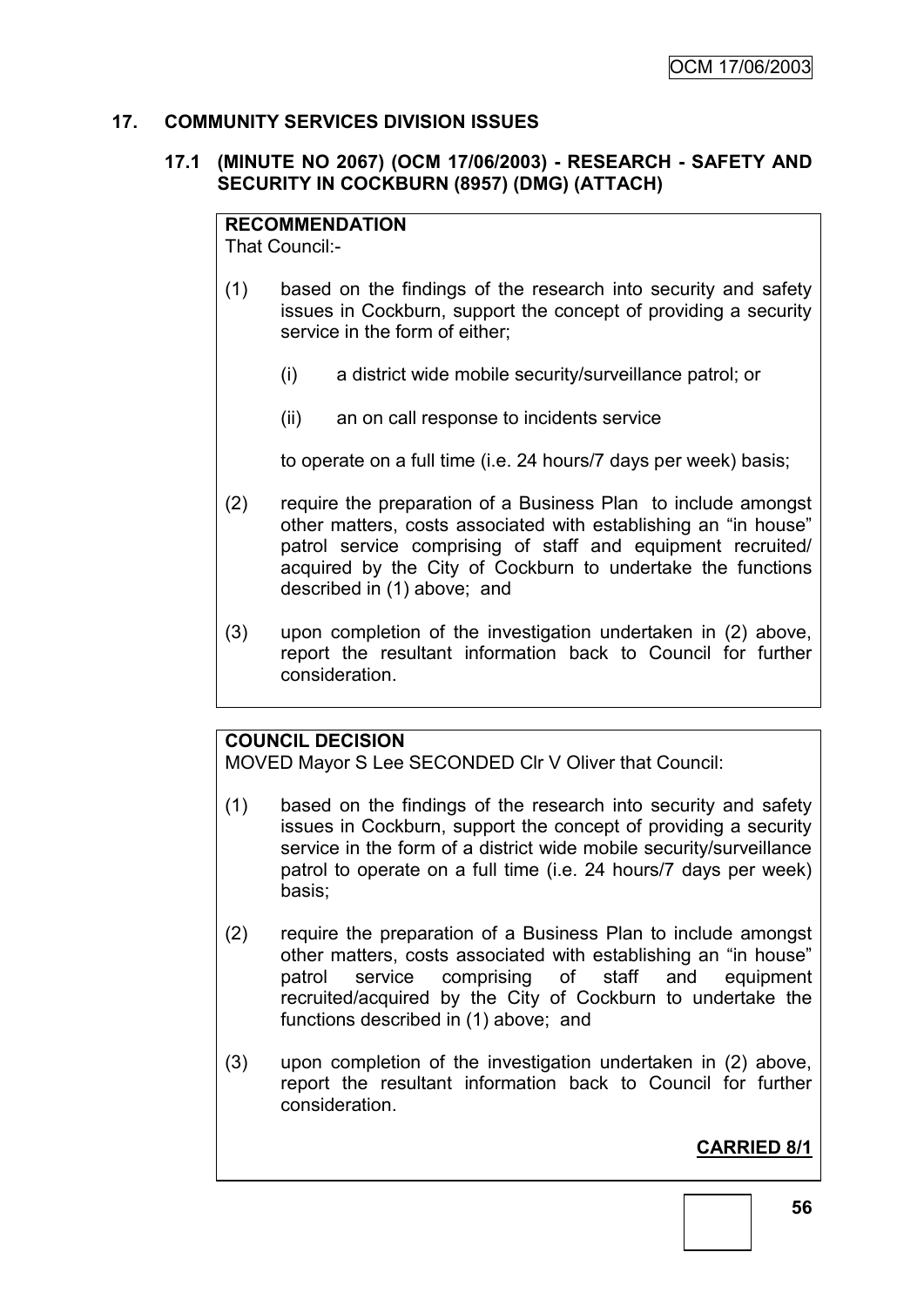## 17. COMMUNITY SERVICES DIVISION ISSUES

### 17.1 (MINUTE NO 2067) (OCM 17/06/2003) - RESEARCH - SAFETY AND SECURITY IN COCKBURN (8957) (DMG) (ATTACH)

**RECOMMENDATION**
That Council:-

(1) based on the findings of the research into security and safety issues in Cockburn, support the concept of providing a security service in the form of either;

   (i) a district wide mobile security/surveillance patrol; or

   (ii) an on call response to incidents service

   to operate on a full time (i.e. 24 hours/7 days per week) basis;

(2) require the preparation of a Business Plan to include amongst other matters, costs associated with establishing an "in house" patrol service comprising of staff and equipment recruited/ acquired by the City of Cockburn to undertake the functions described in (1) above; and

(3) upon completion of the investigation undertaken in (2) above, report the resultant information back to Council for further consideration.

**COUNCIL DECISION**
MOVED Mayor S Lee SECONDED Clr V Oliver that Council:

(1) based on the findings of the research into security and safety issues in Cockburn, support the concept of providing a security service in the form of a district wide mobile security/surveillance patrol to operate on a full time (i.e. 24 hours/7 days per week) basis;

(2) require the preparation of a Business Plan to include amongst other matters, costs associated with establishing an "in house" patrol service comprising of staff and equipment recruited/acquired by the City of Cockburn to undertake the functions described in (1) above; and

(3) upon completion of the investigation undertaken in (2) above, report the resultant information back to Council for further consideration.

**CARRIED 8/1**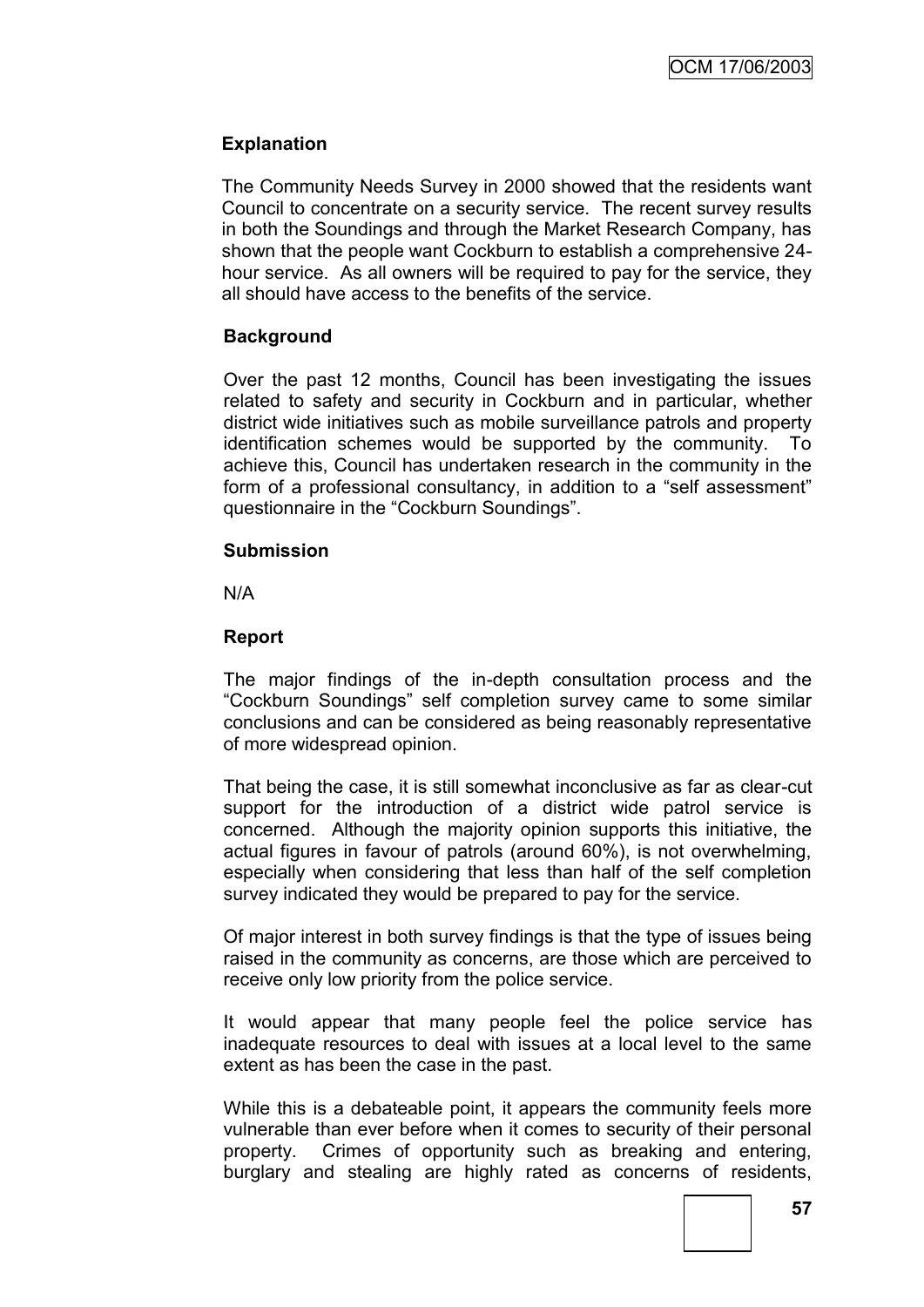**Explanation**

The Community Needs Survey in 2000 showed that the residents want Council to concentrate on a security service. The recent survey results in both the Soundings and through the Market Research Company, has shown that the people want Cockburn to establish a comprehensive 24-hour service. As all owners will be required to pay for the service, they all should have access to the benefits of the service.

**Background**

Over the past 12 months, Council has been investigating the issues related to safety and security in Cockburn and in particular, whether district wide initiatives such as mobile surveillance patrols and property identification schemes would be supported by the community. To achieve this, Council has undertaken research in the community in the form of a professional consultancy, in addition to a "self assessment" questionnaire in the "Cockburn Soundings".

**Submission**

N/A

**Report**

The major findings of the in-depth consultation process and the "Cockburn Soundings" self completion survey came to some similar conclusions and can be considered as being reasonably representative of more widespread opinion.

That being the case, it is still somewhat inconclusive as far as clear-cut support for the introduction of a district wide patrol service is concerned. Although the majority opinion supports this initiative, the actual figures in favour of patrols (around 60%), is not overwhelming, especially when considering that less than half of the self completion survey indicated they would be prepared to pay for the service.

Of major interest in both survey findings is that the type of issues being raised in the community as concerns, are those which are perceived to receive only low priority from the police service.

It would appear that many people feel the police service has inadequate resources to deal with issues at a local level to the same extent as has been the case in the past.

While this is a debateable point, it appears the community feels more vulnerable than ever before when it comes to security of their personal property. Crimes of opportunity such as breaking and entering, burglary and stealing are highly rated as concerns of residents,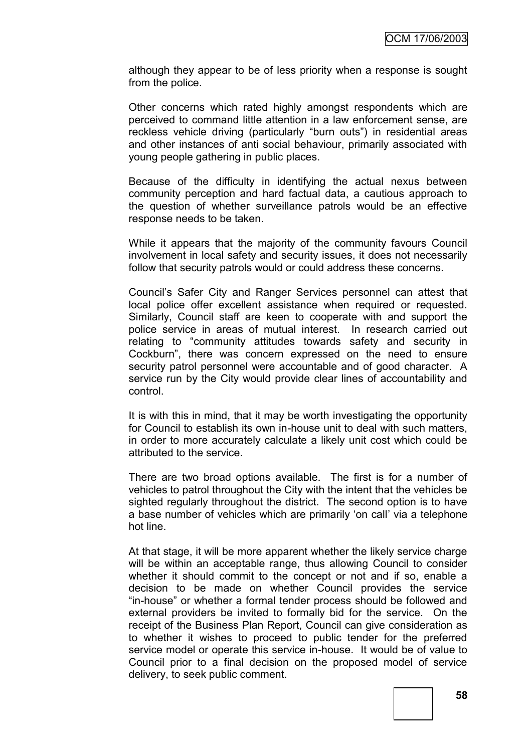although they appear to be of less priority when a response is sought from the police.

Other concerns which rated highly amongst respondents which are perceived to command little attention in a law enforcement sense, are reckless vehicle driving (particularly "burn outs") in residential areas and other instances of anti social behaviour, primarily associated with young people gathering in public places.

Because of the difficulty in identifying the actual nexus between community perception and hard factual data, a cautious approach to the question of whether surveillance patrols would be an effective response needs to be taken.

While it appears that the majority of the community favours Council involvement in local safety and security issues, it does not necessarily follow that security patrols would or could address these concerns.

Council's Safer City and Ranger Services personnel can attest that local police offer excellent assistance when required or requested. Similarly, Council staff are keen to cooperate with and support the police service in areas of mutual interest. In research carried out relating to "community attitudes towards safety and security in Cockburn", there was concern expressed on the need to ensure security patrol personnel were accountable and of good character. A service run by the City would provide clear lines of accountability and control.

It is with this in mind, that it may be worth investigating the opportunity for Council to establish its own in-house unit to deal with such matters, in order to more accurately calculate a likely unit cost which could be attributed to the service.

There are two broad options available. The first is for a number of vehicles to patrol throughout the City with the intent that the vehicles be sighted regularly throughout the district. The second option is to have a base number of vehicles which are primarily 'on call' via a telephone hot line.

At that stage, it will be more apparent whether the likely service charge will be within an acceptable range, thus allowing Council to consider whether it should commit to the concept or not and if so, enable a decision to be made on whether Council provides the service "in-house" or whether a formal tender process should be followed and external providers be invited to formally bid for the service. On the receipt of the Business Plan Report, Council can give consideration as to whether it wishes to proceed to public tender for the preferred service model or operate this service in-house. It would be of value to Council prior to a final decision on the proposed model of service delivery, to seek public comment.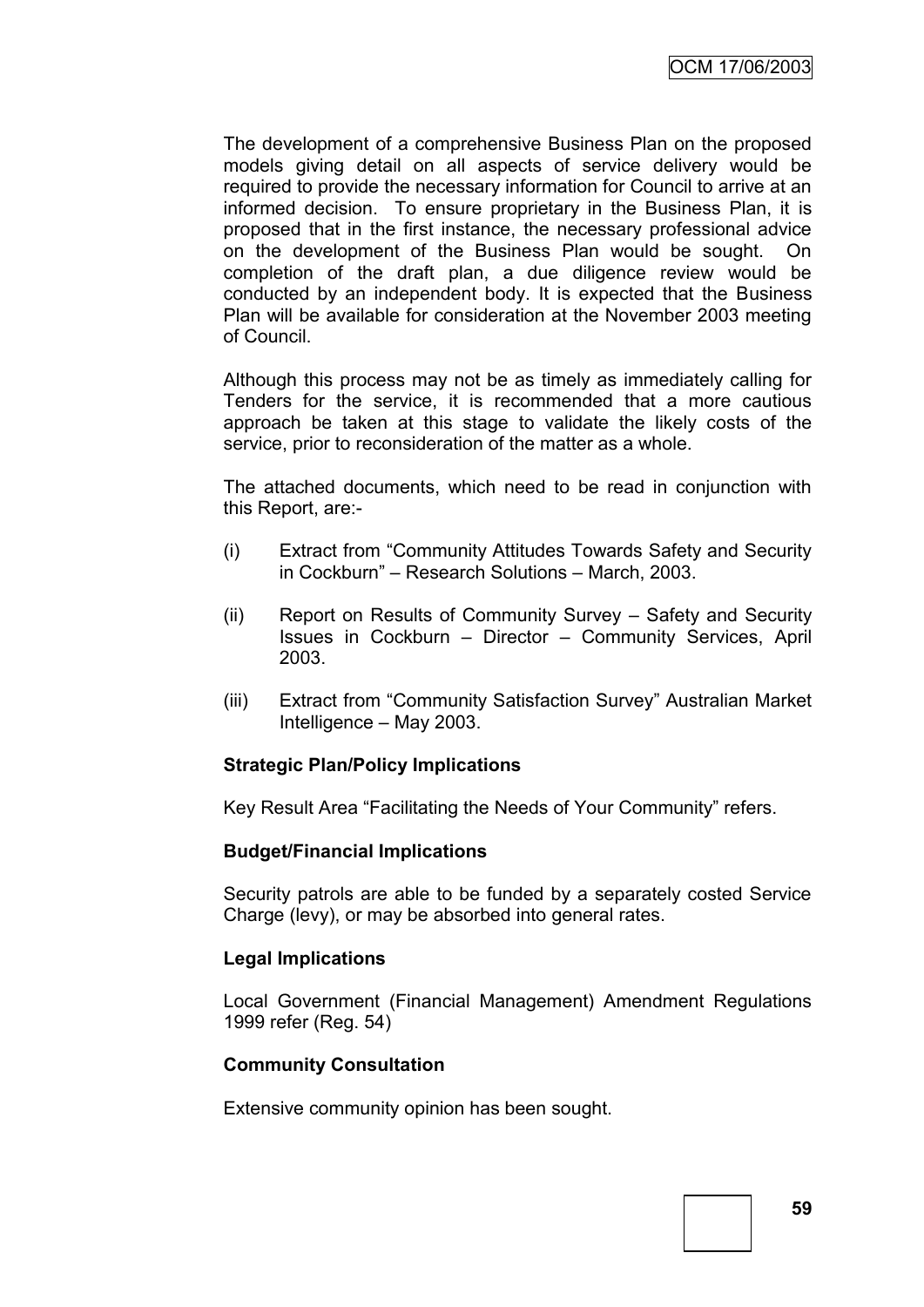The development of a comprehensive Business Plan on the proposed models giving detail on all aspects of service delivery would be required to provide the necessary information for Council to arrive at an informed decision. To ensure proprietary in the Business Plan, it is proposed that in the first instance, the necessary professional advice on the development of the Business Plan would be sought. On completion of the draft plan, a due diligence review would be conducted by an independent body. It is expected that the Business Plan will be available for consideration at the November 2003 meeting of Council.

Although this process may not be as timely as immediately calling for Tenders for the service, it is recommended that a more cautious approach be taken at this stage to validate the likely costs of the service, prior to reconsideration of the matter as a whole.

The attached documents, which need to be read in conjunction with this Report, are:-

(i) Extract from "Community Attitudes Towards Safety and Security in Cockburn" – Research Solutions – March, 2003.

(ii) Report on Results of Community Survey – Safety and Security Issues in Cockburn – Director – Community Services, April 2003.

(iii) Extract from "Community Satisfaction Survey" Australian Market Intelligence – May 2003.

**Strategic Plan/Policy Implications**

Key Result Area "Facilitating the Needs of Your Community" refers.

**Budget/Financial Implications**

Security patrols are able to be funded by a separately costed Service Charge (levy), or may be absorbed into general rates.

**Legal Implications**

Local Government (Financial Management) Amendment Regulations 1999 refer (Reg. 54)

**Community Consultation**

Extensive community opinion has been sought.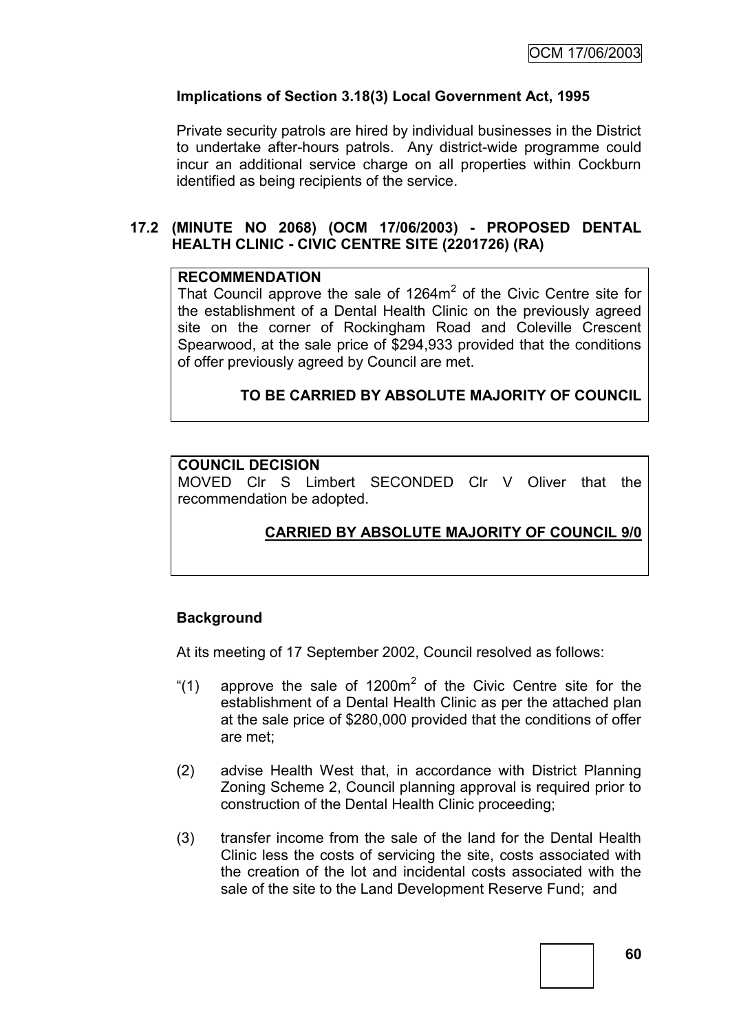### Implications of Section 3.18(3) Local Government Act, 1995

Private security patrols are hired by individual businesses in the District to undertake after-hours patrols. Any district-wide programme could incur an additional service charge on all properties within Cockburn identified as being recipients of the service.

## 17.2 (MINUTE NO 2068) (OCM 17/06/2003) - PROPOSED DENTAL HEALTH CLINIC - CIVIC CENTRE SITE (2201726) (RA)

**RECOMMENDATION**

That Council approve the sale of 1264m$^2$ of the Civic Centre site for the establishment of a Dental Health Clinic on the previously agreed site on the corner of Rockingham Road and Coleville Crescent Spearwood, at the sale price of $294,933 provided that the conditions of offer previously agreed by Council are met.

**TO BE CARRIED BY ABSOLUTE MAJORITY OF COUNCIL**

**COUNCIL DECISION**

MOVED Clr S Limbert SECONDED Clr V Oliver that the recommendation be adopted.

**CARRIED BY ABSOLUTE MAJORITY OF COUNCIL 9/0**

### Background

At its meeting of 17 September 2002, Council resolved as follows:

"(1) approve the sale of 1200m$^2$ of the Civic Centre site for the establishment of a Dental Health Clinic as per the attached plan at the sale price of $280,000 provided that the conditions of offer are met;

(2) advise Health West that, in accordance with District Planning Zoning Scheme 2, Council planning approval is required prior to construction of the Dental Health Clinic proceeding;

(3) transfer income from the sale of the land for the Dental Health Clinic less the costs of servicing the site, costs associated with the creation of the lot and incidental costs associated with the sale of the site to the Land Development Reserve Fund; and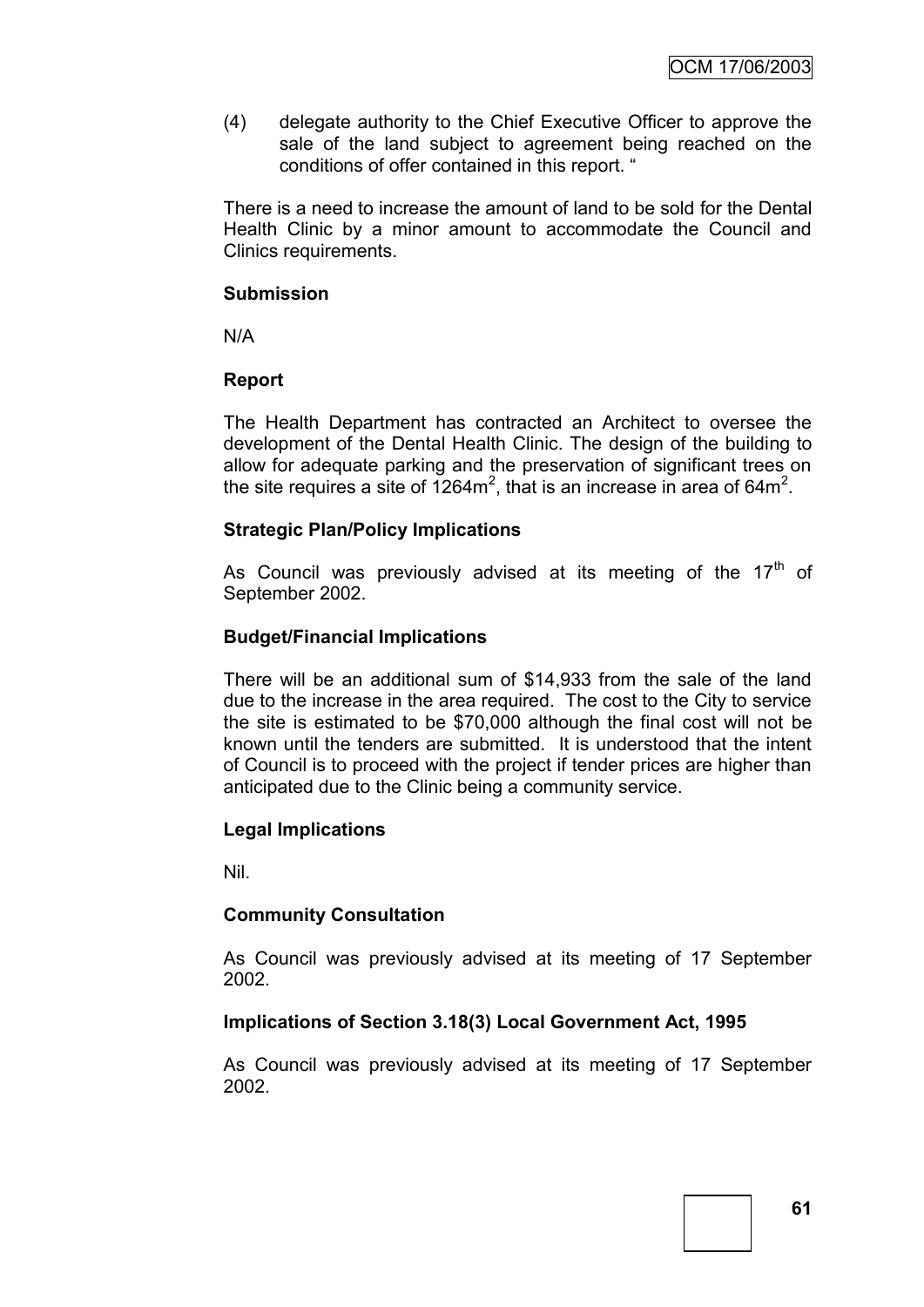(4) delegate authority to the Chief Executive Officer to approve the sale of the land subject to agreement being reached on the conditions of offer contained in this report. "

There is a need to increase the amount of land to be sold for the Dental Health Clinic by a minor amount to accommodate the Council and Clinics requirements.

**Submission**

N/A

**Report**

The Health Department has contracted an Architect to oversee the development of the Dental Health Clinic. The design of the building to allow for adequate parking and the preservation of significant trees on the site requires a site of $1264m^2$, that is an increase in area of $64m^2$.

**Strategic Plan/Policy Implications**

As Council was previously advised at its meeting of the 17th of September 2002.

**Budget/Financial Implications**

There will be an additional sum of $14,933 from the sale of the land due to the increase in the area required. The cost to the City to service the site is estimated to be $70,000 although the final cost will not be known until the tenders are submitted. It is understood that the intent of Council is to proceed with the project if tender prices are higher than anticipated due to the Clinic being a community service.

**Legal Implications**

Nil.

**Community Consultation**

As Council was previously advised at its meeting of 17 September 2002.

**Implications of Section 3.18(3) Local Government Act, 1995**

As Council was previously advised at its meeting of 17 September 2002.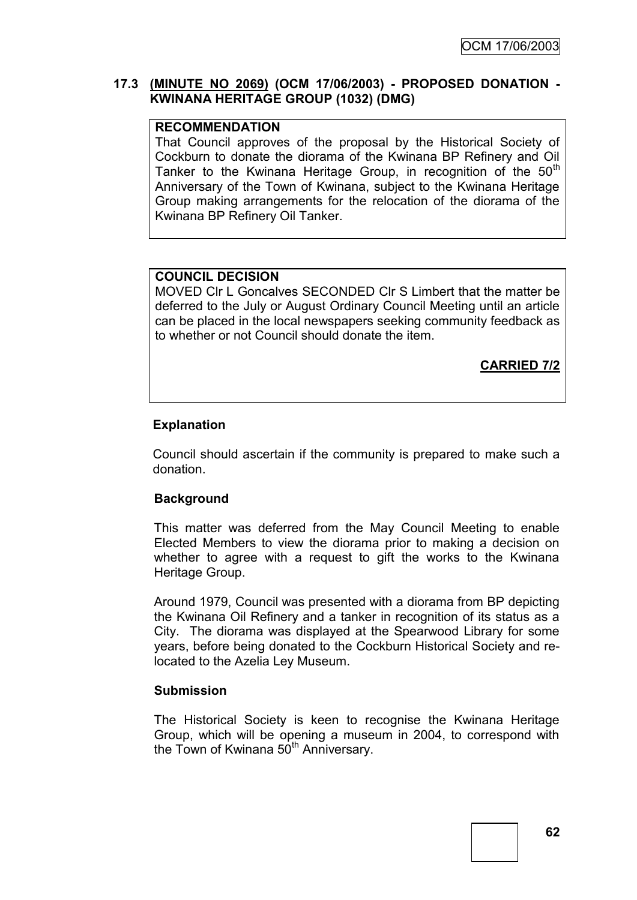### 17.3 (MINUTE NO 2069) (OCM 17/06/2003) - PROPOSED DONATION - KWINANA HERITAGE GROUP (1032) (DMG)

**RECOMMENDATION**

That Council approves of the proposal by the Historical Society of Cockburn to donate the diorama of the Kwinana BP Refinery and Oil Tanker to the Kwinana Heritage Group, in recognition of the 50th Anniversary of the Town of Kwinana, subject to the Kwinana Heritage Group making arrangements for the relocation of the diorama of the Kwinana BP Refinery Oil Tanker.

**COUNCIL DECISION**

MOVED Clr L Goncalves SECONDED Clr S Limbert that the matter be deferred to the July or August Ordinary Council Meeting until an article can be placed in the local newspapers seeking community feedback as to whether or not Council should donate the item.

**CARRIED 7/2**

**Explanation**

Council should ascertain if the community is prepared to make such a donation.

**Background**

This matter was deferred from the May Council Meeting to enable Elected Members to view the diorama prior to making a decision on whether to agree with a request to gift the works to the Kwinana Heritage Group.

Around 1979, Council was presented with a diorama from BP depicting the Kwinana Oil Refinery and a tanker in recognition of its status as a City. The diorama was displayed at the Spearwood Library for some years, before being donated to the Cockburn Historical Society and re-located to the Azelia Ley Museum.

**Submission**

The Historical Society is keen to recognise the Kwinana Heritage Group, which will be opening a museum in 2004, to correspond with the Town of Kwinana 50th Anniversary.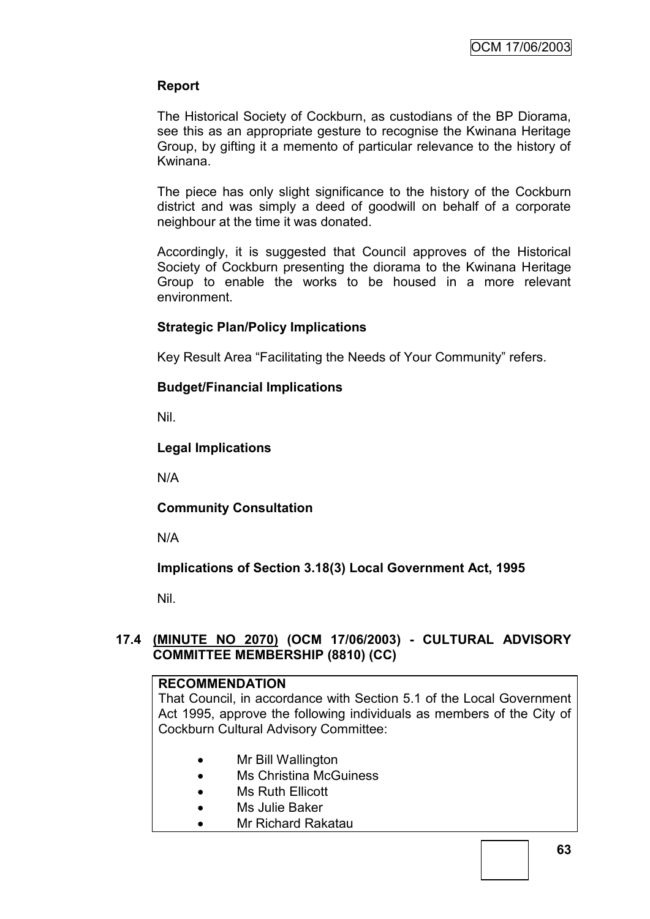**Report**

The Historical Society of Cockburn, as custodians of the BP Diorama, see this as an appropriate gesture to recognise the Kwinana Heritage Group, by gifting it a memento of particular relevance to the history of Kwinana.

The piece has only slight significance to the history of the Cockburn district and was simply a deed of goodwill on behalf of a corporate neighbour at the time it was donated.

Accordingly, it is suggested that Council approves of the Historical Society of Cockburn presenting the diorama to the Kwinana Heritage Group to enable the works to be housed in a more relevant environment.

**Strategic Plan/Policy Implications**

Key Result Area "Facilitating the Needs of Your Community" refers.

**Budget/Financial Implications**

Nil.

**Legal Implications**

N/A

**Community Consultation**

N/A

**Implications of Section 3.18(3) Local Government Act, 1995**

Nil.

### 17.4 (MINUTE NO 2070) (OCM 17/06/2003) - CULTURAL ADVISORY COMMITTEE MEMBERSHIP (8810) (CC)

**RECOMMENDATION**

That Council, in accordance with Section 5.1 of the Local Government Act 1995, approve the following individuals as members of the City of Cockburn Cultural Advisory Committee:

- Mr Bill Wallington
- Ms Christina McGuiness
- Ms Ruth Ellicott
- Ms Julie Baker
- Mr Richard Rakatau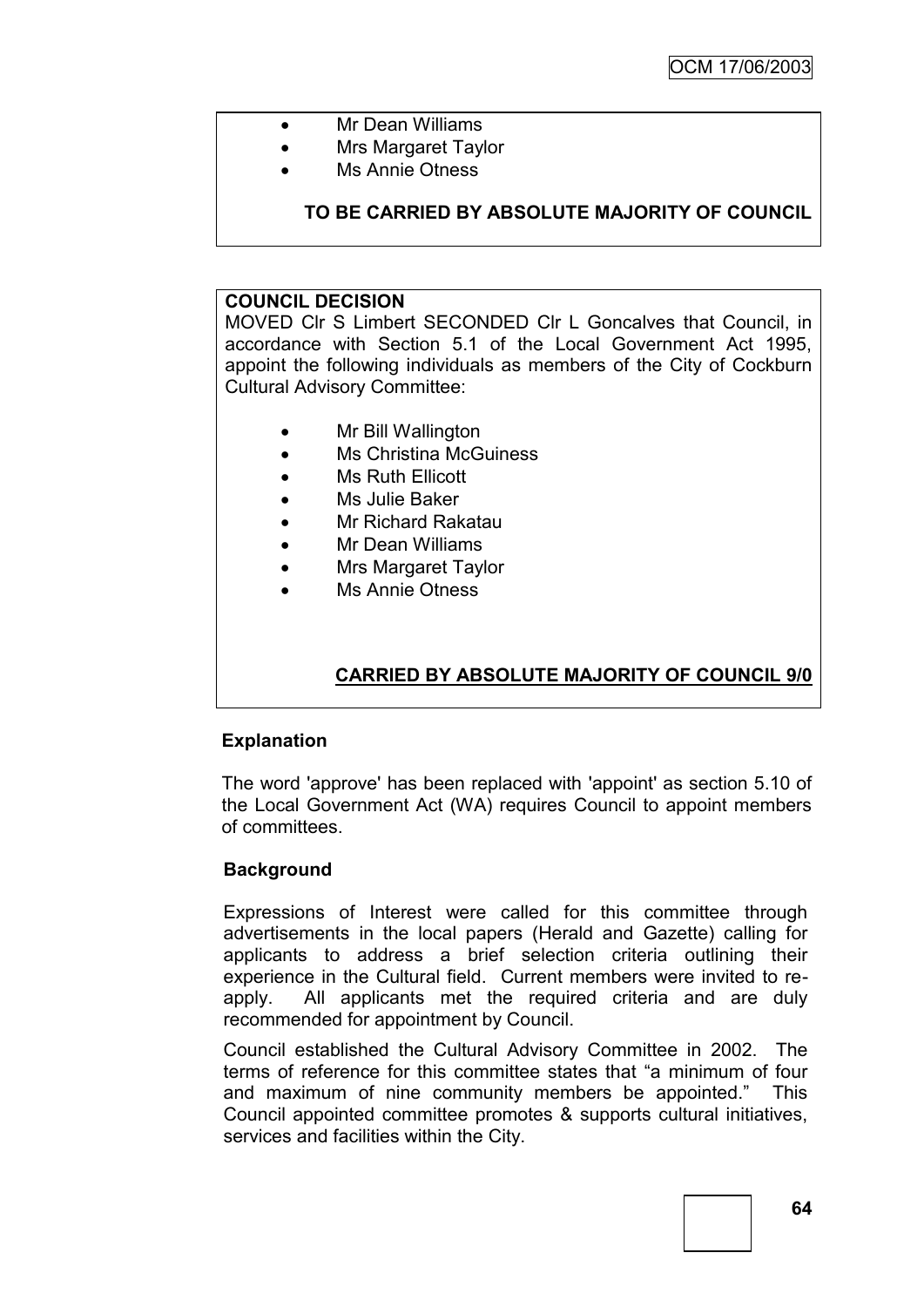- Mr Dean Williams
- Mrs Margaret Taylor
- Ms Annie Otness

**TO BE CARRIED BY ABSOLUTE MAJORITY OF COUNCIL**

**COUNCIL DECISION**

MOVED Clr S Limbert SECONDED Clr L Goncalves that Council, in accordance with Section 5.1 of the Local Government Act 1995, appoint the following individuals as members of the City of Cockburn Cultural Advisory Committee:

- Mr Bill Wallington
- Ms Christina McGuiness
- Ms Ruth Ellicott
- Ms Julie Baker
- Mr Richard Rakatau
- Mr Dean Williams
- Mrs Margaret Taylor
- Ms Annie Otness

**CARRIED BY ABSOLUTE MAJORITY OF COUNCIL 9/0**

**Explanation**

The word 'approve' has been replaced with 'appoint' as section 5.10 of the Local Government Act (WA) requires Council to appoint members of committees.

**Background**

Expressions of Interest were called for this committee through advertisements in the local papers (Herald and Gazette) calling for applicants to address a brief selection criteria outlining their experience in the Cultural field. Current members were invited to re-apply. All applicants met the required criteria and are duly recommended for appointment by Council.

Council established the Cultural Advisory Committee in 2002. The terms of reference for this committee states that "a minimum of four and maximum of nine community members be appointed." This Council appointed committee promotes & supports cultural initiatives, services and facilities within the City.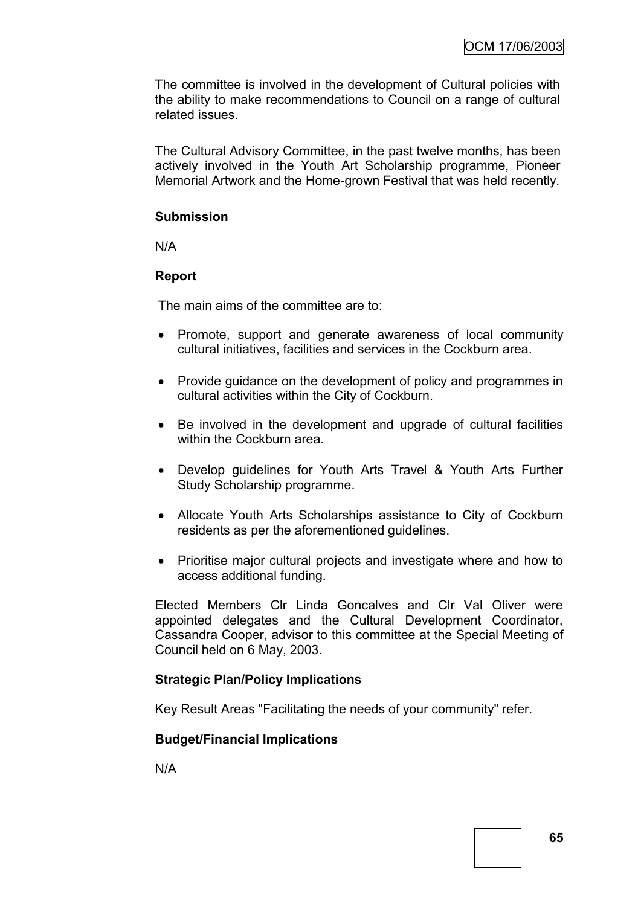The committee is involved in the development of Cultural policies with the ability to make recommendations to Council on a range of cultural related issues.

The Cultural Advisory Committee, in the past twelve months, has been actively involved in the Youth Art Scholarship programme, Pioneer Memorial Artwork and the Home-grown Festival that was held recently.

**Submission**

N/A

**Report**

The main aims of the committee are to:

- Promote, support and generate awareness of local community cultural initiatives, facilities and services in the Cockburn area.
- Provide guidance on the development of policy and programmes in cultural activities within the City of Cockburn.
- Be involved in the development and upgrade of cultural facilities within the Cockburn area.
- Develop guidelines for Youth Arts Travel & Youth Arts Further Study Scholarship programme.
- Allocate Youth Arts Scholarships assistance to City of Cockburn residents as per the aforementioned guidelines.
- Prioritise major cultural projects and investigate where and how to access additional funding.

Elected Members Clr Linda Goncalves and Clr Val Oliver were appointed delegates and the Cultural Development Coordinator, Cassandra Cooper, advisor to this committee at the Special Meeting of Council held on 6 May, 2003.

**Strategic Plan/Policy Implications**

Key Result Areas "Facilitating the needs of your community" refer.

**Budget/Financial Implications**

N/A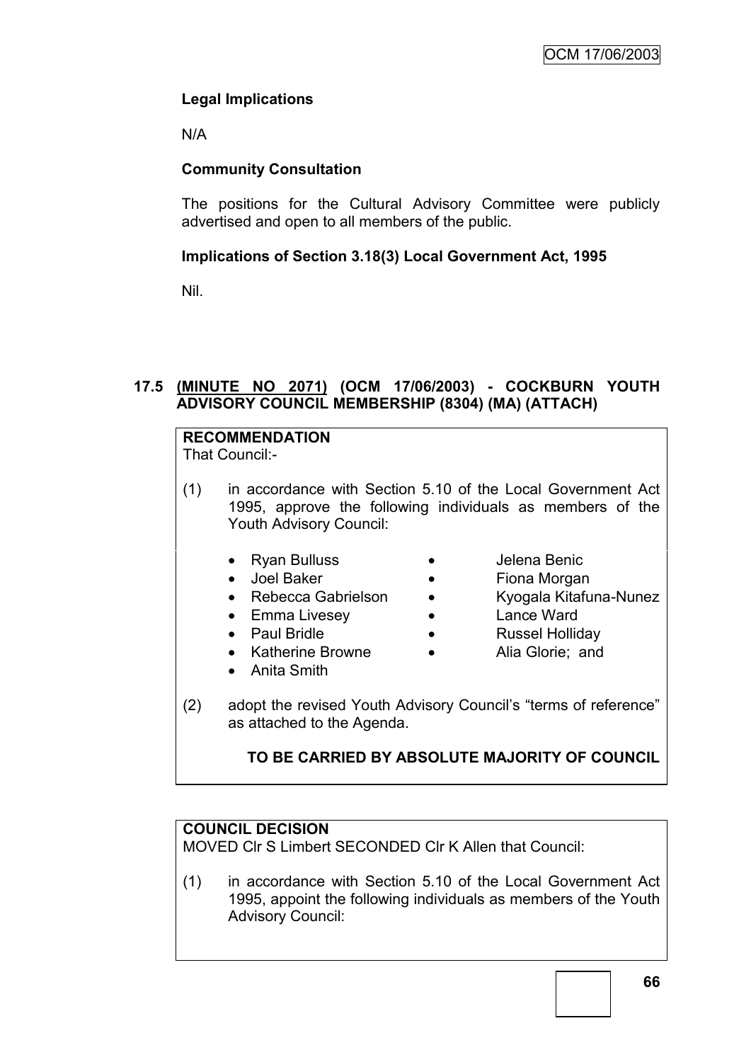**Legal Implications**

N/A

**Community Consultation**

The positions for the Cultural Advisory Committee were publicly advertised and open to all members of the public.

**Implications of Section 3.18(3) Local Government Act, 1995**

Nil.

### 17.5 (MINUTE NO 2071) (OCM 17/06/2003) - COCKBURN YOUTH ADVISORY COUNCIL MEMBERSHIP (8304) (MA) (ATTACH)

**RECOMMENDATION**
That Council:-

(1) in accordance with Section 5.10 of the Local Government Act 1995, approve the following individuals as members of the Youth Advisory Council:

- Ryan Bulluss
- Joel Baker
- Rebecca Gabrielson
- Emma Livesey
- Paul Bridle
- Katherine Browne
- Anita Smith
- Jelena Benic
- Fiona Morgan
- Kyogala Kitafuna-Nunez
- Lance Ward
- Russel Holliday
- Alia Glorie; and

(2) adopt the revised Youth Advisory Council's "terms of reference" as attached to the Agenda.

**TO BE CARRIED BY ABSOLUTE MAJORITY OF COUNCIL**

**COUNCIL DECISION**
MOVED Clr S Limbert SECONDED Clr K Allen that Council:

(1) in accordance with Section 5.10 of the Local Government Act 1995, appoint the following individuals as members of the Youth Advisory Council: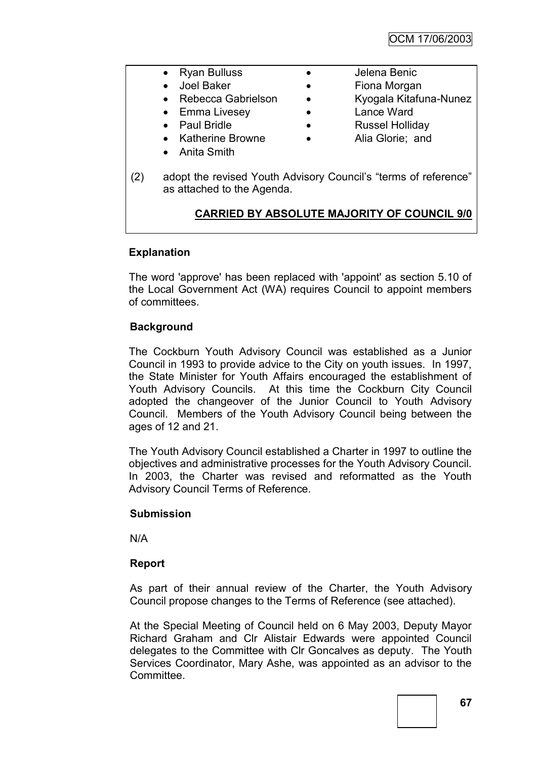- Ryan Bulluss
- Joel Baker
- Rebecca Gabrielson
- Emma Livesey
- Paul Bridle
- Katherine Browne
- Anita Smith
- Jelena Benic
- Fiona Morgan
- Kyogala Kitafuna-Nunez
- Lance Ward
- Russel Holliday
- Alia Glorie; and

(2) adopt the revised Youth Advisory Council's "terms of reference" as attached to the Agenda.

**CARRIED BY ABSOLUTE MAJORITY OF COUNCIL 9/0**

**Explanation**

The word 'approve' has been replaced with 'appoint' as section 5.10 of the Local Government Act (WA) requires Council to appoint members of committees.

**Background**

The Cockburn Youth Advisory Council was established as a Junior Council in 1993 to provide advice to the City on youth issues. In 1997, the State Minister for Youth Affairs encouraged the establishment of Youth Advisory Councils. At this time the Cockburn City Council adopted the changeover of the Junior Council to Youth Advisory Council. Members of the Youth Advisory Council being between the ages of 12 and 21.

The Youth Advisory Council established a Charter in 1997 to outline the objectives and administrative processes for the Youth Advisory Council. In 2003, the Charter was revised and reformatted as the Youth Advisory Council Terms of Reference.

**Submission**

N/A

**Report**

As part of their annual review of the Charter, the Youth Advisory Council propose changes to the Terms of Reference (see attached).

At the Special Meeting of Council held on 6 May 2003, Deputy Mayor Richard Graham and Clr Alistair Edwards were appointed Council delegates to the Committee with Clr Goncalves as deputy. The Youth Services Coordinator, Mary Ashe, was appointed as an advisor to the Committee.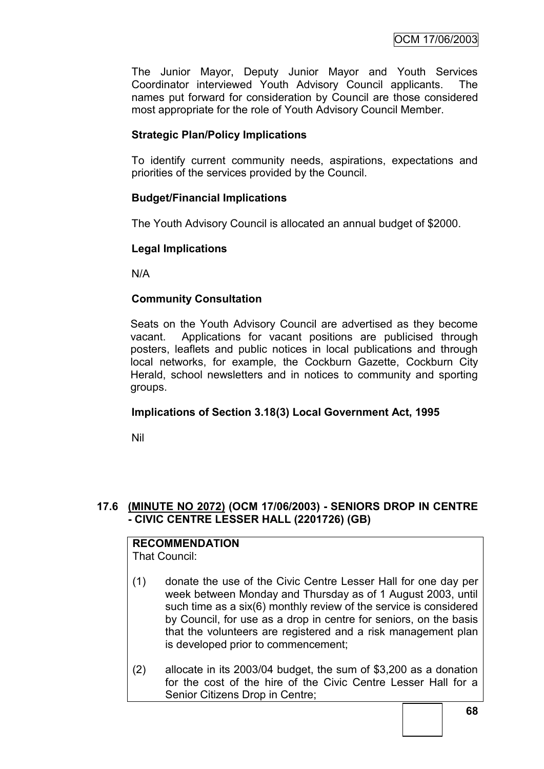The Junior Mayor, Deputy Junior Mayor and Youth Services Coordinator interviewed Youth Advisory Council applicants. The names put forward for consideration by Council are those considered most appropriate for the role of Youth Advisory Council Member.

**Strategic Plan/Policy Implications**

To identify current community needs, aspirations, expectations and priorities of the services provided by the Council.

**Budget/Financial Implications**

The Youth Advisory Council is allocated an annual budget of $2000.

**Legal Implications**

N/A

**Community Consultation**

Seats on the Youth Advisory Council are advertised as they become vacant. Applications for vacant positions are publicised through posters, leaflets and public notices in local publications and through local networks, for example, the Cockburn Gazette, Cockburn City Herald, school newsletters and in notices to community and sporting groups.

**Implications of Section 3.18(3) Local Government Act, 1995**

Nil

### 17.6 (MINUTE NO 2072) (OCM 17/06/2003) - SENIORS DROP IN CENTRE - CIVIC CENTRE LESSER HALL (2201726) (GB)

**RECOMMENDATION**

That Council:

(1) donate the use of the Civic Centre Lesser Hall for one day per week between Monday and Thursday as of 1 August 2003, until such time as a six(6) monthly review of the service is considered by Council, for use as a drop in centre for seniors, on the basis that the volunteers are registered and a risk management plan is developed prior to commencement;

(2) allocate in its 2003/04 budget, the sum of $3,200 as a donation for the cost of the hire of the Civic Centre Lesser Hall for a Senior Citizens Drop in Centre;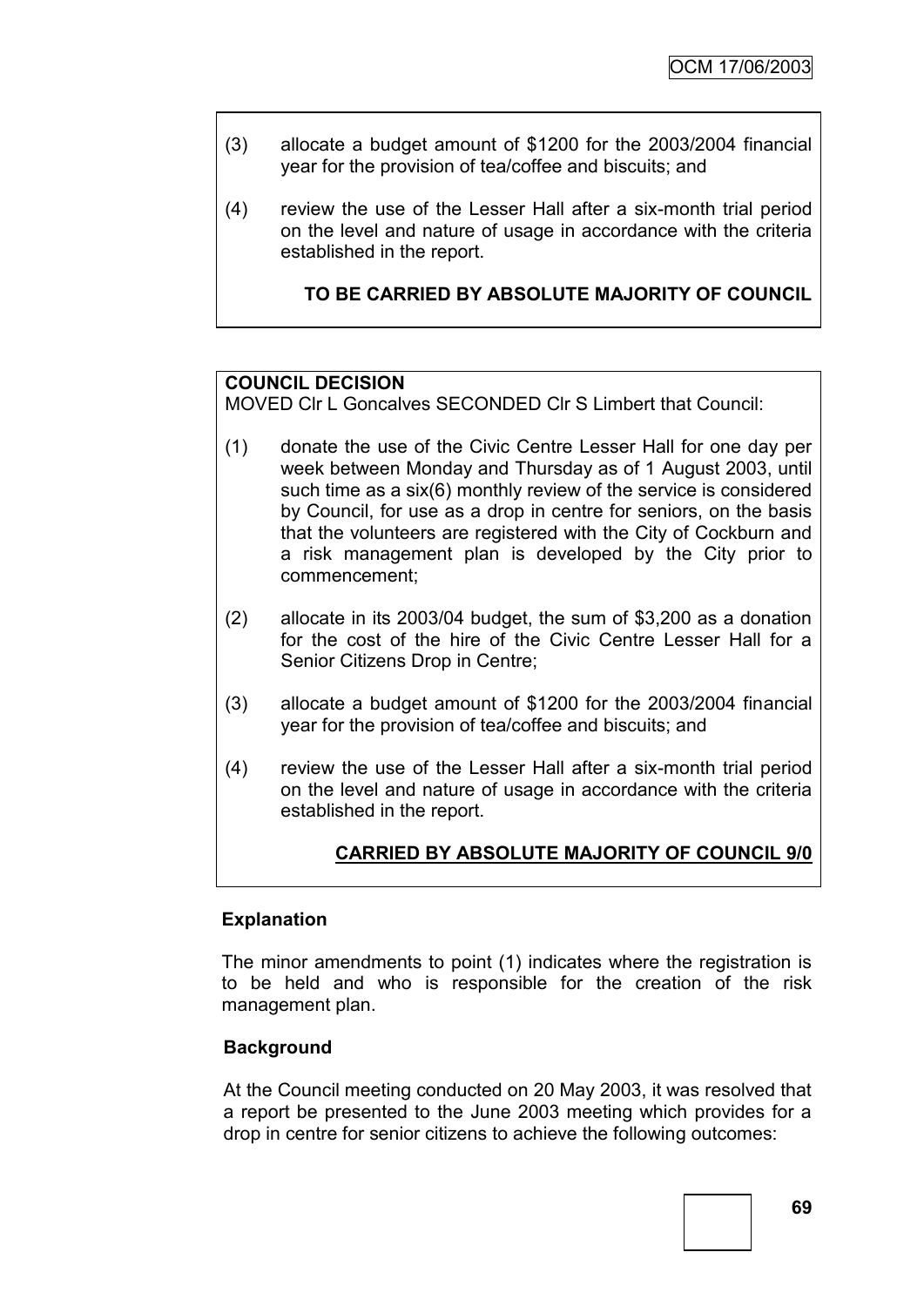(3) allocate a budget amount of $1200 for the 2003/2004 financial year for the provision of tea/coffee and biscuits; and

(4) review the use of the Lesser Hall after a six-month trial period on the level and nature of usage in accordance with the criteria established in the report.

**TO BE CARRIED BY ABSOLUTE MAJORITY OF COUNCIL**

**COUNCIL DECISION**

MOVED Clr L Goncalves SECONDED Clr S Limbert that Council:

(1) donate the use of the Civic Centre Lesser Hall for one day per week between Monday and Thursday as of 1 August 2003, until such time as a six(6) monthly review of the service is considered by Council, for use as a drop in centre for seniors, on the basis that the volunteers are registered with the City of Cockburn and a risk management plan is developed by the City prior to commencement;

(2) allocate in its 2003/04 budget, the sum of $3,200 as a donation for the cost of the hire of the Civic Centre Lesser Hall for a Senior Citizens Drop in Centre;

(3) allocate a budget amount of $1200 for the 2003/2004 financial year for the provision of tea/coffee and biscuits; and

(4) review the use of the Lesser Hall after a six-month trial period on the level and nature of usage in accordance with the criteria established in the report.

**CARRIED BY ABSOLUTE MAJORITY OF COUNCIL 9/0**

**Explanation**

The minor amendments to point (1) indicates where the registration is to be held and who is responsible for the creation of the risk management plan.

**Background**

At the Council meeting conducted on 20 May 2003, it was resolved that a report be presented to the June 2003 meeting which provides for a drop in centre for senior citizens to achieve the following outcomes: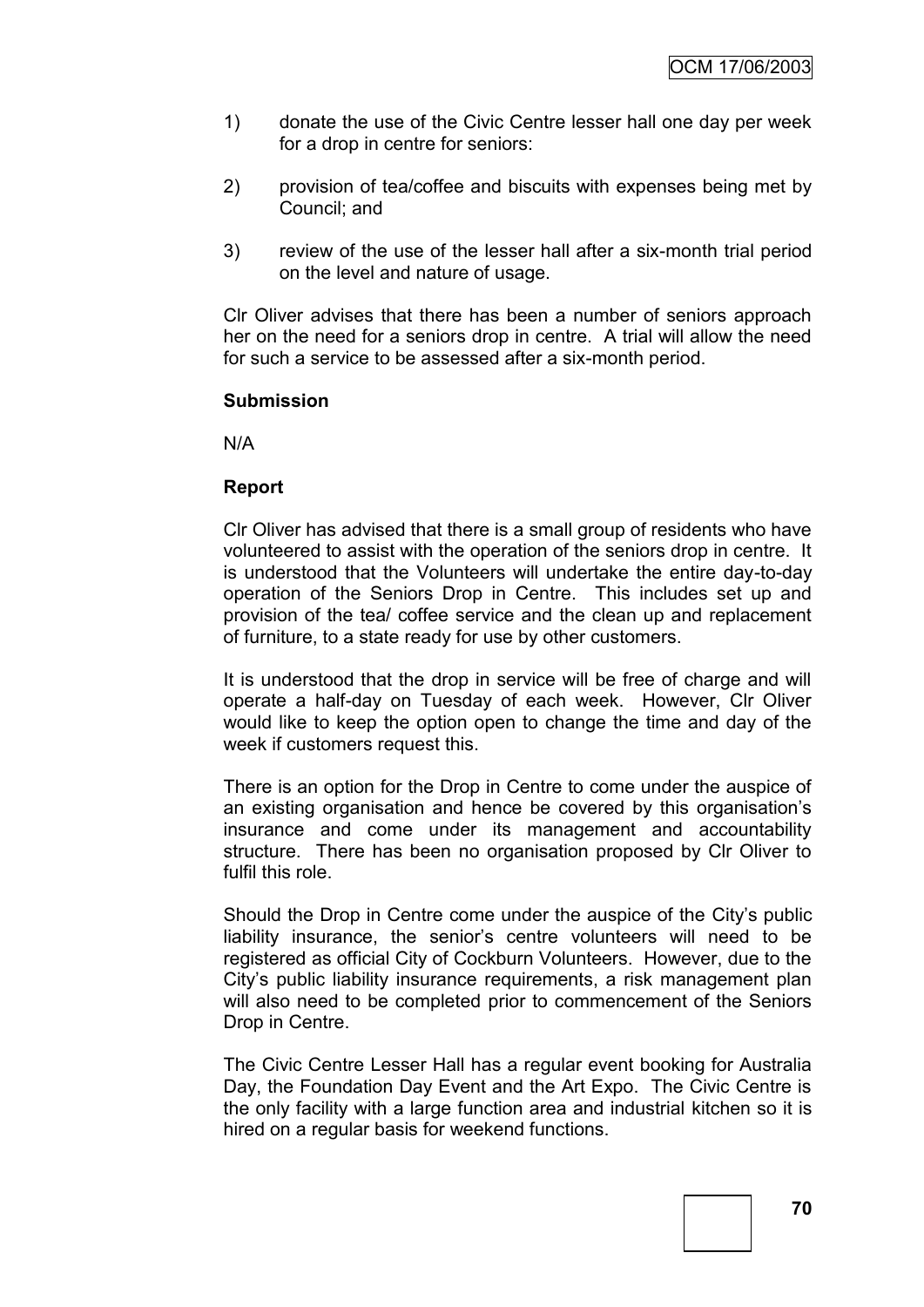1) donate the use of the Civic Centre lesser hall one day per week for a drop in centre for seniors:

2) provision of tea/coffee and biscuits with expenses being met by Council; and

3) review of the use of the lesser hall after a six-month trial period on the level and nature of usage.

Clr Oliver advises that there has been a number of seniors approach her on the need for a seniors drop in centre. A trial will allow the need for such a service to be assessed after a six-month period.

**Submission**

N/A

**Report**

Clr Oliver has advised that there is a small group of residents who have volunteered to assist with the operation of the seniors drop in centre. It is understood that the Volunteers will undertake the entire day-to-day operation of the Seniors Drop in Centre. This includes set up and provision of the tea/ coffee service and the clean up and replacement of furniture, to a state ready for use by other customers.

It is understood that the drop in service will be free of charge and will operate a half-day on Tuesday of each week. However, Clr Oliver would like to keep the option open to change the time and day of the week if customers request this.

There is an option for the Drop in Centre to come under the auspice of an existing organisation and hence be covered by this organisation's insurance and come under its management and accountability structure. There has been no organisation proposed by Clr Oliver to fulfil this role.

Should the Drop in Centre come under the auspice of the City's public liability insurance, the senior's centre volunteers will need to be registered as official City of Cockburn Volunteers. However, due to the City's public liability insurance requirements, a risk management plan will also need to be completed prior to commencement of the Seniors Drop in Centre.

The Civic Centre Lesser Hall has a regular event booking for Australia Day, the Foundation Day Event and the Art Expo. The Civic Centre is the only facility with a large function area and industrial kitchen so it is hired on a regular basis for weekend functions.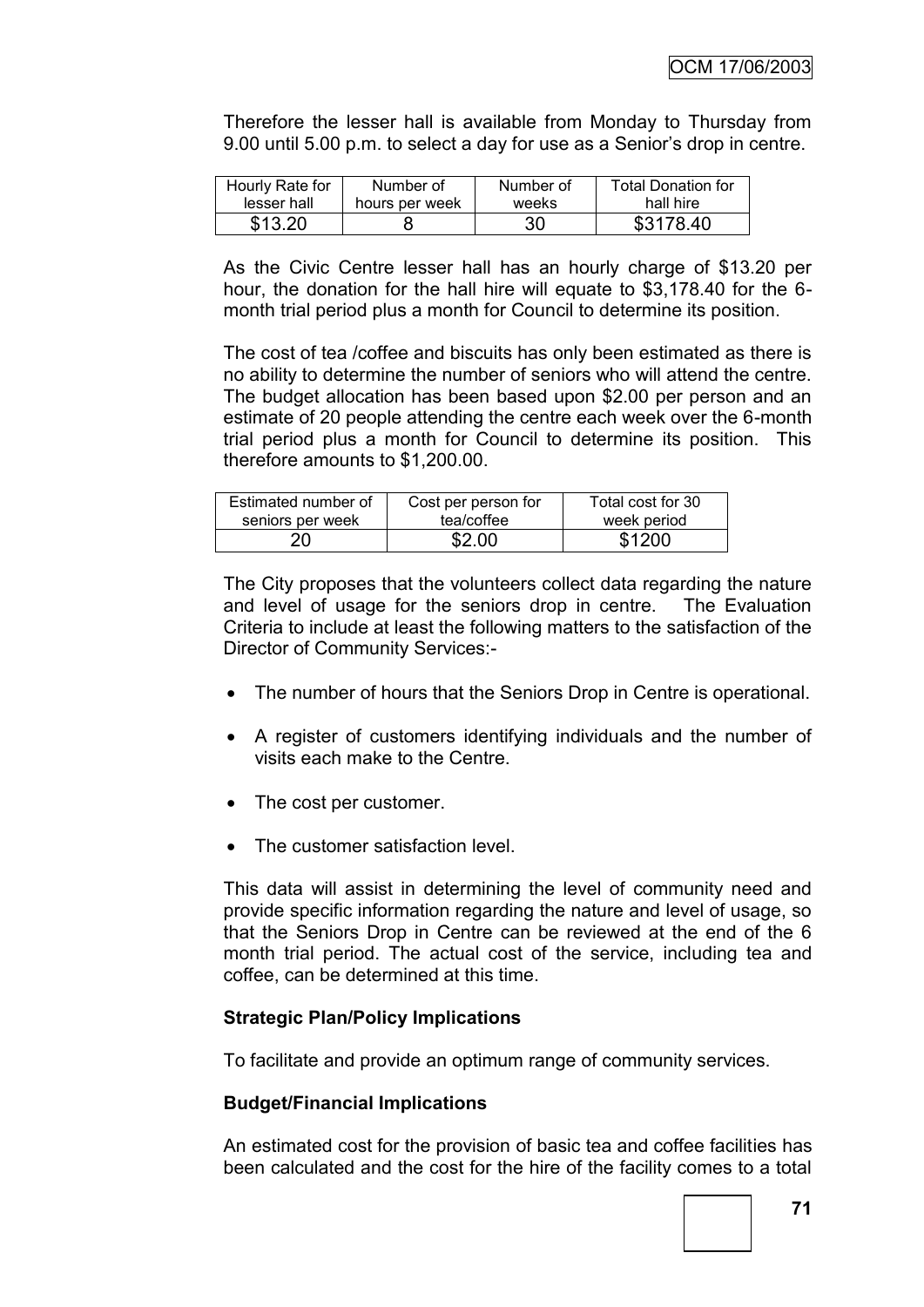Therefore the lesser hall is available from Monday to Thursday from 9.00 until 5.00 p.m. to select a day for use as a Senior's drop in centre.

| Hourly Rate for lesser hall | Number of hours per week | Number of weeks | Total Donation for hall hire |
|---|---|---|---|
| \$13.20 | 8 | 30 | \$3178.40 |

As the Civic Centre lesser hall has an hourly charge of \$13.20 per hour, the donation for the hall hire will equate to \$3,178.40 for the 6-month trial period plus a month for Council to determine its position.

The cost of tea /coffee and biscuits has only been estimated as there is no ability to determine the number of seniors who will attend the centre. The budget allocation has been based upon \$2.00 per person and an estimate of 20 people attending the centre each week over the 6-month trial period plus a month for Council to determine its position. This therefore amounts to \$1,200.00.

| Estimated number of seniors per week | Cost per person for tea/coffee | Total cost for 30 week period |
|---|---|---|
| 20 | \$2.00 | \$1200 |

The City proposes that the volunteers collect data regarding the nature and level of usage for the seniors drop in centre. The Evaluation Criteria to include at least the following matters to the satisfaction of the Director of Community Services:-

- The number of hours that the Seniors Drop in Centre is operational.
- A register of customers identifying individuals and the number of visits each make to the Centre.
- The cost per customer.
- The customer satisfaction level.

This data will assist in determining the level of community need and provide specific information regarding the nature and level of usage, so that the Seniors Drop in Centre can be reviewed at the end of the 6 month trial period. The actual cost of the service, including tea and coffee, can be determined at this time.

**Strategic Plan/Policy Implications**

To facilitate and provide an optimum range of community services.

**Budget/Financial Implications**

An estimated cost for the provision of basic tea and coffee facilities has been calculated and the cost for the hire of the facility comes to a total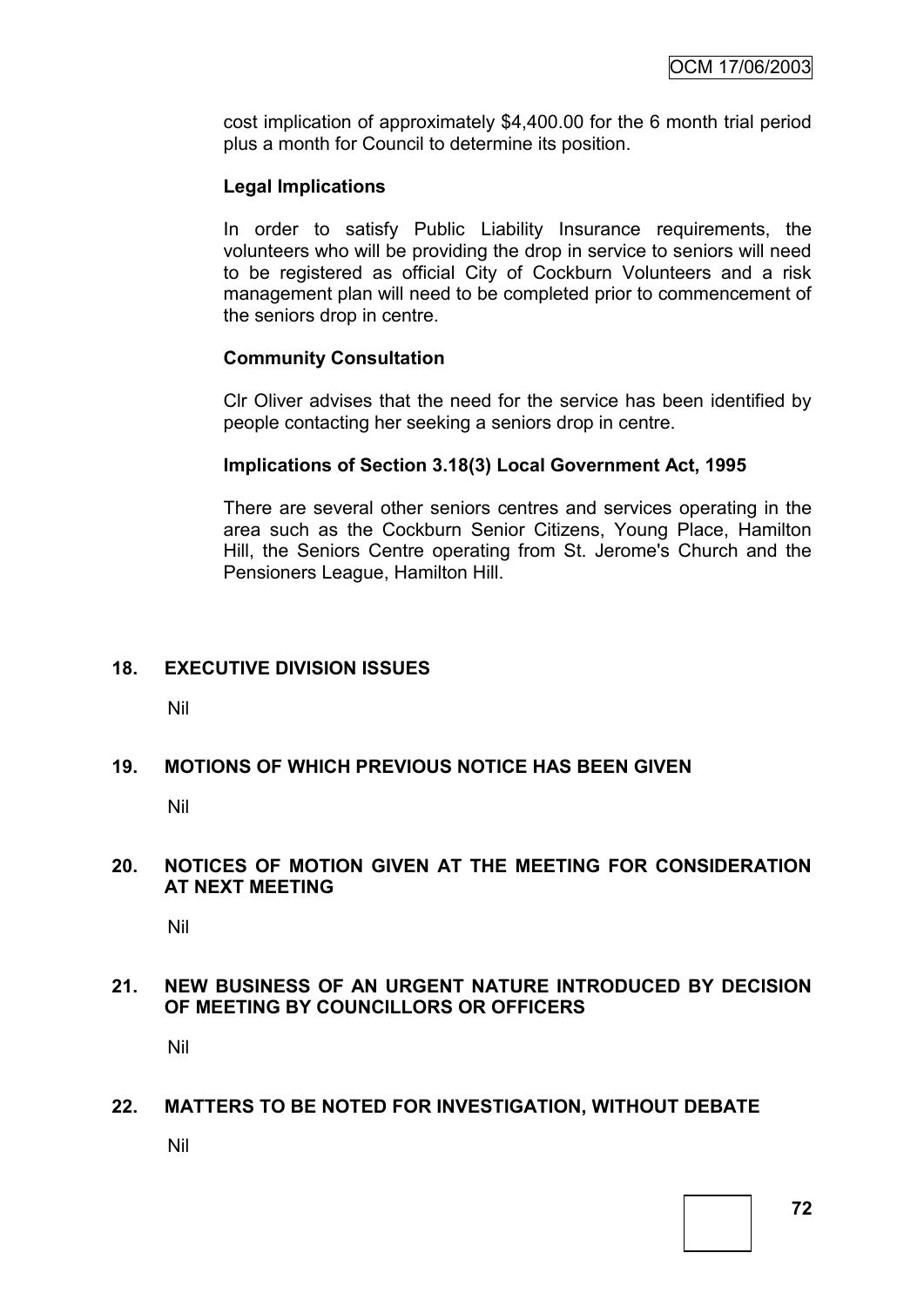cost implication of approximately $4,400.00 for the 6 month trial period plus a month for Council to determine its position.

**Legal Implications**

In order to satisfy Public Liability Insurance requirements, the volunteers who will be providing the drop in service to seniors will need to be registered as official City of Cockburn Volunteers and a risk management plan will need to be completed prior to commencement of the seniors drop in centre.

**Community Consultation**

Clr Oliver advises that the need for the service has been identified by people contacting her seeking a seniors drop in centre.

**Implications of Section 3.18(3) Local Government Act, 1995**

There are several other seniors centres and services operating in the area such as the Cockburn Senior Citizens, Young Place, Hamilton Hill, the Seniors Centre operating from St. Jerome's Church and the Pensioners League, Hamilton Hill.

## 18. EXECUTIVE DIVISION ISSUES

Nil

## 19. MOTIONS OF WHICH PREVIOUS NOTICE HAS BEEN GIVEN

Nil

## 20. NOTICES OF MOTION GIVEN AT THE MEETING FOR CONSIDERATION AT NEXT MEETING

Nil

## 21. NEW BUSINESS OF AN URGENT NATURE INTRODUCED BY DECISION OF MEETING BY COUNCILLORS OR OFFICERS

Nil

## 22. MATTERS TO BE NOTED FOR INVESTIGATION, WITHOUT DEBATE

Nil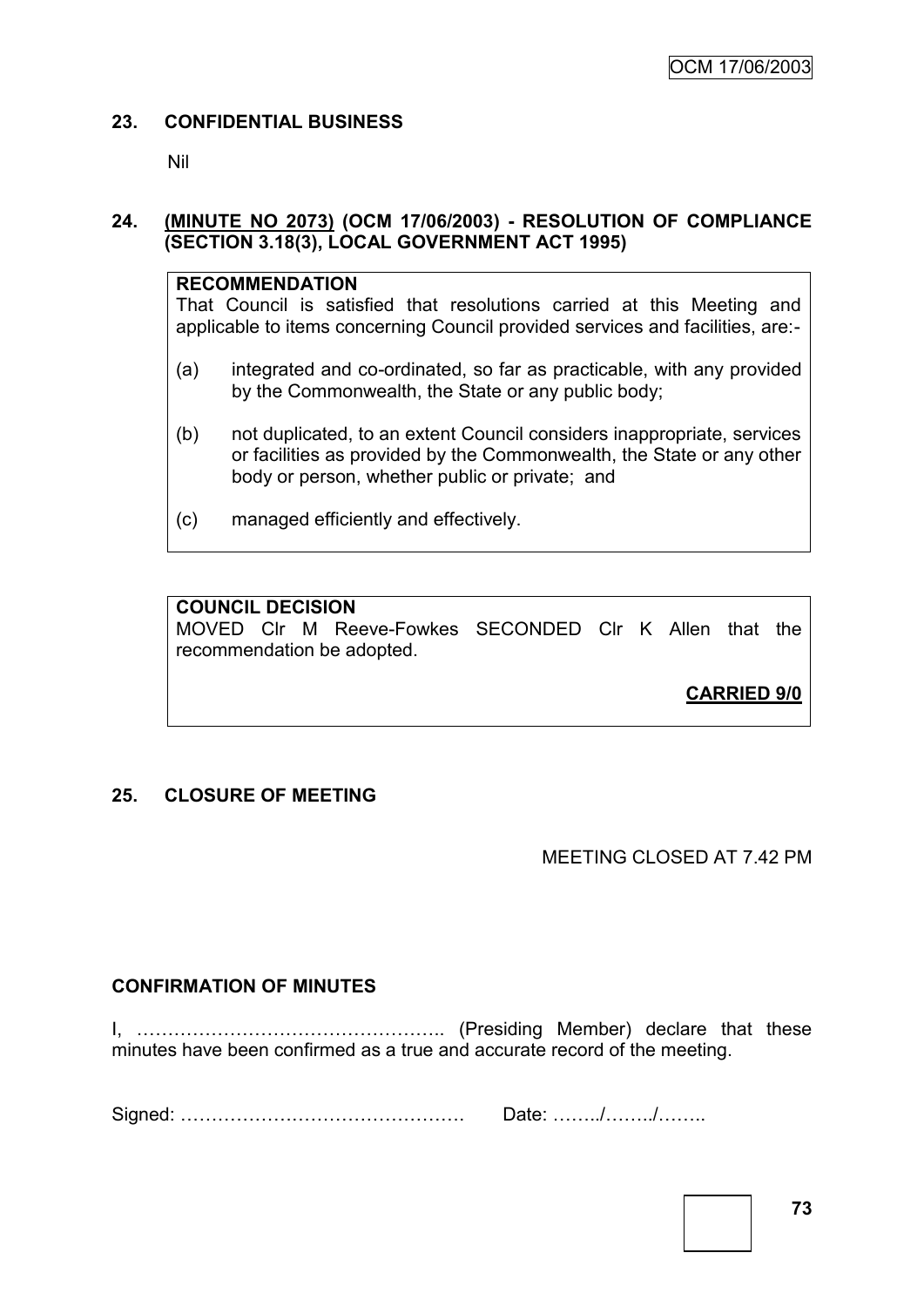## 23. CONFIDENTIAL BUSINESS

Nil

## 24. (MINUTE NO 2073) (OCM 17/06/2003) - RESOLUTION OF COMPLIANCE (SECTION 3.18(3), LOCAL GOVERNMENT ACT 1995)

**RECOMMENDATION**

That Council is satisfied that resolutions carried at this Meeting and applicable to items concerning Council provided services and facilities, are:-

(a) integrated and co-ordinated, so far as practicable, with any provided by the Commonwealth, the State or any public body;

(b) not duplicated, to an extent Council considers inappropriate, services or facilities as provided by the Commonwealth, the State or any other body or person, whether public or private; and

(c) managed efficiently and effectively.

**COUNCIL DECISION**

MOVED Clr M Reeve-Fowkes SECONDED Clr K Allen that the recommendation be adopted.

**CARRIED 9/0**

## 25. CLOSURE OF MEETING

MEETING CLOSED AT 7.42 PM

**CONFIRMATION OF MINUTES**

I, ………………………………………….. (Presiding Member) declare that these minutes have been confirmed as a true and accurate record of the meeting.

Signed: ………………………………………. Date: ……../……../……..